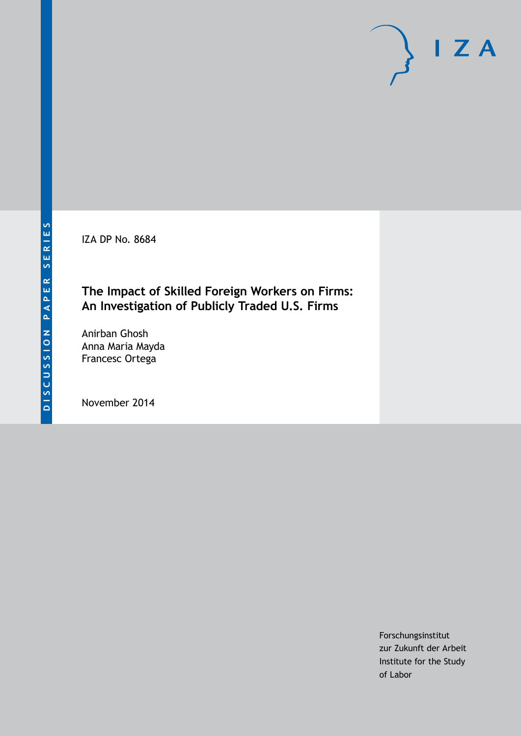IZA DP No. 8684

# The Impact of Skilled Foreign Workers on Firms: An Investigation of Publicly Traded U.S. Firms

Anirban Ghosh
Anna Maria Mayda
Francesc Ortega

November 2014

Forschungsinstitut
zur Zukunft der Arbeit
Institute for the Study
of Labor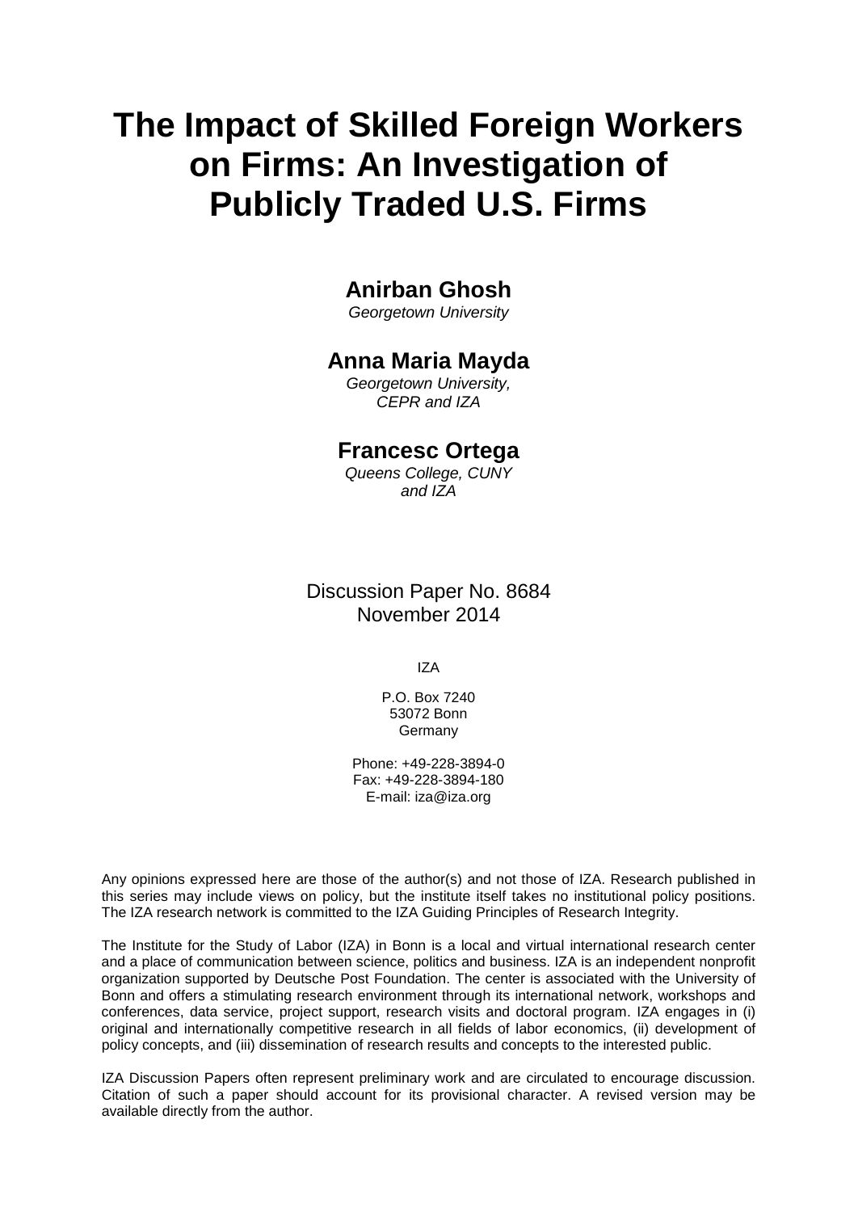# The Impact of Skilled Foreign Workers on Firms: An Investigation of Publicly Traded U.S. Firms

## Anirban Ghosh

*Georgetown University*

## Anna Maria Mayda

*Georgetown University, CEPR and IZA*

## Francesc Ortega

*Queens College, CUNY and IZA*

Discussion Paper No. 8684
November 2014

IZA

P.O. Box 7240
53072 Bonn
Germany

Phone: +49-228-3894-0
Fax: +49-228-3894-180
E-mail: iza@iza.org

Any opinions expressed here are those of the author(s) and not those of IZA. Research published in this series may include views on policy, but the institute itself takes no institutional policy positions. The IZA research network is committed to the IZA Guiding Principles of Research Integrity.

The Institute for the Study of Labor (IZA) in Bonn is a local and virtual international research center and a place of communication between science, politics and business. IZA is an independent nonprofit organization supported by Deutsche Post Foundation. The center is associated with the University of Bonn and offers a stimulating research environment through its international network, workshops and conferences, data service, project support, research visits and doctoral program. IZA engages in (i) original and internationally competitive research in all fields of labor economics, (ii) development of policy concepts, and (iii) dissemination of research results and concepts to the interested public.

IZA Discussion Papers often represent preliminary work and are circulated to encourage discussion. Citation of such a paper should account for its provisional character. A revised version may be available directly from the author.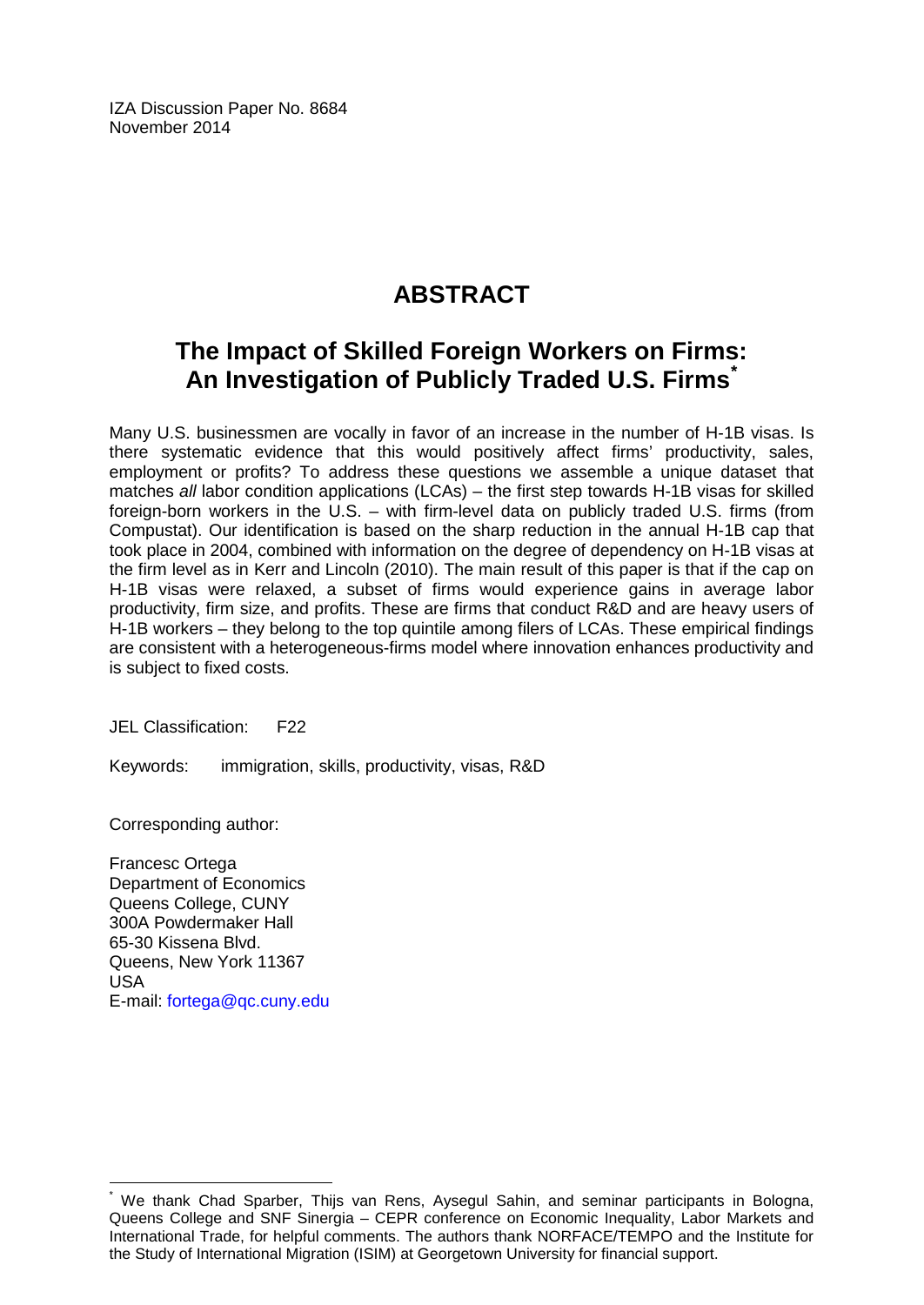IZA Discussion Paper No. 8684
November 2014

# ABSTRACT

## The Impact of Skilled Foreign Workers on Firms: An Investigation of Publicly Traded U.S. Firms*

Many U.S. businessmen are vocally in favor of an increase in the number of H-1B visas. Is there systematic evidence that this would positively affect firms' productivity, sales, employment or profits? To address these questions we assemble a unique dataset that matches *all* labor condition applications (LCAs) – the first step towards H-1B visas for skilled foreign-born workers in the U.S. – with firm-level data on publicly traded U.S. firms (from Compustat). Our identification is based on the sharp reduction in the annual H-1B cap that took place in 2004, combined with information on the degree of dependency on H-1B visas at the firm level as in Kerr and Lincoln (2010). The main result of this paper is that if the cap on H-1B visas were relaxed, a subset of firms would experience gains in average labor productivity, firm size, and profits. These are firms that conduct R&D and are heavy users of H-1B workers – they belong to the top quintile among filers of LCAs. These empirical findings are consistent with a heterogeneous-firms model where innovation enhances productivity and is subject to fixed costs.

JEL Classification: F22

Keywords: immigration, skills, productivity, visas, R&D

Corresponding author:

Francesc Ortega
Department of Economics
Queens College, CUNY
300A Powdermaker Hall
65-30 Kissena Blvd.
Queens, New York 11367
USA
E-mail: fortega@qc.cuny.edu

* We thank Chad Sparber, Thijs van Rens, Aysegul Sahin, and seminar participants in Bologna, Queens College and SNF Sinergia – CEPR conference on Economic Inequality, Labor Markets and International Trade, for helpful comments. The authors thank NORFACE/TEMPO and the Institute for the Study of International Migration (ISIM) at Georgetown University for financial support.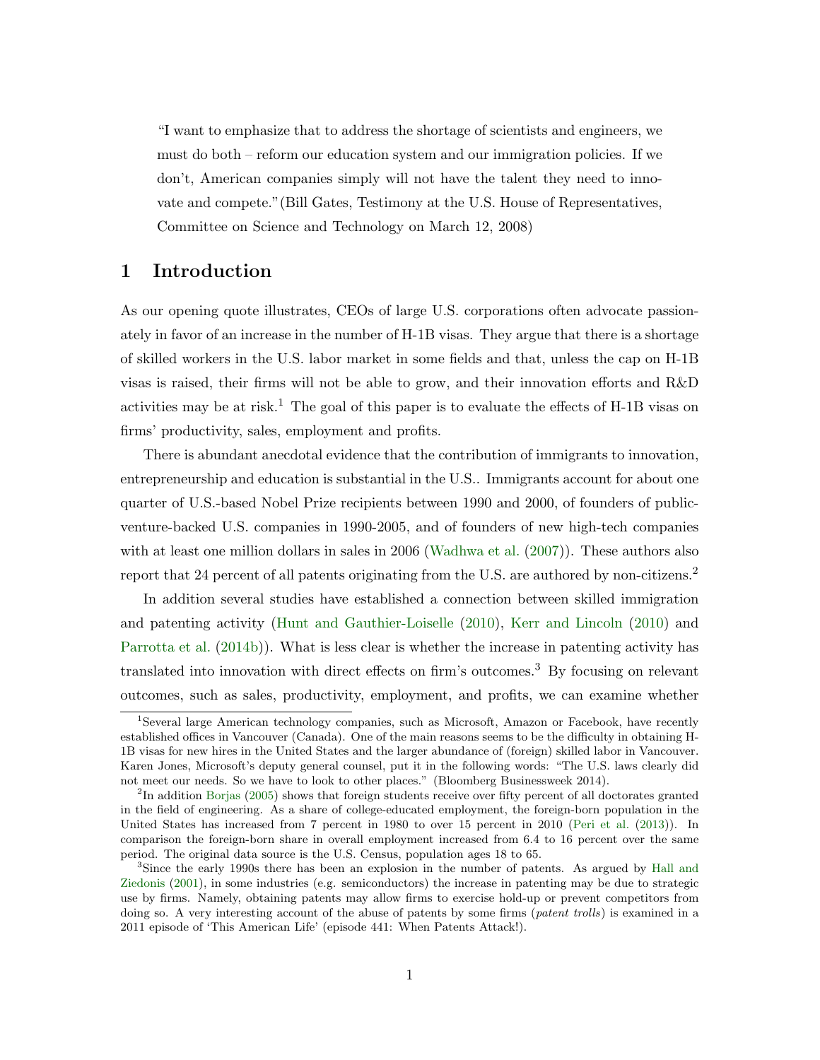"I want to emphasize that to address the shortage of scientists and engineers, we must do both – reform our education system and our immigration policies. If we don't, American companies simply will not have the talent they need to innovate and compete."(Bill Gates, Testimony at the U.S. House of Representatives, Committee on Science and Technology on March 12, 2008)

# 1 Introduction

As our opening quote illustrates, CEOs of large U.S. corporations often advocate passionately in favor of an increase in the number of H-1B visas. They argue that there is a shortage of skilled workers in the U.S. labor market in some fields and that, unless the cap on H-1B visas is raised, their firms will not be able to grow, and their innovation efforts and R&D activities may be at risk.[1] The goal of this paper is to evaluate the effects of H-1B visas on firms' productivity, sales, employment and profits.

There is abundant anecdotal evidence that the contribution of immigrants to innovation, entrepreneurship and education is substantial in the U.S.. Immigrants account for about one quarter of U.S.-based Nobel Prize recipients between 1990 and 2000, of founders of public-venture-backed U.S. companies in 1990-2005, and of founders of new high-tech companies with at least one million dollars in sales in 2006 (Wadhwa et al. (2007)). These authors also report that 24 percent of all patents originating from the U.S. are authored by non-citizens.[2]

In addition several studies have established a connection between skilled immigration and patenting activity (Hunt and Gauthier-Loiselle (2010), Kerr and Lincoln (2010) and Parrotta et al. (2014b)). What is less clear is whether the increase in patenting activity has translated into innovation with direct effects on firm's outcomes.[3] By focusing on relevant outcomes, such as sales, productivity, employment, and profits, we can examine whether

[1] Several large American technology companies, such as Microsoft, Amazon or Facebook, have recently established offices in Vancouver (Canada). One of the main reasons seems to be the difficulty in obtaining H-1B visas for new hires in the United States and the larger abundance of (foreign) skilled labor in Vancouver. Karen Jones, Microsoft's deputy general counsel, put it in the following words: "The U.S. laws clearly did not meet our needs. So we have to look to other places." (Bloomberg Businessweek 2014).

[2] In addition Borjas (2005) shows that foreign students receive over fifty percent of all doctorates granted in the field of engineering. As a share of college-educated employment, the foreign-born population in the United States has increased from 7 percent in 1980 to over 15 percent in 2010 (Peri et al. (2013)). In comparison the foreign-born share in overall employment increased from 6.4 to 16 percent over the same period. The original data source is the U.S. Census, population ages 18 to 65.

[3] Since the early 1990s there has been an explosion in the number of patents. As argued by Hall and Ziedonis (2001), in some industries (e.g. semiconductors) the increase in patenting may be due to strategic use by firms. Namely, obtaining patents may allow firms to exercise hold-up or prevent competitors from doing so. A very interesting account of the abuse of patents by some firms (*patent trolls*) is examined in a 2011 episode of 'This American Life' (episode 441: When Patents Attack!).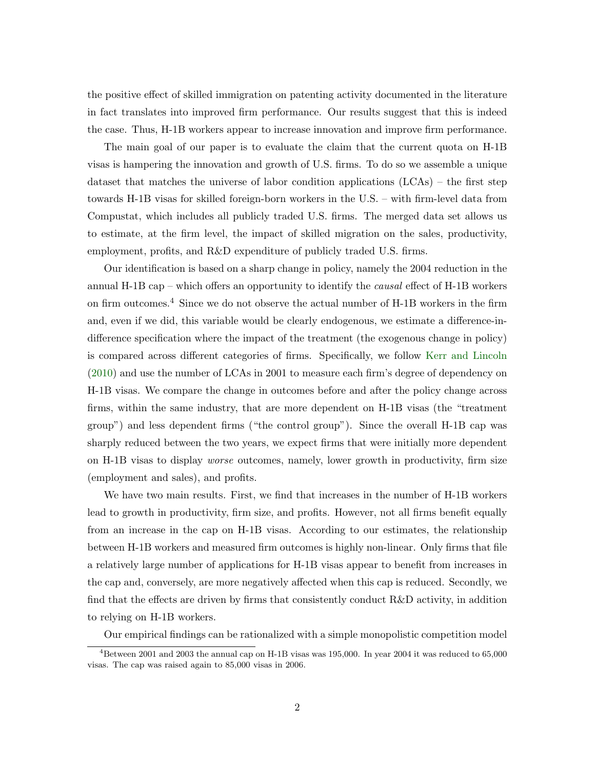the positive effect of skilled immigration on patenting activity documented in the literature in fact translates into improved firm performance. Our results suggest that this is indeed the case. Thus, H-1B workers appear to increase innovation and improve firm performance.

The main goal of our paper is to evaluate the claim that the current quota on H-1B visas is hampering the innovation and growth of U.S. firms. To do so we assemble a unique dataset that matches the universe of labor condition applications (LCAs) – the first step towards H-1B visas for skilled foreign-born workers in the U.S. – with firm-level data from Compustat, which includes all publicly traded U.S. firms. The merged data set allows us to estimate, at the firm level, the impact of skilled migration on the sales, productivity, employment, profits, and R&D expenditure of publicly traded U.S. firms.

Our identification is based on a sharp change in policy, namely the 2004 reduction in the annual H-1B cap – which offers an opportunity to identify the *causal* effect of H-1B workers on firm outcomes.[4] Since we do not observe the actual number of H-1B workers in the firm and, even if we did, this variable would be clearly endogenous, we estimate a difference-in-difference specification where the impact of the treatment (the exogenous change in policy) is compared across different categories of firms. Specifically, we follow Kerr and Lincoln (2010) and use the number of LCAs in 2001 to measure each firm's degree of dependency on H-1B visas. We compare the change in outcomes before and after the policy change across firms, within the same industry, that are more dependent on H-1B visas (the "treatment group") and less dependent firms ("the control group"). Since the overall H-1B cap was sharply reduced between the two years, we expect firms that were initially more dependent on H-1B visas to display *worse* outcomes, namely, lower growth in productivity, firm size (employment and sales), and profits.

We have two main results. First, we find that increases in the number of H-1B workers lead to growth in productivity, firm size, and profits. However, not all firms benefit equally from an increase in the cap on H-1B visas. According to our estimates, the relationship between H-1B workers and measured firm outcomes is highly non-linear. Only firms that file a relatively large number of applications for H-1B visas appear to benefit from increases in the cap and, conversely, are more negatively affected when this cap is reduced. Secondly, we find that the effects are driven by firms that consistently conduct R&D activity, in addition to relying on H-1B workers.

Our empirical findings can be rationalized with a simple monopolistic competition model

[4] Between 2001 and 2003 the annual cap on H-1B visas was 195,000. In year 2004 it was reduced to 65,000 visas. The cap was raised again to 85,000 visas in 2006.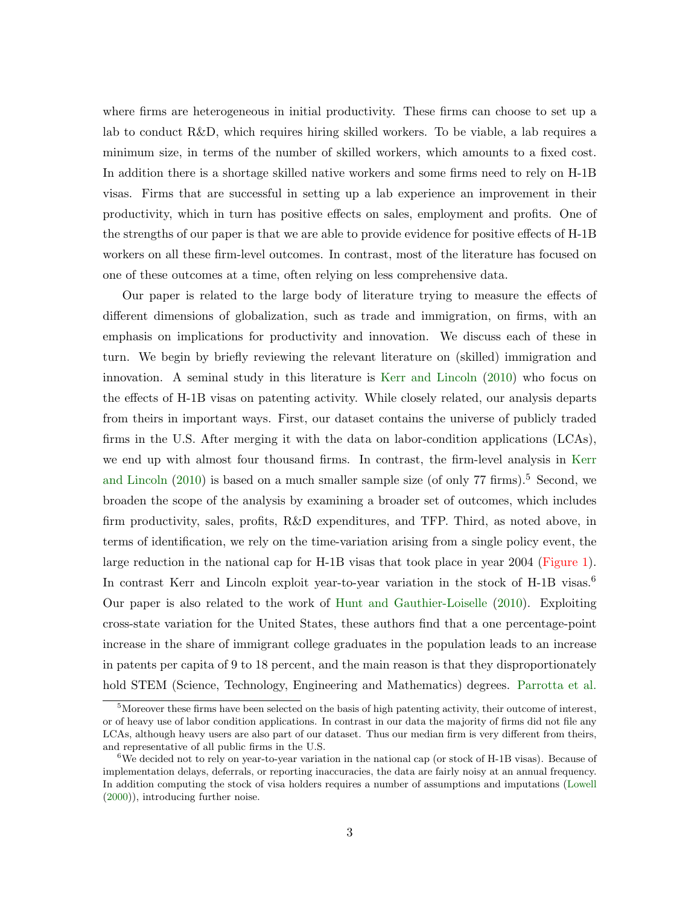where firms are heterogeneous in initial productivity. These firms can choose to set up a lab to conduct R&D, which requires hiring skilled workers. To be viable, a lab requires a minimum size, in terms of the number of skilled workers, which amounts to a fixed cost. In addition there is a shortage skilled native workers and some firms need to rely on H-1B visas. Firms that are successful in setting up a lab experience an improvement in their productivity, which in turn has positive effects on sales, employment and profits. One of the strengths of our paper is that we are able to provide evidence for positive effects of H-1B workers on all these firm-level outcomes. In contrast, most of the literature has focused on one of these outcomes at a time, often relying on less comprehensive data.

Our paper is related to the large body of literature trying to measure the effects of different dimensions of globalization, such as trade and immigration, on firms, with an emphasis on implications for productivity and innovation. We discuss each of these in turn. We begin by briefly reviewing the relevant literature on (skilled) immigration and innovation. A seminal study in this literature is Kerr and Lincoln (2010) who focus on the effects of H-1B visas on patenting activity. While closely related, our analysis departs from theirs in important ways. First, our dataset contains the universe of publicly traded firms in the U.S. After merging it with the data on labor-condition applications (LCAs), we end up with almost four thousand firms. In contrast, the firm-level analysis in Kerr and Lincoln (2010) is based on a much smaller sample size (of only 77 firms).[5] Second, we broaden the scope of the analysis by examining a broader set of outcomes, which includes firm productivity, sales, profits, R&D expenditures, and TFP. Third, as noted above, in terms of identification, we rely on the time-variation arising from a single policy event, the large reduction in the national cap for H-1B visas that took place in year 2004 (Figure 1). In contrast Kerr and Lincoln exploit year-to-year variation in the stock of H-1B visas.[6] Our paper is also related to the work of Hunt and Gauthier-Loiselle (2010). Exploiting cross-state variation for the United States, these authors find that a one percentage-point increase in the share of immigrant college graduates in the population leads to an increase in patents per capita of 9 to 18 percent, and the main reason is that they disproportionately hold STEM (Science, Technology, Engineering and Mathematics) degrees. Parrotta et al.

[5] Moreover these firms have been selected on the basis of high patenting activity, their outcome of interest, or of heavy use of labor condition applications. In contrast in our data the majority of firms did not file any LCAs, although heavy users are also part of our dataset. Thus our median firm is very different from theirs, and representative of all public firms in the U.S.

[6] We decided not to rely on year-to-year variation in the national cap (or stock of H-1B visas). Because of implementation delays, deferrals, or reporting inaccuracies, the data are fairly noisy at an annual frequency. In addition computing the stock of visa holders requires a number of assumptions and imputations (Lowell (2000)), introducing further noise.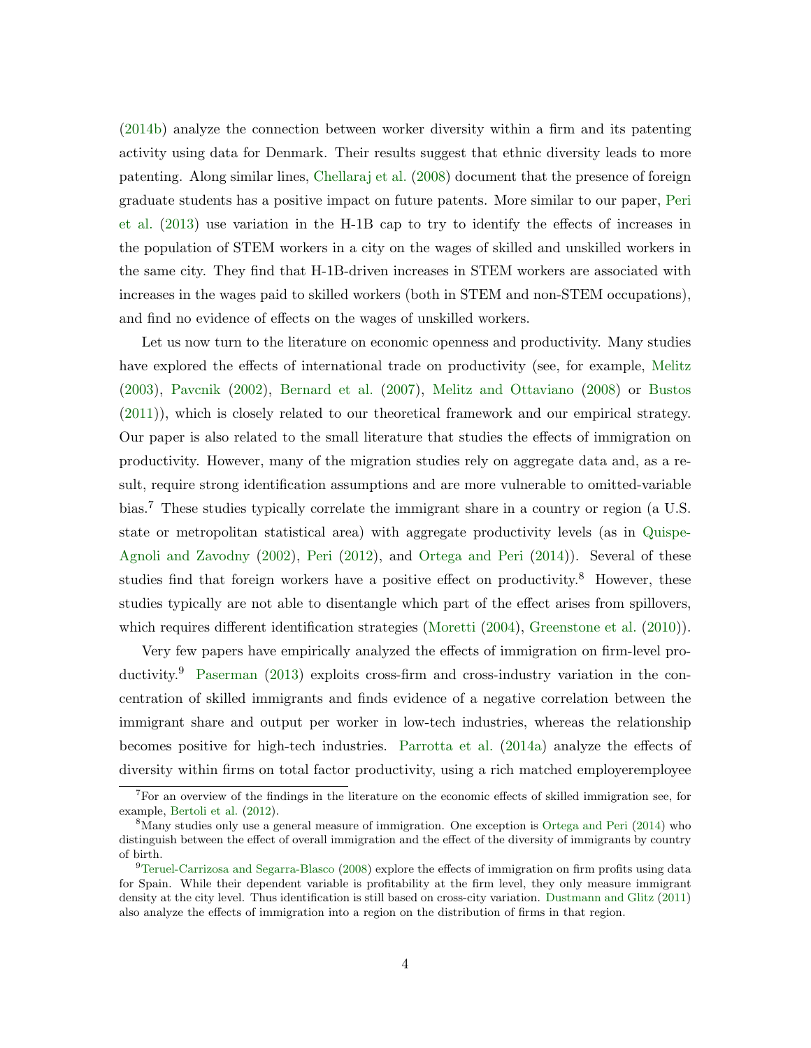(2014b) analyze the connection between worker diversity within a firm and its patenting activity using data for Denmark. Their results suggest that ethnic diversity leads to more patenting. Along similar lines, Chellaraj et al. (2008) document that the presence of foreign graduate students has a positive impact on future patents. More similar to our paper, Peri et al. (2013) use variation in the H-1B cap to try to identify the effects of increases in the population of STEM workers in a city on the wages of skilled and unskilled workers in the same city. They find that H-1B-driven increases in STEM workers are associated with increases in the wages paid to skilled workers (both in STEM and non-STEM occupations), and find no evidence of effects on the wages of unskilled workers.

Let us now turn to the literature on economic openness and productivity. Many studies have explored the effects of international trade on productivity (see, for example, Melitz (2003), Pavcnik (2002), Bernard et al. (2007), Melitz and Ottaviano (2008) or Bustos (2011)), which is closely related to our theoretical framework and our empirical strategy. Our paper is also related to the small literature that studies the effects of immigration on productivity. However, many of the migration studies rely on aggregate data and, as a result, require strong identification assumptions and are more vulnerable to omitted-variable bias.[7] These studies typically correlate the immigrant share in a country or region (a U.S. state or metropolitan statistical area) with aggregate productivity levels (as in Quispe-Agnoli and Zavodny (2002), Peri (2012), and Ortega and Peri (2014)). Several of these studies find that foreign workers have a positive effect on productivity.[8] However, these studies typically are not able to disentangle which part of the effect arises from spillovers, which requires different identification strategies (Moretti (2004), Greenstone et al. (2010)).

Very few papers have empirically analyzed the effects of immigration on firm-level productivity.[9] Paserman (2013) exploits cross-firm and cross-industry variation in the concentration of skilled immigrants and finds evidence of a negative correlation between the immigrant share and output per worker in low-tech industries, whereas the relationship becomes positive for high-tech industries. Parrotta et al. (2014a) analyze the effects of diversity within firms on total factor productivity, using a rich matched employeremployee

[7] For an overview of the findings in the literature on the economic effects of skilled immigration see, for example, Bertoli et al. (2012).

[8] Many studies only use a general measure of immigration. One exception is Ortega and Peri (2014) who distinguish between the effect of overall immigration and the effect of the diversity of immigrants by country of birth.

[9] Teruel-Carrizosa and Segarra-Blasco (2008) explore the effects of immigration on firm profits using data for Spain. While their dependent variable is profitability at the firm level, they only measure immigrant density at the city level. Thus identification is still based on cross-city variation. Dustmann and Glitz (2011) also analyze the effects of immigration into a region on the distribution of firms in that region.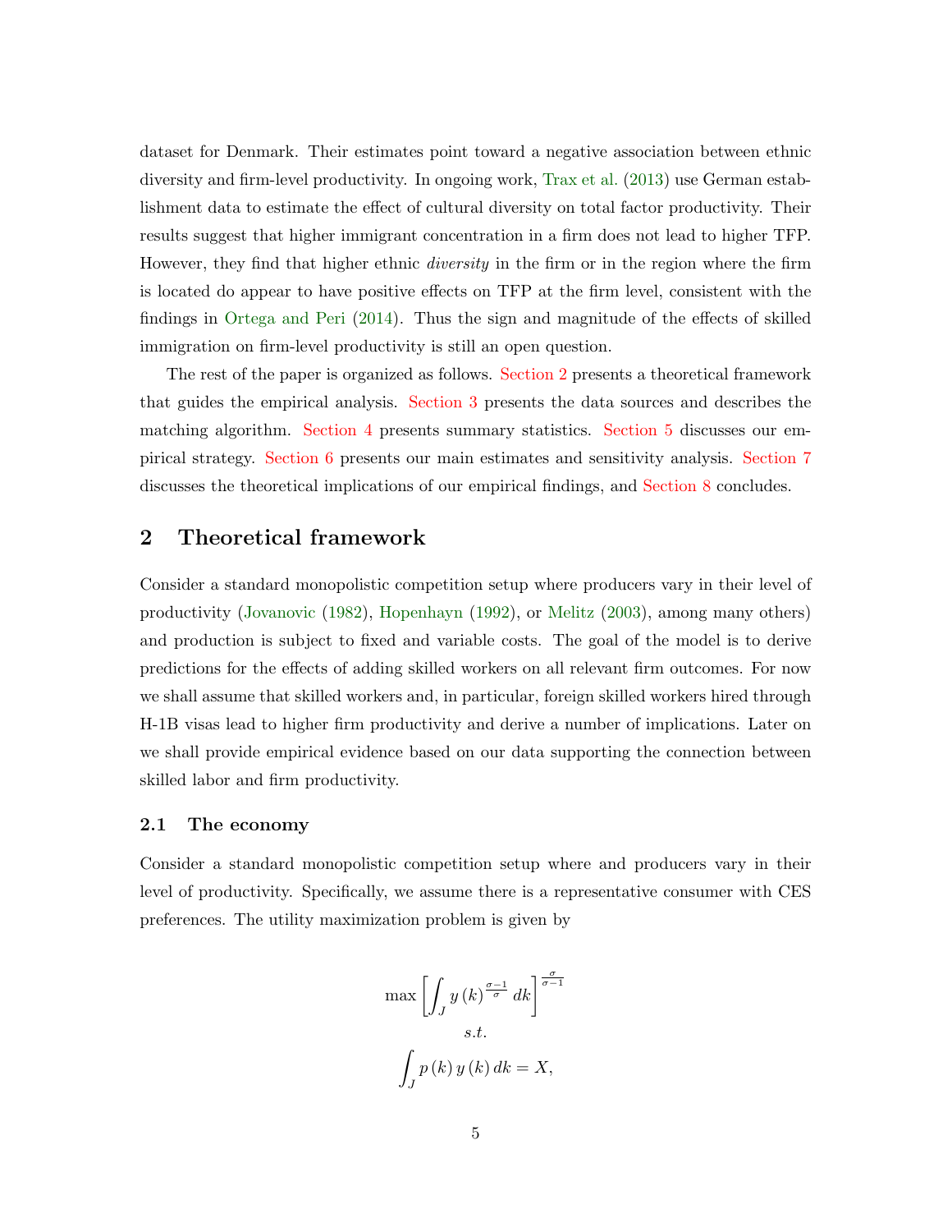dataset for Denmark. Their estimates point toward a negative association between ethnic diversity and firm-level productivity. In ongoing work, Trax et al. (2013) use German establishment data to estimate the effect of cultural diversity on total factor productivity. Their results suggest that higher immigrant concentration in a firm does not lead to higher TFP. However, they find that higher ethnic *diversity* in the firm or in the region where the firm is located do appear to have positive effects on TFP at the firm level, consistent with the findings in Ortega and Peri (2014). Thus the sign and magnitude of the effects of skilled immigration on firm-level productivity is still an open question.

The rest of the paper is organized as follows. Section 2 presents a theoretical framework that guides the empirical analysis. Section 3 presents the data sources and describes the matching algorithm. Section 4 presents summary statistics. Section 5 discusses our empirical strategy. Section 6 presents our main estimates and sensitivity analysis. Section 7 discusses the theoretical implications of our empirical findings, and Section 8 concludes.

## 2 Theoretical framework

Consider a standard monopolistic competition setup where producers vary in their level of productivity (Jovanovic (1982), Hopenhayn (1992), or Melitz (2003), among many others) and production is subject to fixed and variable costs. The goal of the model is to derive predictions for the effects of adding skilled workers on all relevant firm outcomes. For now we shall assume that skilled workers and, in particular, foreign skilled workers hired through H-1B visas lead to higher firm productivity and derive a number of implications. Later on we shall provide empirical evidence based on our data supporting the connection between skilled labor and firm productivity.

### 2.1 The economy

Consider a standard monopolistic competition setup where and producers vary in their level of productivity. Specifically, we assume there is a representative consumer with CES preferences. The utility maximization problem is given by

$$\max \left[\int_J y\left(k\right)^{\frac{\sigma-1}{\sigma}} dk\right]^{\frac{\sigma}{\sigma-1}}$$

$$s.t.$$

$$\int_J p\left(k\right) y\left(k\right) dk = X,$$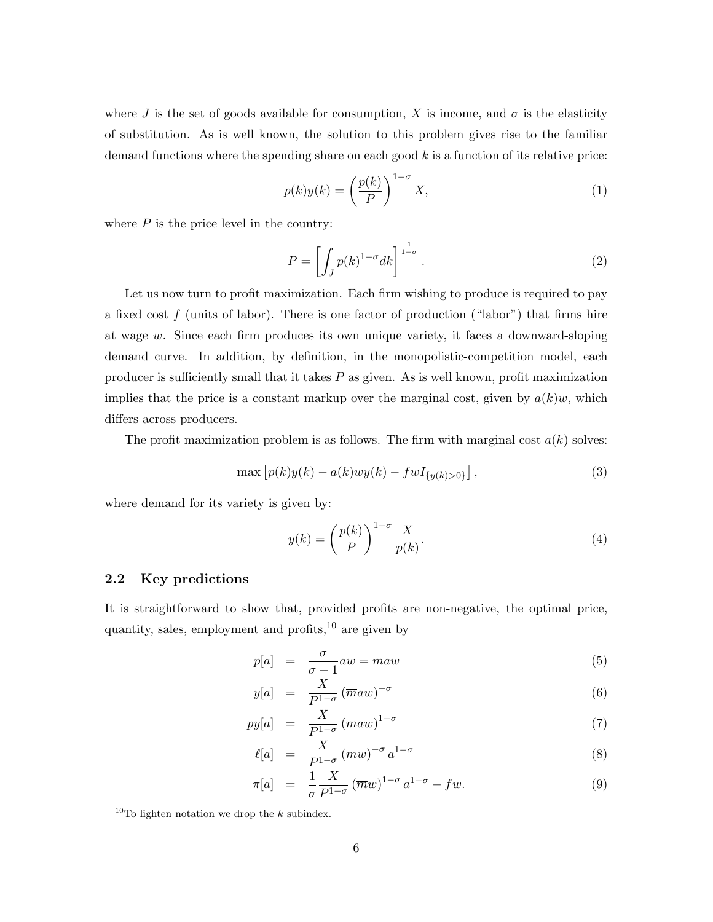where $J$ is the set of goods available for consumption, $X$ is income, and $\sigma$ is the elasticity of substitution. As is well known, the solution to this problem gives rise to the familiar demand functions where the spending share on each good $k$ is a function of its relative price:

$$p(k)y(k) = \left(\frac{p(k)}{P}\right)^{1-\sigma} X, \tag{1}$$

where $P$ is the price level in the country:

$$P = \left[\int_J p(k)^{1-\sigma} dk\right]^{\frac{1}{1-\sigma}}. \tag{2}$$

Let us now turn to profit maximization. Each firm wishing to produce is required to pay a fixed cost $f$ (units of labor). There is one factor of production ("labor") that firms hire at wage $w$. Since each firm produces its own unique variety, it faces a downward-sloping demand curve. In addition, by definition, in the monopolistic-competition model, each producer is sufficiently small that it takes $P$ as given. As is well known, profit maximization implies that the price is a constant markup over the marginal cost, given by $a(k)w$, which differs across producers.

The profit maximization problem is as follows. The firm with marginal cost $a(k)$ solves:

$$\max \left[p(k)y(k) - a(k)wy(k) - fwI_{\{y(k)>0\}}\right], \tag{3}$$

where demand for its variety is given by:

$$y(k) = \left(\frac{p(k)}{P}\right)^{1-\sigma} \frac{X}{p(k)}. \tag{4}$$

## 2.2 Key predictions

It is straightforward to show that, provided profits are non-negative, the optimal price, quantity, sales, employment and profits,[10] are given by

$$p[a] = \frac{\sigma}{\sigma - 1} aw = \overline{m}aw \tag{5}$$

$$y[a] = \frac{X}{P^{1-\sigma}} \left(\overline{m}aw\right)^{-\sigma} \tag{6}$$

$$py[a] = \frac{X}{P^{1-\sigma}} \left(\overline{m}aw\right)^{1-\sigma} \tag{7}$$

$$\ell[a] = \frac{X}{P^{1-\sigma}} \left(\overline{m}w\right)^{-\sigma} a^{1-\sigma} \tag{8}$$

$$\pi[a] = \frac{1}{\sigma} \frac{X}{P^{1-\sigma}} \left(\overline{m}w\right)^{1-\sigma} a^{1-\sigma} - fw. \tag{9}$$

[10] To lighten notation we drop the $k$ subindex.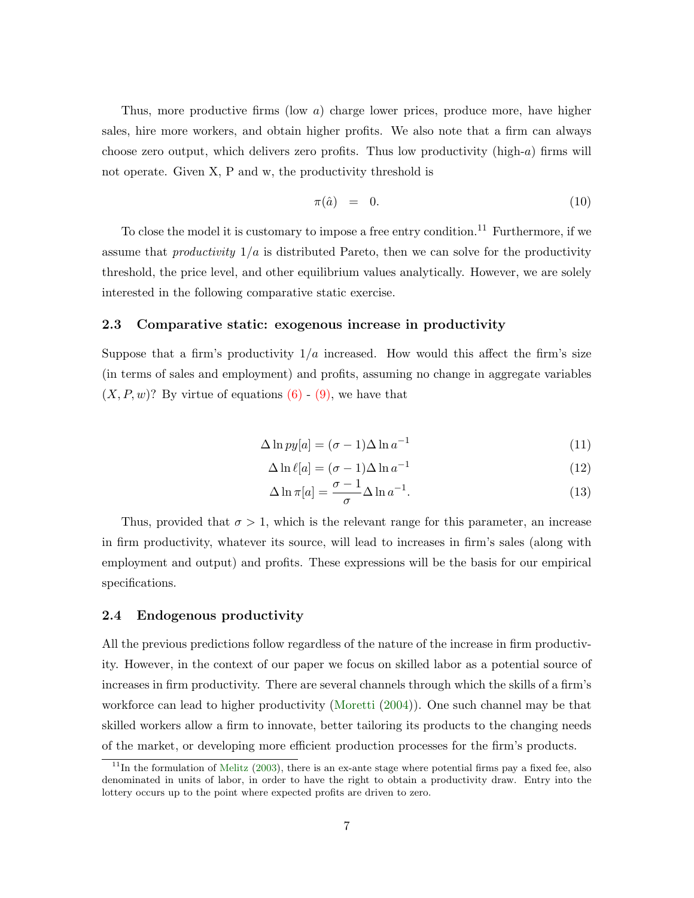Thus, more productive firms (low $a$) charge lower prices, produce more, have higher sales, hire more workers, and obtain higher profits. We also note that a firm can always choose zero output, which delivers zero profits. Thus low productivity (high-$a$) firms will not operate. Given X, P and w, the productivity threshold is

$$\pi(\hat{a}) \;\; = \;\; 0. \tag{10}$$

To close the model it is customary to impose a free entry condition.[11] Furthermore, if we assume that *productivity* $1/a$ is distributed Pareto, then we can solve for the productivity threshold, the price level, and other equilibrium values analytically. However, we are solely interested in the following comparative static exercise.

### 2.3 Comparative static: exogenous increase in productivity

Suppose that a firm's productivity $1/a$ increased. How would this affect the firm's size (in terms of sales and employment) and profits, assuming no change in aggregate variables $(X, P, w)$? By virtue of equations (6) - (9), we have that

$$\Delta \ln py[a] = (\sigma - 1)\Delta \ln a^{-1} \tag{11}$$

$$\Delta \ln \ell[a] = (\sigma - 1)\Delta \ln a^{-1} \tag{12}$$

$$\Delta \ln \pi[a] = \frac{\sigma - 1}{\sigma}\Delta \ln a^{-1}. \tag{13}$$

Thus, provided that $\sigma > 1$, which is the relevant range for this parameter, an increase in firm productivity, whatever its source, will lead to increases in firm's sales (along with employment and output) and profits. These expressions will be the basis for our empirical specifications.

### 2.4 Endogenous productivity

All the previous predictions follow regardless of the nature of the increase in firm productivity. However, in the context of our paper we focus on skilled labor as a potential source of increases in firm productivity. There are several channels through which the skills of a firm's workforce can lead to higher productivity (Moretti (2004)). One such channel may be that skilled workers allow a firm to innovate, better tailoring its products to the changing needs of the market, or developing more efficient production processes for the firm's products.

[11] In the formulation of Melitz (2003), there is an ex-ante stage where potential firms pay a fixed fee, also denominated in units of labor, in order to have the right to obtain a productivity draw. Entry into the lottery occurs up to the point where expected profits are driven to zero.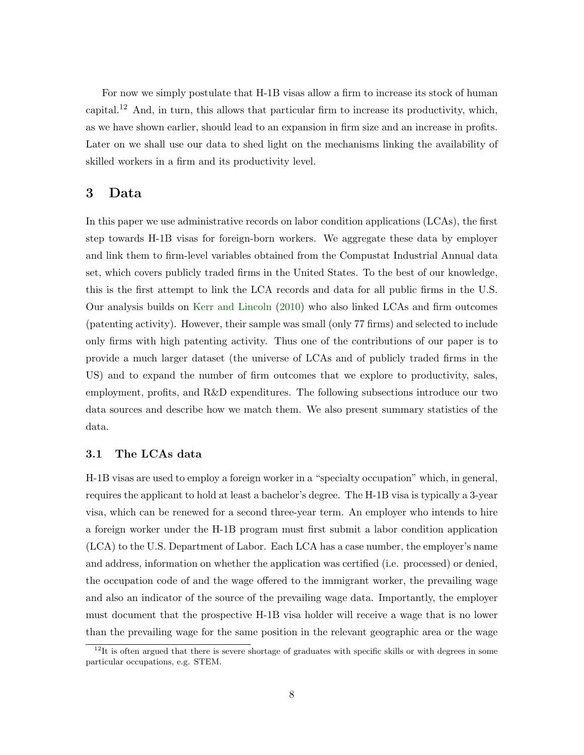For now we simply postulate that H-1B visas allow a firm to increase its stock of human capital.[12] And, in turn, this allows that particular firm to increase its productivity, which, as we have shown earlier, should lead to an expansion in firm size and an increase in profits. Later on we shall use our data to shed light on the mechanisms linking the availability of skilled workers in a firm and its productivity level.

## 3 Data

In this paper we use administrative records on labor condition applications (LCAs), the first step towards H-1B visas for foreign-born workers. We aggregate these data by employer and link them to firm-level variables obtained from the Compustat Industrial Annual data set, which covers publicly traded firms in the United States. To the best of our knowledge, this is the first attempt to link the LCA records and data for all public firms in the U.S. Our analysis builds on Kerr and Lincoln (2010) who also linked LCAs and firm outcomes (patenting activity). However, their sample was small (only 77 firms) and selected to include only firms with high patenting activity. Thus one of the contributions of our paper is to provide a much larger dataset (the universe of LCAs and of publicly traded firms in the US) and to expand the number of firm outcomes that we explore to productivity, sales, employment, profits, and R&D expenditures. The following subsections introduce our two data sources and describe how we match them. We also present summary statistics of the data.

### 3.1 The LCAs data

H-1B visas are used to employ a foreign worker in a "specialty occupation" which, in general, requires the applicant to hold at least a bachelor's degree. The H-1B visa is typically a 3-year visa, which can be renewed for a second three-year term. An employer who intends to hire a foreign worker under the H-1B program must first submit a labor condition application (LCA) to the U.S. Department of Labor. Each LCA has a case number, the employer's name and address, information on whether the application was certified (i.e. processed) or denied, the occupation code of and the wage offered to the immigrant worker, the prevailing wage and also an indicator of the source of the prevailing wage data. Importantly, the employer must document that the prospective H-1B visa holder will receive a wage that is no lower than the prevailing wage for the same position in the relevant geographic area or the wage

[12] It is often argued that there is severe shortage of graduates with specific skills or with degrees in some particular occupations, e.g. STEM.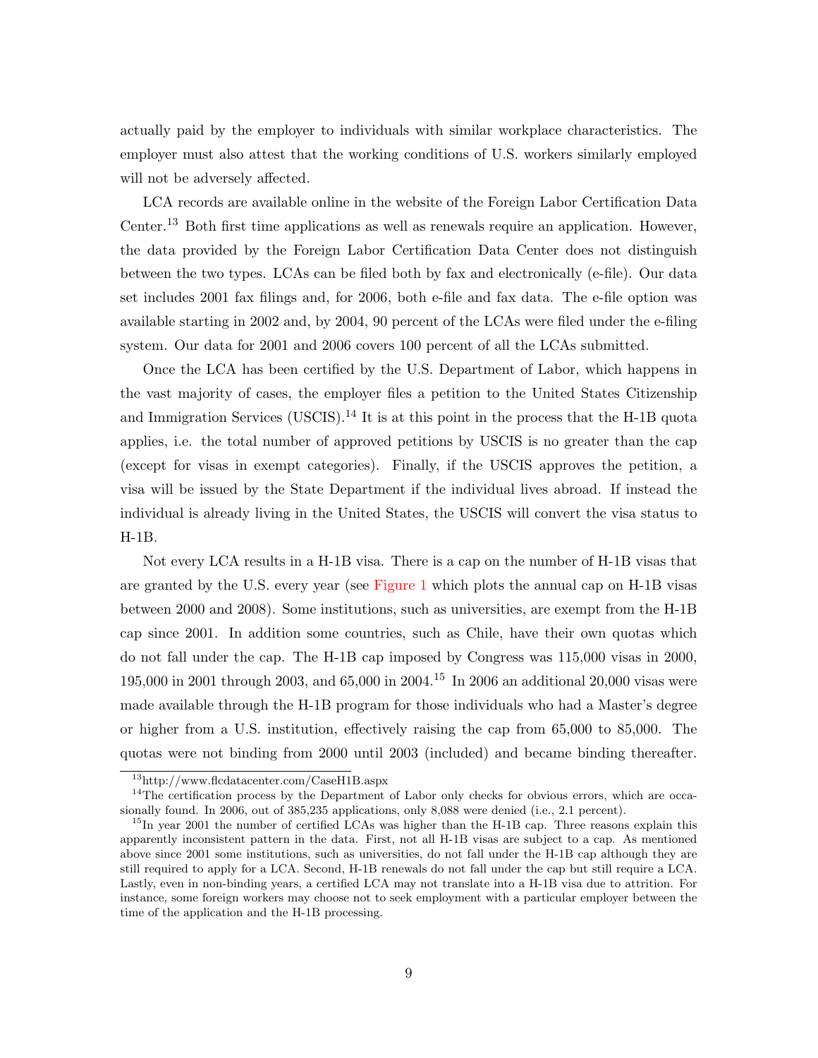actually paid by the employer to individuals with similar workplace characteristics. The employer must also attest that the working conditions of U.S. workers similarly employed will not be adversely affected.

LCA records are available online in the website of the Foreign Labor Certification Data Center.[13] Both first time applications as well as renewals require an application. However, the data provided by the Foreign Labor Certification Data Center does not distinguish between the two types. LCAs can be filed both by fax and electronically (e-file). Our data set includes 2001 fax filings and, for 2006, both e-file and fax data. The e-file option was available starting in 2002 and, by 2004, 90 percent of the LCAs were filed under the e-filing system. Our data for 2001 and 2006 covers 100 percent of all the LCAs submitted.

Once the LCA has been certified by the U.S. Department of Labor, which happens in the vast majority of cases, the employer files a petition to the United States Citizenship and Immigration Services (USCIS).[14] It is at this point in the process that the H-1B quota applies, i.e. the total number of approved petitions by USCIS is no greater than the cap (except for visas in exempt categories). Finally, if the USCIS approves the petition, a visa will be issued by the State Department if the individual lives abroad. If instead the individual is already living in the United States, the USCIS will convert the visa status to H-1B.

Not every LCA results in a H-1B visa. There is a cap on the number of H-1B visas that are granted by the U.S. every year (see Figure 1 which plots the annual cap on H-1B visas between 2000 and 2008). Some institutions, such as universities, are exempt from the H-1B cap since 2001. In addition some countries, such as Chile, have their own quotas which do not fall under the cap. The H-1B cap imposed by Congress was 115,000 visas in 2000, 195,000 in 2001 through 2003, and 65,000 in 2004.[15] In 2006 an additional 20,000 visas were made available through the H-1B program for those individuals who had a Master's degree or higher from a U.S. institution, effectively raising the cap from 65,000 to 85,000. The quotas were not binding from 2000 until 2003 (included) and became binding thereafter.

---

[13] http://www.flcdatacenter.com/CaseH1B.aspx

[14] The certification process by the Department of Labor only checks for obvious errors, which are occasionally found. In 2006, out of 385,235 applications, only 8,088 were denied (i.e., 2.1 percent).

[15] In year 2001 the number of certified LCAs was higher than the H-1B cap. Three reasons explain this apparently inconsistent pattern in the data. First, not all H-1B visas are subject to a cap. As mentioned above since 2001 some institutions, such as universities, do not fall under the H-1B cap although they are still required to apply for a LCA. Second, H-1B renewals do not fall under the cap but still require a LCA. Lastly, even in non-binding years, a certified LCA may not translate into a H-1B visa due to attrition. For instance, some foreign workers may choose not to seek employment with a particular employer between the time of the application and the H-1B processing.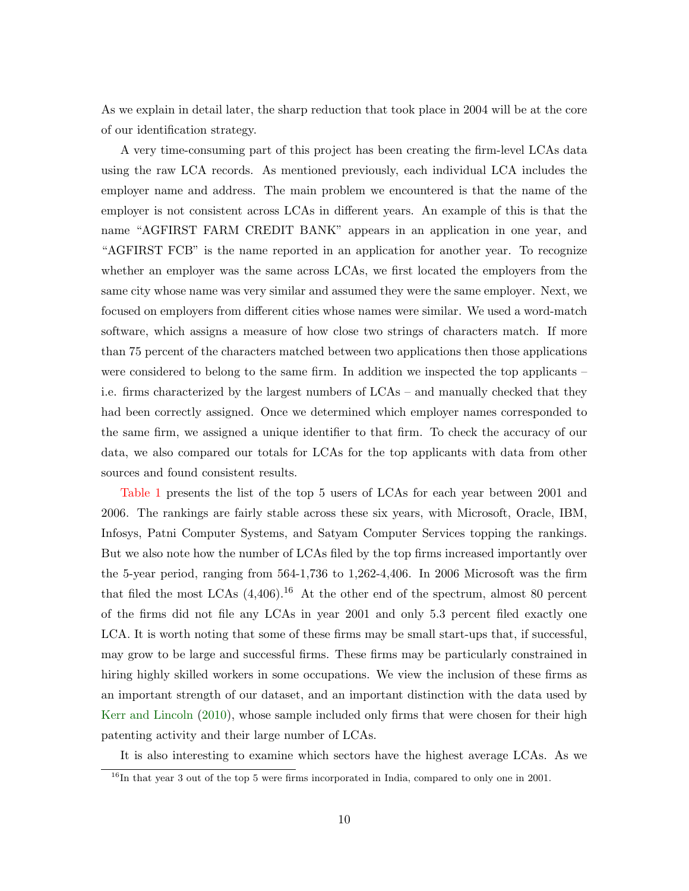As we explain in detail later, the sharp reduction that took place in 2004 will be at the core of our identification strategy.

A very time-consuming part of this project has been creating the firm-level LCAs data using the raw LCA records. As mentioned previously, each individual LCA includes the employer name and address. The main problem we encountered is that the name of the employer is not consistent across LCAs in different years. An example of this is that the name "AGFIRST FARM CREDIT BANK" appears in an application in one year, and "AGFIRST FCB" is the name reported in an application for another year. To recognize whether an employer was the same across LCAs, we first located the employers from the same city whose name was very similar and assumed they were the same employer. Next, we focused on employers from different cities whose names were similar. We used a word-match software, which assigns a measure of how close two strings of characters match. If more than 75 percent of the characters matched between two applications then those applications were considered to belong to the same firm. In addition we inspected the top applicants – i.e. firms characterized by the largest numbers of LCAs – and manually checked that they had been correctly assigned. Once we determined which employer names corresponded to the same firm, we assigned a unique identifier to that firm. To check the accuracy of our data, we also compared our totals for LCAs for the top applicants with data from other sources and found consistent results.

Table 1 presents the list of the top 5 users of LCAs for each year between 2001 and 2006. The rankings are fairly stable across these six years, with Microsoft, Oracle, IBM, Infosys, Patni Computer Systems, and Satyam Computer Services topping the rankings. But we also note how the number of LCAs filed by the top firms increased importantly over the 5-year period, ranging from 564-1,736 to 1,262-4,406. In 2006 Microsoft was the firm that filed the most LCAs (4,406).[16] At the other end of the spectrum, almost 80 percent of the firms did not file any LCAs in year 2001 and only 5.3 percent filed exactly one LCA. It is worth noting that some of these firms may be small start-ups that, if successful, may grow to be large and successful firms. These firms may be particularly constrained in hiring highly skilled workers in some occupations. We view the inclusion of these firms as an important strength of our dataset, and an important distinction with the data used by Kerr and Lincoln (2010), whose sample included only firms that were chosen for their high patenting activity and their large number of LCAs.

It is also interesting to examine which sectors have the highest average LCAs. As we

[16] In that year 3 out of the top 5 were firms incorporated in India, compared to only one in 2001.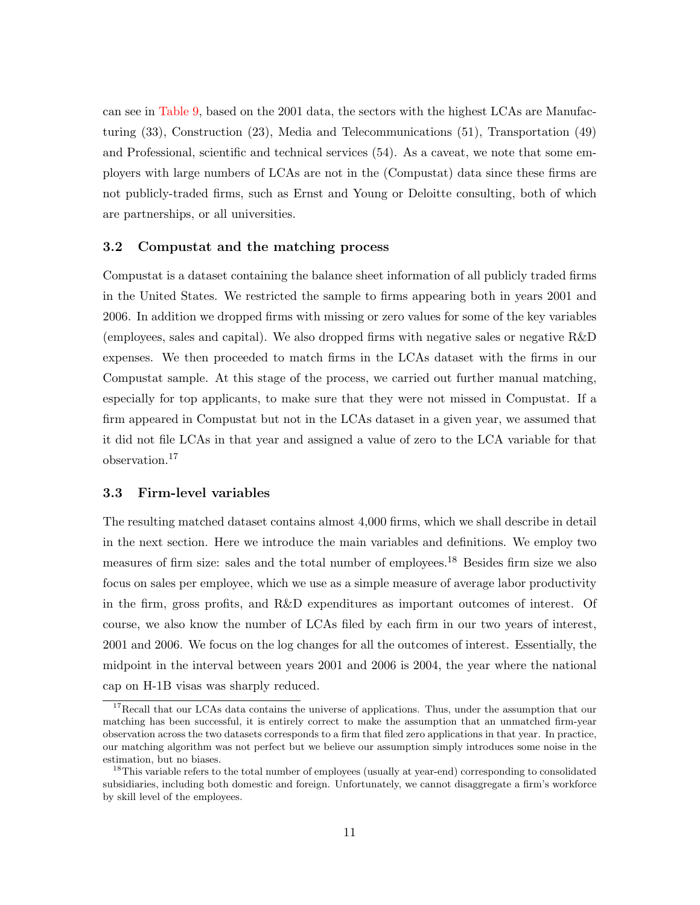can see in Table 9, based on the 2001 data, the sectors with the highest LCAs are Manufacturing (33), Construction (23), Media and Telecommunications (51), Transportation (49) and Professional, scientific and technical services (54). As a caveat, we note that some employers with large numbers of LCAs are not in the (Compustat) data since these firms are not publicly-traded firms, such as Ernst and Young or Deloitte consulting, both of which are partnerships, or all universities.

### 3.2 Compustat and the matching process

Compustat is a dataset containing the balance sheet information of all publicly traded firms in the United States. We restricted the sample to firms appearing both in years 2001 and 2006. In addition we dropped firms with missing or zero values for some of the key variables (employees, sales and capital). We also dropped firms with negative sales or negative R&D expenses. We then proceeded to match firms in the LCAs dataset with the firms in our Compustat sample. At this stage of the process, we carried out further manual matching, especially for top applicants, to make sure that they were not missed in Compustat. If a firm appeared in Compustat but not in the LCAs dataset in a given year, we assumed that it did not file LCAs in that year and assigned a value of zero to the LCA variable for that observation.[17]

### 3.3 Firm-level variables

The resulting matched dataset contains almost 4,000 firms, which we shall describe in detail in the next section. Here we introduce the main variables and definitions. We employ two measures of firm size: sales and the total number of employees.[18] Besides firm size we also focus on sales per employee, which we use as a simple measure of average labor productivity in the firm, gross profits, and R&D expenditures as important outcomes of interest. Of course, we also know the number of LCAs filed by each firm in our two years of interest, 2001 and 2006. We focus on the log changes for all the outcomes of interest. Essentially, the midpoint in the interval between years 2001 and 2006 is 2004, the year where the national cap on H-1B visas was sharply reduced.

[17] Recall that our LCAs data contains the universe of applications. Thus, under the assumption that our matching has been successful, it is entirely correct to make the assumption that an unmatched firm-year observation across the two datasets corresponds to a firm that filed zero applications in that year. In practice, our matching algorithm was not perfect but we believe our assumption simply introduces some noise in the estimation, but no biases.

[18] This variable refers to the total number of employees (usually at year-end) corresponding to consolidated subsidiaries, including both domestic and foreign. Unfortunately, we cannot disaggregate a firm's workforce by skill level of the employees.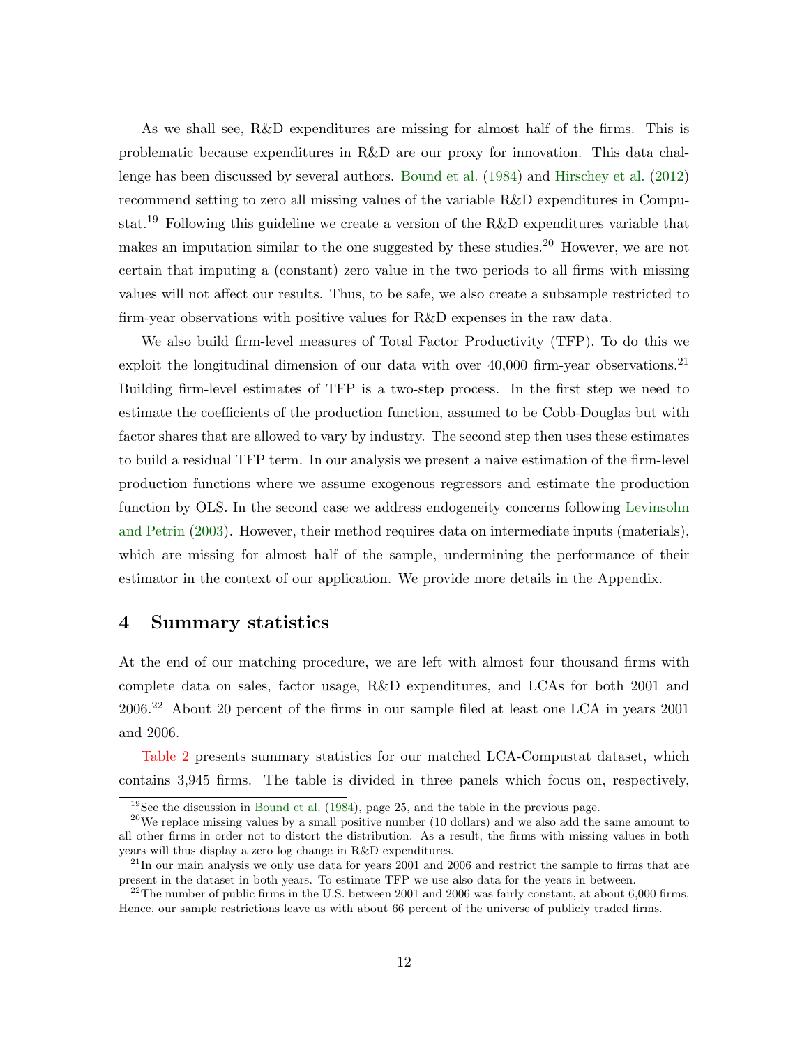As we shall see, R&D expenditures are missing for almost half of the firms. This is problematic because expenditures in R&D are our proxy for innovation. This data challenge has been discussed by several authors. Bound et al. (1984) and Hirschey et al. (2012) recommend setting to zero all missing values of the variable R&D expenditures in Compustat.[19] Following this guideline we create a version of the R&D expenditures variable that makes an imputation similar to the one suggested by these studies.[20] However, we are not certain that imputing a (constant) zero value in the two periods to all firms with missing values will not affect our results. Thus, to be safe, we also create a subsample restricted to firm-year observations with positive values for R&D expenses in the raw data.

We also build firm-level measures of Total Factor Productivity (TFP). To do this we exploit the longitudinal dimension of our data with over 40,000 firm-year observations.[21] Building firm-level estimates of TFP is a two-step process. In the first step we need to estimate the coefficients of the production function, assumed to be Cobb-Douglas but with factor shares that are allowed to vary by industry. The second step then uses these estimates to build a residual TFP term. In our analysis we present a naive estimation of the firm-level production functions where we assume exogenous regressors and estimate the production function by OLS. In the second case we address endogeneity concerns following Levinsohn and Petrin (2003). However, their method requires data on intermediate inputs (materials), which are missing for almost half of the sample, undermining the performance of their estimator in the context of our application. We provide more details in the Appendix.

# 4 Summary statistics

At the end of our matching procedure, we are left with almost four thousand firms with complete data on sales, factor usage, R&D expenditures, and LCAs for both 2001 and 2006.[22] About 20 percent of the firms in our sample filed at least one LCA in years 2001 and 2006.

Table 2 presents summary statistics for our matched LCA-Compustat dataset, which contains 3,945 firms. The table is divided in three panels which focus on, respectively,

[19] See the discussion in Bound et al. (1984), page 25, and the table in the previous page.

[20] We replace missing values by a small positive number (10 dollars) and we also add the same amount to all other firms in order not to distort the distribution. As a result, the firms with missing values in both years will thus display a zero log change in R&D expenditures.

[21] In our main analysis we only use data for years 2001 and 2006 and restrict the sample to firms that are present in the dataset in both years. To estimate TFP we use also data for the years in between.

[22] The number of public firms in the U.S. between 2001 and 2006 was fairly constant, at about 6,000 firms. Hence, our sample restrictions leave us with about 66 percent of the universe of publicly traded firms.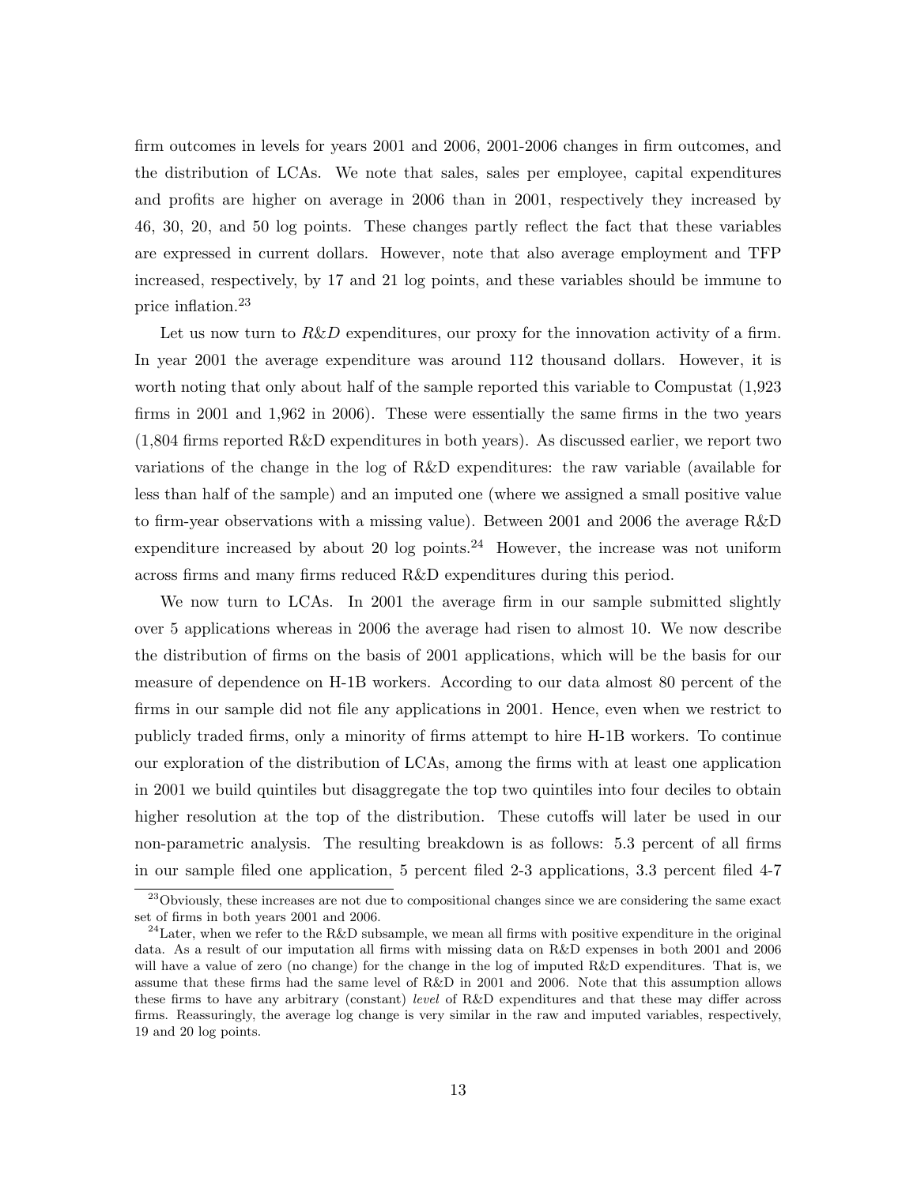firm outcomes in levels for years 2001 and 2006, 2001-2006 changes in firm outcomes, and the distribution of LCAs. We note that sales, sales per employee, capital expenditures and profits are higher on average in 2006 than in 2001, respectively they increased by 46, 30, 20, and 50 log points. These changes partly reflect the fact that these variables are expressed in current dollars. However, note that also average employment and TFP increased, respectively, by 17 and 21 log points, and these variables should be immune to price inflation.[23]

Let us now turn to *R&D* expenditures, our proxy for the innovation activity of a firm. In year 2001 the average expenditure was around 112 thousand dollars. However, it is worth noting that only about half of the sample reported this variable to Compustat (1,923 firms in 2001 and 1,962 in 2006). These were essentially the same firms in the two years (1,804 firms reported R&D expenditures in both years). As discussed earlier, we report two variations of the change in the log of R&D expenditures: the raw variable (available for less than half of the sample) and an imputed one (where we assigned a small positive value to firm-year observations with a missing value). Between 2001 and 2006 the average R&D expenditure increased by about 20 log points.[24] However, the increase was not uniform across firms and many firms reduced R&D expenditures during this period.

We now turn to LCAs. In 2001 the average firm in our sample submitted slightly over 5 applications whereas in 2006 the average had risen to almost 10. We now describe the distribution of firms on the basis of 2001 applications, which will be the basis for our measure of dependence on H-1B workers. According to our data almost 80 percent of the firms in our sample did not file any applications in 2001. Hence, even when we restrict to publicly traded firms, only a minority of firms attempt to hire H-1B workers. To continue our exploration of the distribution of LCAs, among the firms with at least one application in 2001 we build quintiles but disaggregate the top two quintiles into four deciles to obtain higher resolution at the top of the distribution. These cutoffs will later be used in our non-parametric analysis. The resulting breakdown is as follows: 5.3 percent of all firms in our sample filed one application, 5 percent filed 2-3 applications, 3.3 percent filed 4-7

[23] Obviously, these increases are not due to compositional changes since we are considering the same exact set of firms in both years 2001 and 2006.

[24] Later, when we refer to the R&D subsample, we mean all firms with positive expenditure in the original data. As a result of our imputation all firms with missing data on R&D expenses in both 2001 and 2006 will have a value of zero (no change) for the change in the log of imputed R&D expenditures. That is, we assume that these firms had the same level of R&D in 2001 and 2006. Note that this assumption allows these firms to have any arbitrary (constant) *level* of R&D expenditures and that these may differ across firms. Reassuringly, the average log change is very similar in the raw and imputed variables, respectively, 19 and 20 log points.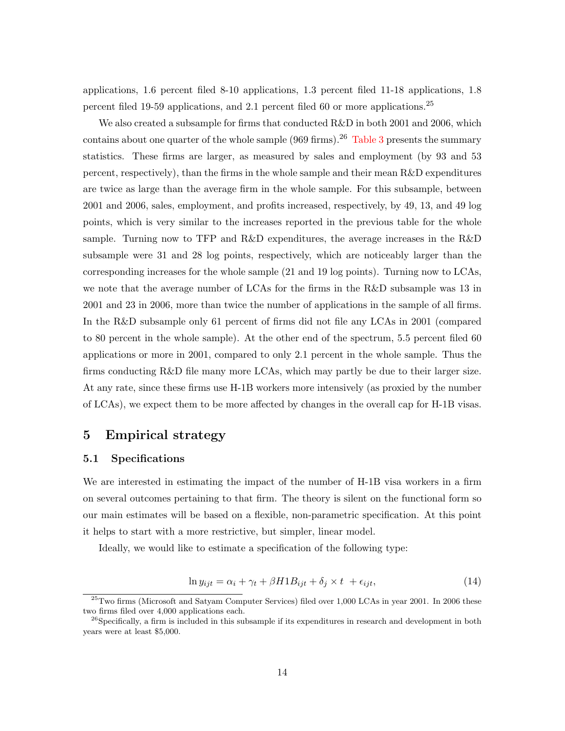applications, 1.6 percent filed 8-10 applications, 1.3 percent filed 11-18 applications, 1.8 percent filed 19-59 applications, and 2.1 percent filed 60 or more applications.[25]

We also created a subsample for firms that conducted R&D in both 2001 and 2006, which contains about one quarter of the whole sample (969 firms).[26] Table 3 presents the summary statistics. These firms are larger, as measured by sales and employment (by 93 and 53 percent, respectively), than the firms in the whole sample and their mean R&D expenditures are twice as large than the average firm in the whole sample. For this subsample, between 2001 and 2006, sales, employment, and profits increased, respectively, by 49, 13, and 49 log points, which is very similar to the increases reported in the previous table for the whole sample. Turning now to TFP and R&D expenditures, the average increases in the R&D subsample were 31 and 28 log points, respectively, which are noticeably larger than the corresponding increases for the whole sample (21 and 19 log points). Turning now to LCAs, we note that the average number of LCAs for the firms in the R&D subsample was 13 in 2001 and 23 in 2006, more than twice the number of applications in the sample of all firms. In the R&D subsample only 61 percent of firms did not file any LCAs in 2001 (compared to 80 percent in the whole sample). At the other end of the spectrum, 5.5 percent filed 60 applications or more in 2001, compared to only 2.1 percent in the whole sample. Thus the firms conducting R&D file many more LCAs, which may partly be due to their larger size. At any rate, since these firms use H-1B workers more intensively (as proxied by the number of LCAs), we expect them to be more affected by changes in the overall cap for H-1B visas.

# 5 Empirical strategy

## 5.1 Specifications

We are interested in estimating the impact of the number of H-1B visa workers in a firm on several outcomes pertaining to that firm. The theory is silent on the functional form so our main estimates will be based on a flexible, non-parametric specification. At this point it helps to start with a more restrictive, but simpler, linear model.

Ideally, we would like to estimate a specification of the following type:

$$\ln y_{ijt} = \alpha_i + \gamma_t + \beta H1B_{ijt} + \delta_j \times t + \epsilon_{ijt}, \tag{14}$$

[25] Two firms (Microsoft and Satyam Computer Services) filed over 1,000 LCAs in year 2001. In 2006 these two firms filed over 4,000 applications each.

[26] Specifically, a firm is included in this subsample if its expenditures in research and development in both years were at least $5,000.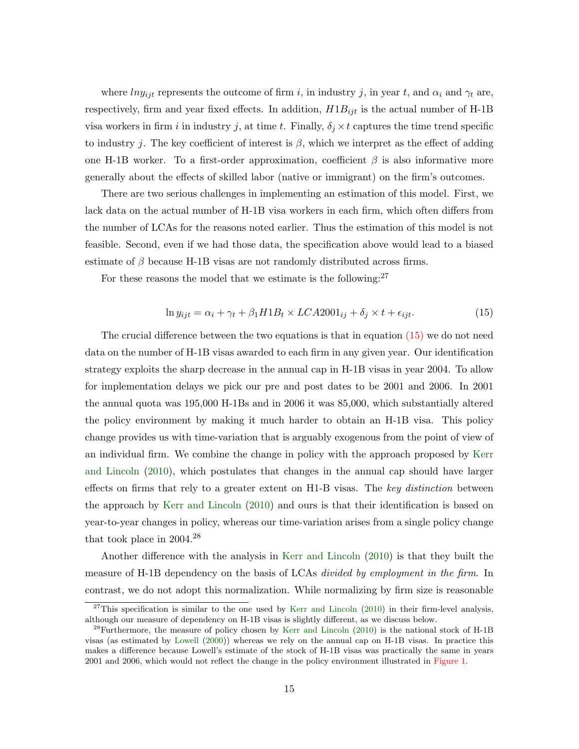where $lny_{ijt}$ represents the outcome of firm $i$, in industry $j$, in year $t$, and $\alpha_i$ and $\gamma_t$ are, respectively, firm and year fixed effects. In addition, $H1B_{ijt}$ is the actual number of H-1B visa workers in firm $i$ in industry $j$, at time $t$. Finally, $\delta_j \times t$ captures the time trend specific to industry $j$. The key coefficient of interest is $\beta$, which we interpret as the effect of adding one H-1B worker. To a first-order approximation, coefficient $\beta$ is also informative more generally about the effects of skilled labor (native or immigrant) on the firm's outcomes.

There are two serious challenges in implementing an estimation of this model. First, we lack data on the actual number of H-1B visa workers in each firm, which often differs from the number of LCAs for the reasons noted earlier. Thus the estimation of this model is not feasible. Second, even if we had those data, the specification above would lead to a biased estimate of $\beta$ because H-1B visas are not randomly distributed across firms.

For these reasons the model that we estimate is the following:[27]

$$\ln y_{ijt} = \alpha_i + \gamma_t + \beta_1 H1B_t \times LCA2001_{ij} + \delta_j \times t + \epsilon_{ijt}. \tag{15}$$

The crucial difference between the two equations is that in equation (15) we do not need data on the number of H-1B visas awarded to each firm in any given year. Our identification strategy exploits the sharp decrease in the annual cap in H-1B visas in year 2004. To allow for implementation delays we pick our pre and post dates to be 2001 and 2006. In 2001 the annual quota was 195,000 H-1Bs and in 2006 it was 85,000, which substantially altered the policy environment by making it much harder to obtain an H-1B visa. This policy change provides us with time-variation that is arguably exogenous from the point of view of an individual firm. We combine the change in policy with the approach proposed by Kerr and Lincoln (2010), which postulates that changes in the annual cap should have larger effects on firms that rely to a greater extent on H1-B visas. The *key distinction* between the approach by Kerr and Lincoln (2010) and ours is that their identification is based on year-to-year changes in policy, whereas our time-variation arises from a single policy change that took place in 2004.[28]

Another difference with the analysis in Kerr and Lincoln (2010) is that they built the measure of H-1B dependency on the basis of LCAs *divided by employment in the firm*. In contrast, we do not adopt this normalization. While normalizing by firm size is reasonable

[27] This specification is similar to the one used by Kerr and Lincoln (2010) in their firm-level analysis, although our measure of dependency on H-1B visas is slightly different, as we discuss below.

[28] Furthermore, the measure of policy chosen by Kerr and Lincoln (2010) is the national stock of H-1B visas (as estimated by Lowell (2000)) whereas we rely on the annual cap on H-1B visas. In practice this makes a difference because Lowell's estimate of the stock of H-1B visas was practically the same in years 2001 and 2006, which would not reflect the change in the policy environment illustrated in Figure 1.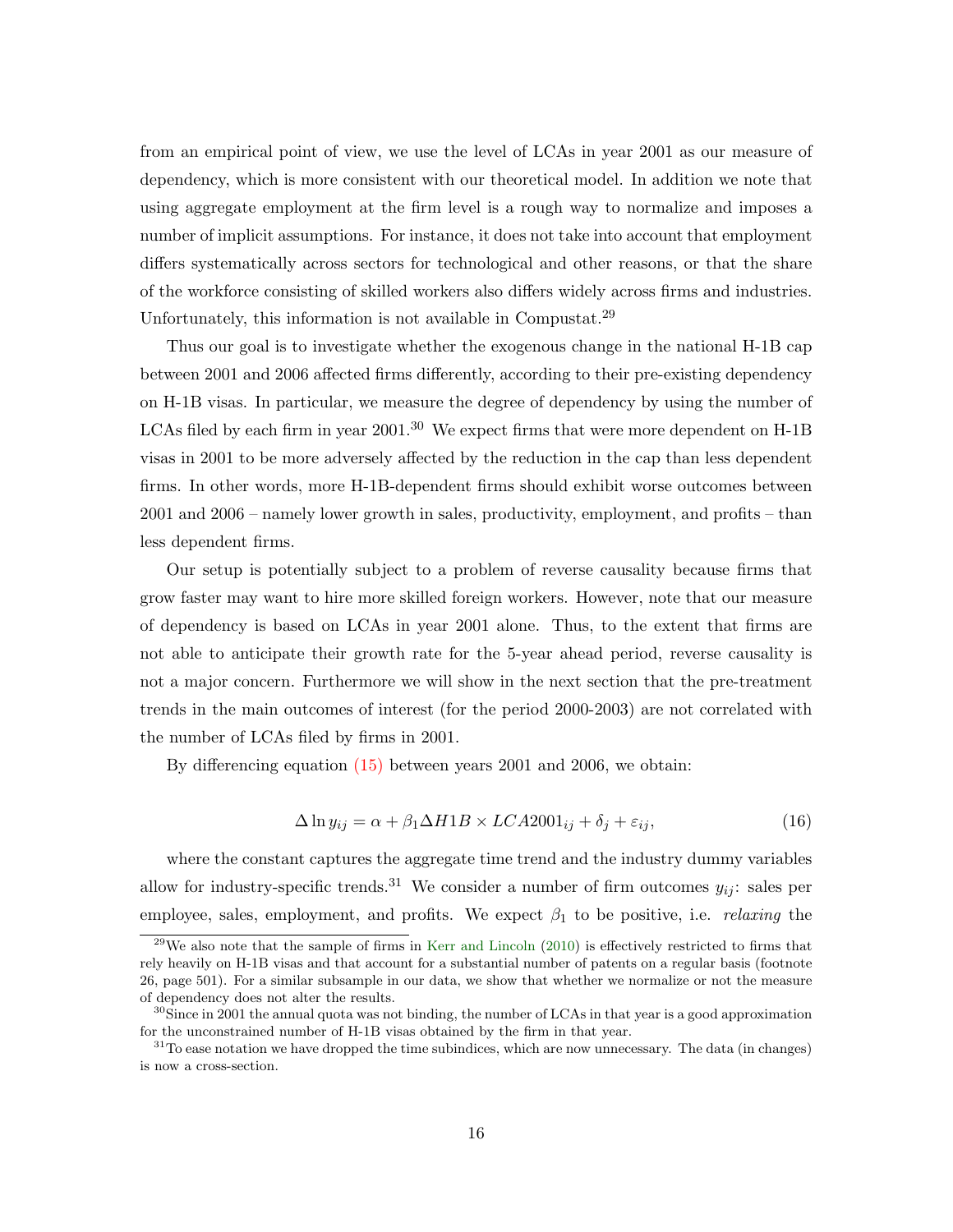from an empirical point of view, we use the level of LCAs in year 2001 as our measure of dependency, which is more consistent with our theoretical model. In addition we note that using aggregate employment at the firm level is a rough way to normalize and imposes a number of implicit assumptions. For instance, it does not take into account that employment differs systematically across sectors for technological and other reasons, or that the share of the workforce consisting of skilled workers also differs widely across firms and industries. Unfortunately, this information is not available in Compustat.[29]

Thus our goal is to investigate whether the exogenous change in the national H-1B cap between 2001 and 2006 affected firms differently, according to their pre-existing dependency on H-1B visas. In particular, we measure the degree of dependency by using the number of LCAs filed by each firm in year 2001.[30] We expect firms that were more dependent on H-1B visas in 2001 to be more adversely affected by the reduction in the cap than less dependent firms. In other words, more H-1B-dependent firms should exhibit worse outcomes between 2001 and 2006 – namely lower growth in sales, productivity, employment, and profits – than less dependent firms.

Our setup is potentially subject to a problem of reverse causality because firms that grow faster may want to hire more skilled foreign workers. However, note that our measure of dependency is based on LCAs in year 2001 alone. Thus, to the extent that firms are not able to anticipate their growth rate for the 5-year ahead period, reverse causality is not a major concern. Furthermore we will show in the next section that the pre-treatment trends in the main outcomes of interest (for the period 2000-2003) are not correlated with the number of LCAs filed by firms in 2001.

By differencing equation (15) between years 2001 and 2006, we obtain:

$$\Delta \ln y_{ij} = \alpha + \beta_1 \Delta H1B \times LCA2001_{ij} + \delta_j + \varepsilon_{ij}, \tag{16}$$

where the constant captures the aggregate time trend and the industry dummy variables allow for industry-specific trends.[31] We consider a number of firm outcomes $y_{ij}$: sales per employee, sales, employment, and profits. We expect $\beta_1$ to be positive, i.e. *relaxing* the

[29] We also note that the sample of firms in Kerr and Lincoln (2010) is effectively restricted to firms that rely heavily on H-1B visas and that account for a substantial number of patents on a regular basis (footnote 26, page 501). For a similar subsample in our data, we show that whether we normalize or not the measure of dependency does not alter the results.

[30] Since in 2001 the annual quota was not binding, the number of LCAs in that year is a good approximation for the unconstrained number of H-1B visas obtained by the firm in that year.

[31] To ease notation we have dropped the time subindices, which are now unnecessary. The data (in changes) is now a cross-section.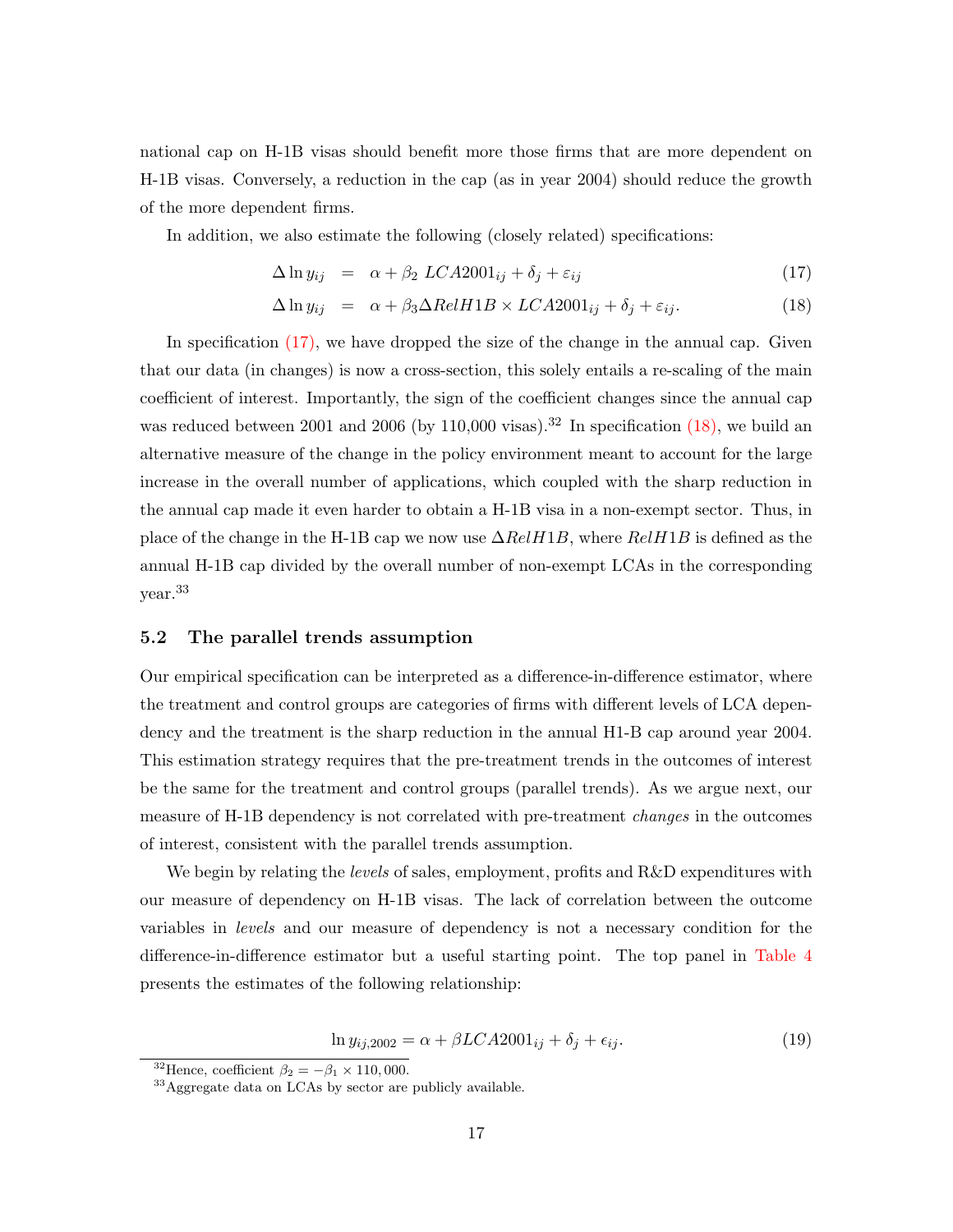national cap on H-1B visas should benefit more those firms that are more dependent on H-1B visas. Conversely, a reduction in the cap (as in year 2004) should reduce the growth of the more dependent firms.

In addition, we also estimate the following (closely related) specifications:

$$\Delta \ln y_{ij} = \alpha + \beta_2 \; LCA2001_{ij} + \delta_j + \varepsilon_{ij} \tag{17}$$

$$\Delta \ln y_{ij} = \alpha + \beta_3 \Delta RelH1B \times LCA2001_{ij} + \delta_j + \varepsilon_{ij}. \tag{18}$$

In specification (17), we have dropped the size of the change in the annual cap. Given that our data (in changes) is now a cross-section, this solely entails a re-scaling of the main coefficient of interest. Importantly, the sign of the coefficient changes since the annual cap was reduced between 2001 and 2006 (by 110,000 visas).[32] In specification (18), we build an alternative measure of the change in the policy environment meant to account for the large increase in the overall number of applications, which coupled with the sharp reduction in the annual cap made it even harder to obtain a H-1B visa in a non-exempt sector. Thus, in place of the change in the H-1B cap we now use $\Delta RelH1B$, where $RelH1B$ is defined as the annual H-1B cap divided by the overall number of non-exempt LCAs in the corresponding year.[33]

### 5.2 The parallel trends assumption

Our empirical specification can be interpreted as a difference-in-difference estimator, where the treatment and control groups are categories of firms with different levels of LCA dependency and the treatment is the sharp reduction in the annual H1-B cap around year 2004. This estimation strategy requires that the pre-treatment trends in the outcomes of interest be the same for the treatment and control groups (parallel trends). As we argue next, our measure of H-1B dependency is not correlated with pre-treatment *changes* in the outcomes of interest, consistent with the parallel trends assumption.

We begin by relating the *levels* of sales, employment, profits and R&D expenditures with our measure of dependency on H-1B visas. The lack of correlation between the outcome variables in *levels* and our measure of dependency is not a necessary condition for the difference-in-difference estimator but a useful starting point. The top panel in Table 4 presents the estimates of the following relationship:

$$\ln y_{ij,2002} = \alpha + \beta LCA2001_{ij} + \delta_j + \epsilon_{ij}. \tag{19}$$

[32] Hence, coefficient $\beta_2 = -\beta_1 \times 110,000$.

[33] Aggregate data on LCAs by sector are publicly available.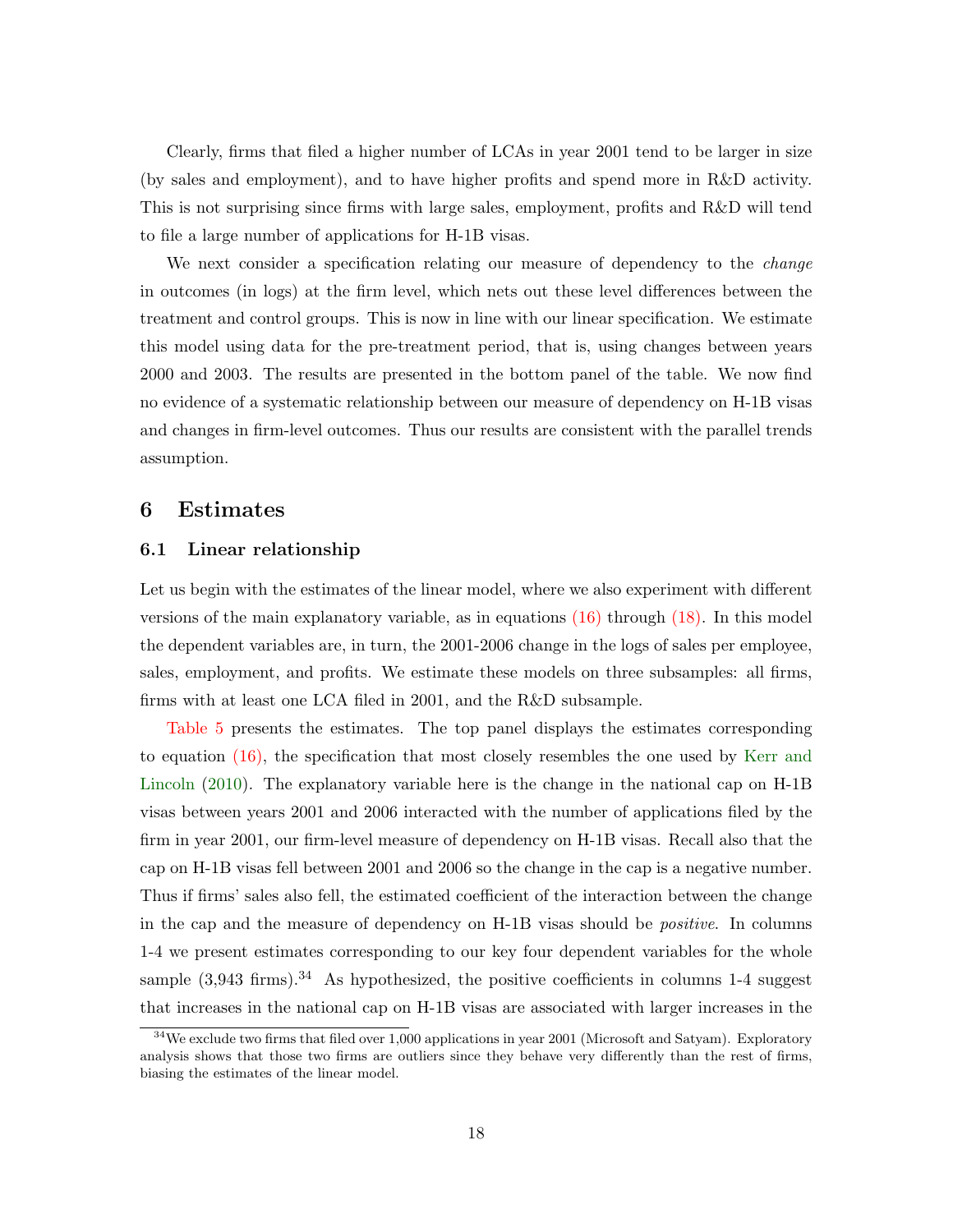Clearly, firms that filed a higher number of LCAs in year 2001 tend to be larger in size (by sales and employment), and to have higher profits and spend more in R&D activity. This is not surprising since firms with large sales, employment, profits and R&D will tend to file a large number of applications for H-1B visas.

We next consider a specification relating our measure of dependency to the *change* in outcomes (in logs) at the firm level, which nets out these level differences between the treatment and control groups. This is now in line with our linear specification. We estimate this model using data for the pre-treatment period, that is, using changes between years 2000 and 2003. The results are presented in the bottom panel of the table. We now find no evidence of a systematic relationship between our measure of dependency on H-1B visas and changes in firm-level outcomes. Thus our results are consistent with the parallel trends assumption.

## 6 Estimates

### 6.1 Linear relationship

Let us begin with the estimates of the linear model, where we also experiment with different versions of the main explanatory variable, as in equations (16) through (18). In this model the dependent variables are, in turn, the 2001-2006 change in the logs of sales per employee, sales, employment, and profits. We estimate these models on three subsamples: all firms, firms with at least one LCA filed in 2001, and the R&D subsample.

Table 5 presents the estimates. The top panel displays the estimates corresponding to equation (16), the specification that most closely resembles the one used by Kerr and Lincoln (2010). The explanatory variable here is the change in the national cap on H-1B visas between years 2001 and 2006 interacted with the number of applications filed by the firm in year 2001, our firm-level measure of dependency on H-1B visas. Recall also that the cap on H-1B visas fell between 2001 and 2006 so the change in the cap is a negative number. Thus if firms' sales also fell, the estimated coefficient of the interaction between the change in the cap and the measure of dependency on H-1B visas should be *positive*. In columns 1-4 we present estimates corresponding to our key four dependent variables for the whole sample (3,943 firms).[34] As hypothesized, the positive coefficients in columns 1-4 suggest that increases in the national cap on H-1B visas are associated with larger increases in the

[34] We exclude two firms that filed over 1,000 applications in year 2001 (Microsoft and Satyam). Exploratory analysis shows that those two firms are outliers since they behave very differently than the rest of firms, biasing the estimates of the linear model.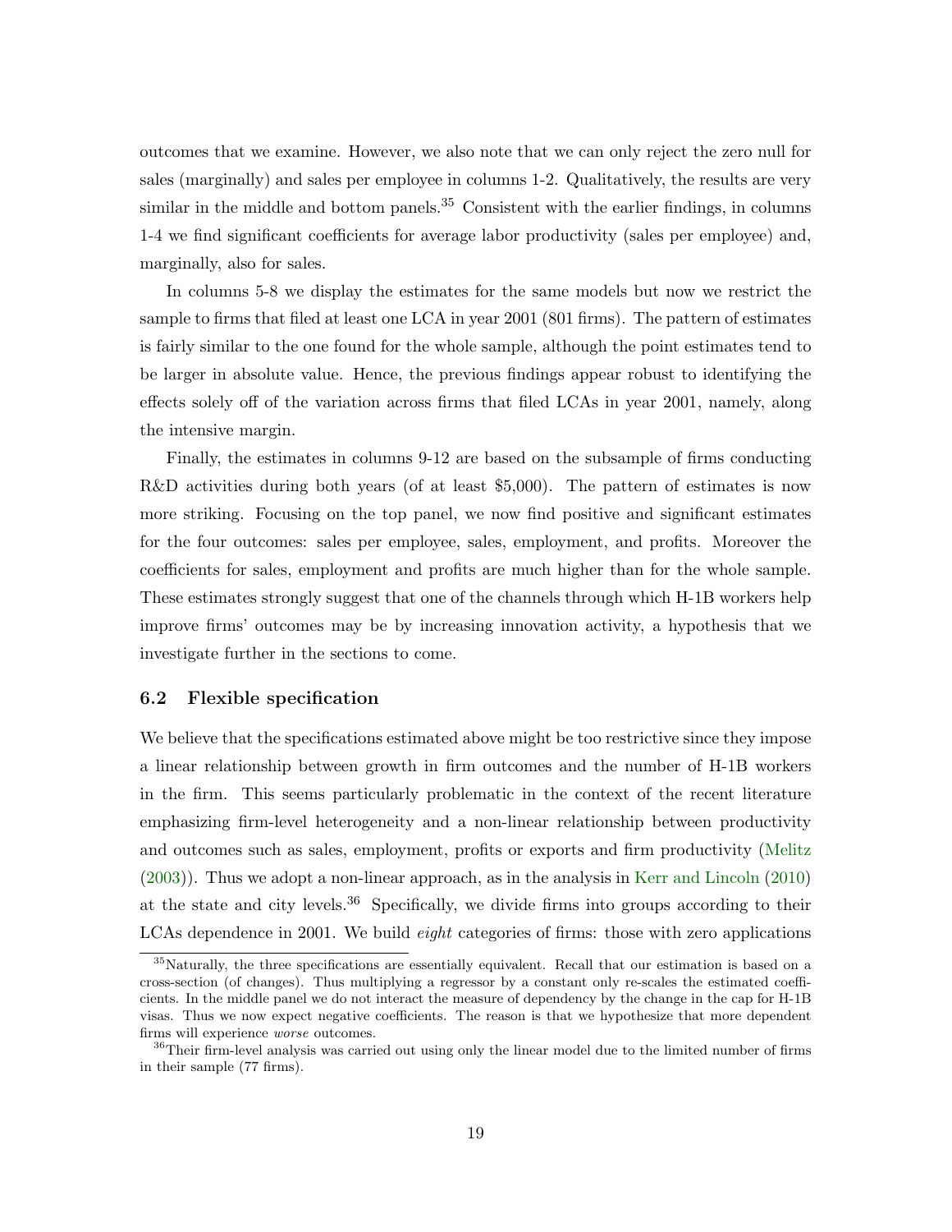outcomes that we examine. However, we also note that we can only reject the zero null for sales (marginally) and sales per employee in columns 1-2. Qualitatively, the results are very similar in the middle and bottom panels.[35] Consistent with the earlier findings, in columns 1-4 we find significant coefficients for average labor productivity (sales per employee) and, marginally, also for sales.

In columns 5-8 we display the estimates for the same models but now we restrict the sample to firms that filed at least one LCA in year 2001 (801 firms). The pattern of estimates is fairly similar to the one found for the whole sample, although the point estimates tend to be larger in absolute value. Hence, the previous findings appear robust to identifying the effects solely off of the variation across firms that filed LCAs in year 2001, namely, along the intensive margin.

Finally, the estimates in columns 9-12 are based on the subsample of firms conducting R&D activities during both years (of at least $5,000). The pattern of estimates is now more striking. Focusing on the top panel, we now find positive and significant estimates for the four outcomes: sales per employee, sales, employment, and profits. Moreover the coefficients for sales, employment and profits are much higher than for the whole sample. These estimates strongly suggest that one of the channels through which H-1B workers help improve firms' outcomes may be by increasing innovation activity, a hypothesis that we investigate further in the sections to come.

### 6.2 Flexible specification

We believe that the specifications estimated above might be too restrictive since they impose a linear relationship between growth in firm outcomes and the number of H-1B workers in the firm. This seems particularly problematic in the context of the recent literature emphasizing firm-level heterogeneity and a non-linear relationship between productivity and outcomes such as sales, employment, profits or exports and firm productivity (Melitz (2003)). Thus we adopt a non-linear approach, as in the analysis in Kerr and Lincoln (2010) at the state and city levels.[36] Specifically, we divide firms into groups according to their LCAs dependence in 2001. We build *eight* categories of firms: those with zero applications

[35] Naturally, the three specifications are essentially equivalent. Recall that our estimation is based on a cross-section (of changes). Thus multiplying a regressor by a constant only re-scales the estimated coefficients. In the middle panel we do not interact the measure of dependency by the change in the cap for H-1B visas. Thus we now expect negative coefficients. The reason is that we hypothesize that more dependent firms will experience *worse* outcomes.

[36] Their firm-level analysis was carried out using only the linear model due to the limited number of firms in their sample (77 firms).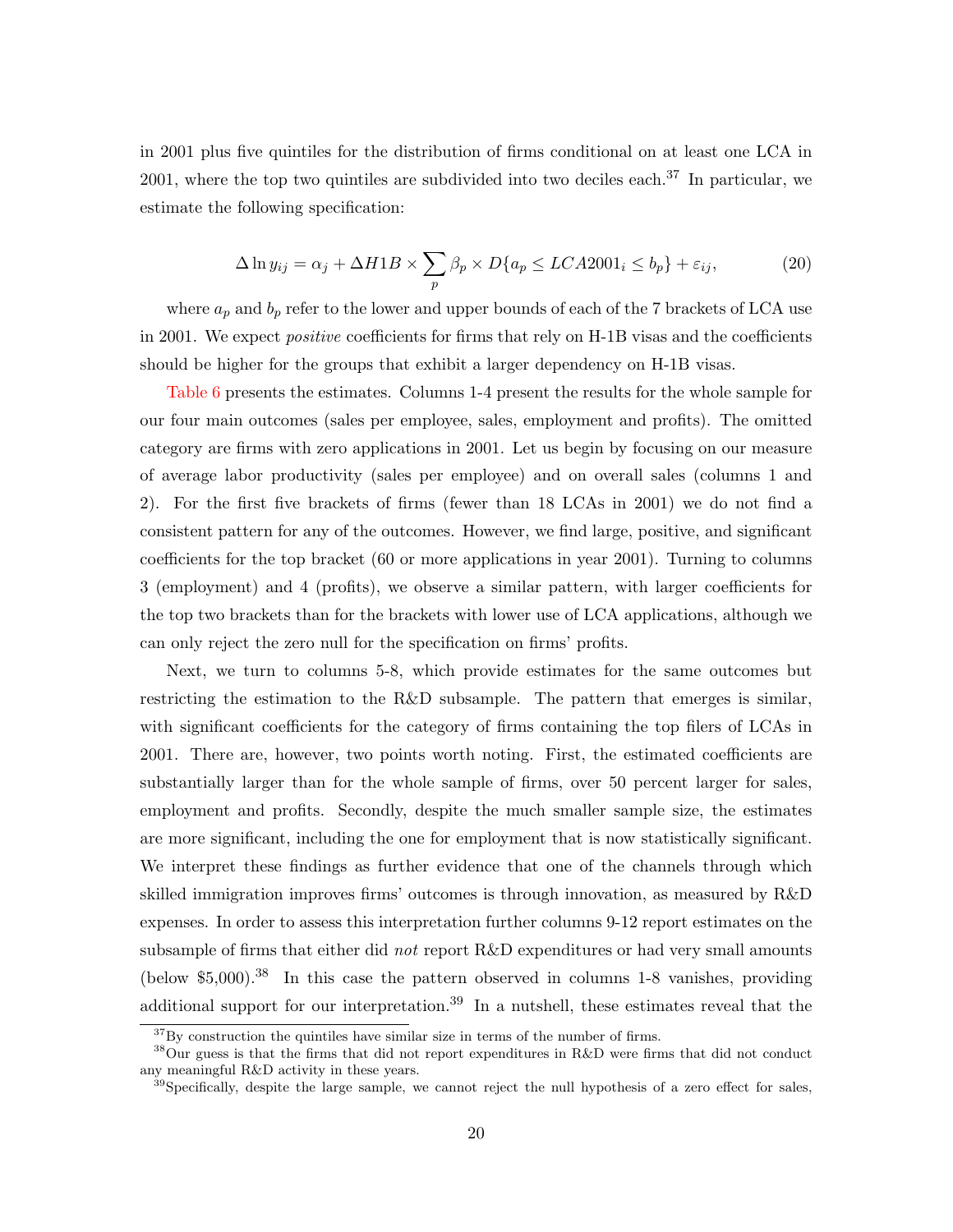in 2001 plus five quintiles for the distribution of firms conditional on at least one LCA in 2001, where the top two quintiles are subdivided into two deciles each.[37] In particular, we estimate the following specification:

$$\Delta \ln y_{ij} = \alpha_j + \Delta H1B \times \sum_p \beta_p \times D\{a_p \leq LCA2001_i \leq b_p\} + \varepsilon_{ij}, \tag{20}$$

where $a_p$ and $b_p$ refer to the lower and upper bounds of each of the 7 brackets of LCA use in 2001. We expect *positive* coefficients for firms that rely on H-1B visas and the coefficients should be higher for the groups that exhibit a larger dependency on H-1B visas.

Table 6 presents the estimates. Columns 1-4 present the results for the whole sample for our four main outcomes (sales per employee, sales, employment and profits). The omitted category are firms with zero applications in 2001. Let us begin by focusing on our measure of average labor productivity (sales per employee) and on overall sales (columns 1 and 2). For the first five brackets of firms (fewer than 18 LCAs in 2001) we do not find a consistent pattern for any of the outcomes. However, we find large, positive, and significant coefficients for the top bracket (60 or more applications in year 2001). Turning to columns 3 (employment) and 4 (profits), we observe a similar pattern, with larger coefficients for the top two brackets than for the brackets with lower use of LCA applications, although we can only reject the zero null for the specification on firms' profits.

Next, we turn to columns 5-8, which provide estimates for the same outcomes but restricting the estimation to the R&D subsample. The pattern that emerges is similar, with significant coefficients for the category of firms containing the top filers of LCAs in 2001. There are, however, two points worth noting. First, the estimated coefficients are substantially larger than for the whole sample of firms, over 50 percent larger for sales, employment and profits. Secondly, despite the much smaller sample size, the estimates are more significant, including the one for employment that is now statistically significant. We interpret these findings as further evidence that one of the channels through which skilled immigration improves firms' outcomes is through innovation, as measured by R&D expenses. In order to assess this interpretation further columns 9-12 report estimates on the subsample of firms that either did *not* report R&D expenditures or had very small amounts (below \$5,000).[38] In this case the pattern observed in columns 1-8 vanishes, providing additional support for our interpretation.[39] In a nutshell, these estimates reveal that the

[37] By construction the quintiles have similar size in terms of the number of firms.

[38] Our guess is that the firms that did not report expenditures in R&D were firms that did not conduct any meaningful R&D activity in these years.

[39] Specifically, despite the large sample, we cannot reject the null hypothesis of a zero effect for sales,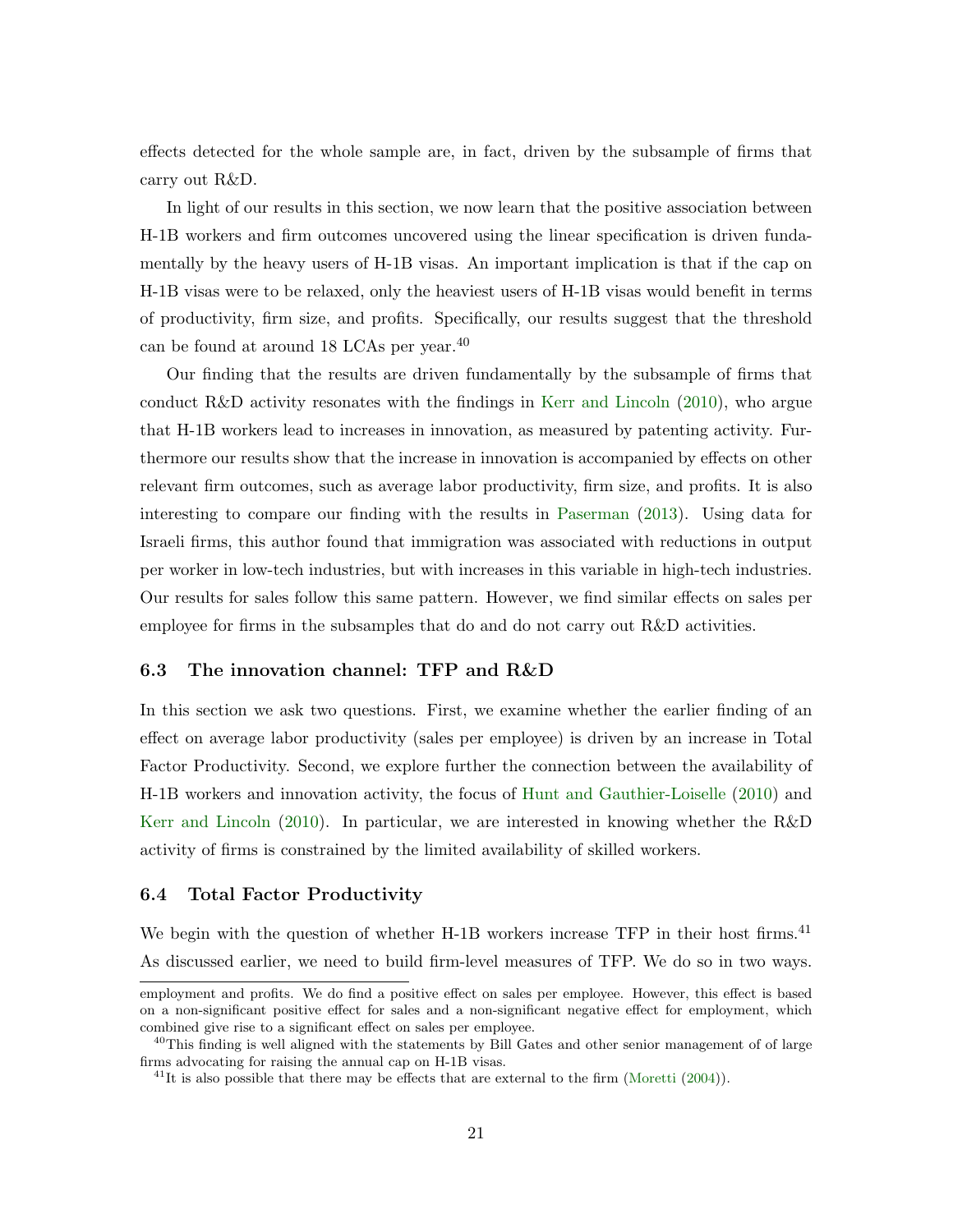effects detected for the whole sample are, in fact, driven by the subsample of firms that carry out R&D.

In light of our results in this section, we now learn that the positive association between H-1B workers and firm outcomes uncovered using the linear specification is driven fundamentally by the heavy users of H-1B visas. An important implication is that if the cap on H-1B visas were to be relaxed, only the heaviest users of H-1B visas would benefit in terms of productivity, firm size, and profits. Specifically, our results suggest that the threshold can be found at around 18 LCAs per year.[40]

Our finding that the results are driven fundamentally by the subsample of firms that conduct R&D activity resonates with the findings in Kerr and Lincoln (2010), who argue that H-1B workers lead to increases in innovation, as measured by patenting activity. Furthermore our results show that the increase in innovation is accompanied by effects on other relevant firm outcomes, such as average labor productivity, firm size, and profits. It is also interesting to compare our finding with the results in Paserman (2013). Using data for Israeli firms, this author found that immigration was associated with reductions in output per worker in low-tech industries, but with increases in this variable in high-tech industries. Our results for sales follow this same pattern. However, we find similar effects on sales per employee for firms in the subsamples that do and do not carry out R&D activities.

### 6.3 The innovation channel: TFP and R&D

In this section we ask two questions. First, we examine whether the earlier finding of an effect on average labor productivity (sales per employee) is driven by an increase in Total Factor Productivity. Second, we explore further the connection between the availability of H-1B workers and innovation activity, the focus of Hunt and Gauthier-Loiselle (2010) and Kerr and Lincoln (2010). In particular, we are interested in knowing whether the R&D activity of firms is constrained by the limited availability of skilled workers.

### 6.4 Total Factor Productivity

We begin with the question of whether H-1B workers increase TFP in their host firms.[41] As discussed earlier, we need to build firm-level measures of TFP. We do so in two ways.

---

employment and profits. We do find a positive effect on sales per employee. However, this effect is based on a non-significant positive effect for sales and a non-significant negative effect for employment, which combined give rise to a significant effect on sales per employee.

[40]This finding is well aligned with the statements by Bill Gates and other senior management of of large firms advocating for raising the annual cap on H-1B visas.

[41]It is also possible that there may be effects that are external to the firm (Moretti (2004)).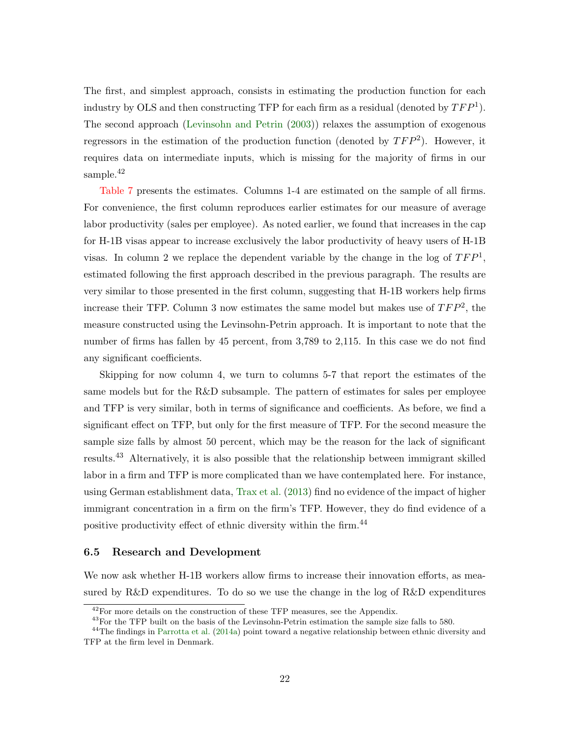The first, and simplest approach, consists in estimating the production function for each industry by OLS and then constructing TFP for each firm as a residual (denoted by $TFP^1$). The second approach (Levinsohn and Petrin (2003)) relaxes the assumption of exogenous regressors in the estimation of the production function (denoted by $TFP^2$). However, it requires data on intermediate inputs, which is missing for the majority of firms in our sample.[42]

Table 7 presents the estimates. Columns 1-4 are estimated on the sample of all firms. For convenience, the first column reproduces earlier estimates for our measure of average labor productivity (sales per employee). As noted earlier, we found that increases in the cap for H-1B visas appear to increase exclusively the labor productivity of heavy users of H-1B visas. In column 2 we replace the dependent variable by the change in the log of $TFP^1$, estimated following the first approach described in the previous paragraph. The results are very similar to those presented in the first column, suggesting that H-1B workers help firms increase their TFP. Column 3 now estimates the same model but makes use of $TFP^2$, the measure constructed using the Levinsohn-Petrin approach. It is important to note that the number of firms has fallen by 45 percent, from 3,789 to 2,115. In this case we do not find any significant coefficients.

Skipping for now column 4, we turn to columns 5-7 that report the estimates of the same models but for the R&D subsample. The pattern of estimates for sales per employee and TFP is very similar, both in terms of significance and coefficients. As before, we find a significant effect on TFP, but only for the first measure of TFP. For the second measure the sample size falls by almost 50 percent, which may be the reason for the lack of significant results.[43] Alternatively, it is also possible that the relationship between immigrant skilled labor in a firm and TFP is more complicated than we have contemplated here. For instance, using German establishment data, Trax et al. (2013) find no evidence of the impact of higher immigrant concentration in a firm on the firm's TFP. However, they do find evidence of a positive productivity effect of ethnic diversity within the firm.[44]

### 6.5 Research and Development

We now ask whether H-1B workers allow firms to increase their innovation efforts, as measured by R&D expenditures. To do so we use the change in the log of R&D expenditures

[42] For more details on the construction of these TFP measures, see the Appendix.

[43] For the TFP built on the basis of the Levinsohn-Petrin estimation the sample size falls to 580.

[44] The findings in Parrotta et al. (2014a) point toward a negative relationship between ethnic diversity and TFP at the firm level in Denmark.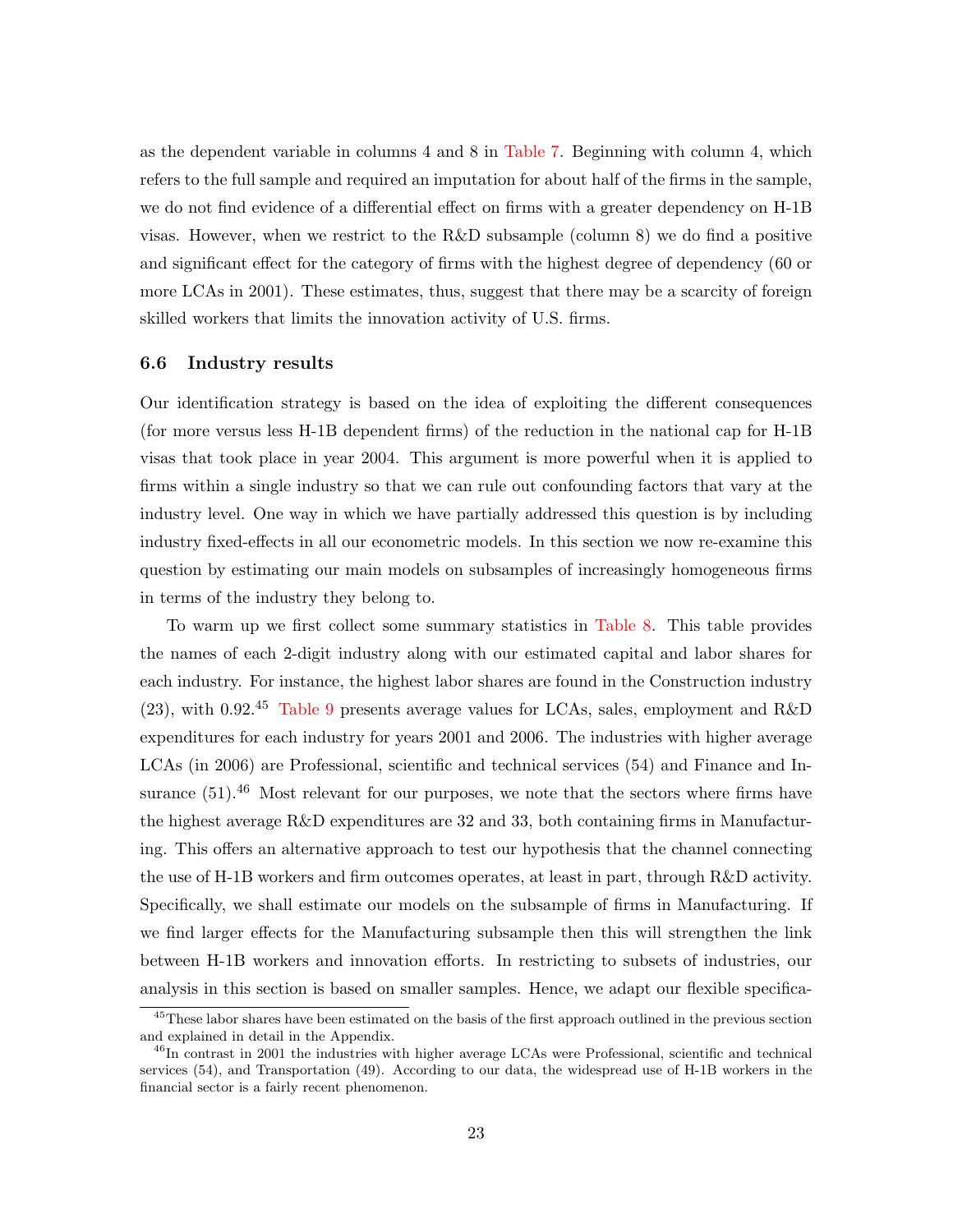as the dependent variable in columns 4 and 8 in Table 7. Beginning with column 4, which refers to the full sample and required an imputation for about half of the firms in the sample, we do not find evidence of a differential effect on firms with a greater dependency on H-1B visas. However, when we restrict to the R&D subsample (column 8) we do find a positive and significant effect for the category of firms with the highest degree of dependency (60 or more LCAs in 2001). These estimates, thus, suggest that there may be a scarcity of foreign skilled workers that limits the innovation activity of U.S. firms.

### 6.6 Industry results

Our identification strategy is based on the idea of exploiting the different consequences (for more versus less H-1B dependent firms) of the reduction in the national cap for H-1B visas that took place in year 2004. This argument is more powerful when it is applied to firms within a single industry so that we can rule out confounding factors that vary at the industry level. One way in which we have partially addressed this question is by including industry fixed-effects in all our econometric models. In this section we now re-examine this question by estimating our main models on subsamples of increasingly homogeneous firms in terms of the industry they belong to.

To warm up we first collect some summary statistics in Table 8. This table provides the names of each 2-digit industry along with our estimated capital and labor shares for each industry. For instance, the highest labor shares are found in the Construction industry (23), with 0.92.[45] Table 9 presents average values for LCAs, sales, employment and R&D expenditures for each industry for years 2001 and 2006. The industries with higher average LCAs (in 2006) are Professional, scientific and technical services (54) and Finance and Insurance (51).[46] Most relevant for our purposes, we note that the sectors where firms have the highest average R&D expenditures are 32 and 33, both containing firms in Manufacturing. This offers an alternative approach to test our hypothesis that the channel connecting the use of H-1B workers and firm outcomes operates, at least in part, through R&D activity. Specifically, we shall estimate our models on the subsample of firms in Manufacturing. If we find larger effects for the Manufacturing subsample then this will strengthen the link between H-1B workers and innovation efforts. In restricting to subsets of industries, our analysis in this section is based on smaller samples. Hence, we adapt our flexible specifica-

[45] These labor shares have been estimated on the basis of the first approach outlined in the previous section and explained in detail in the Appendix.

[46] In contrast in 2001 the industries with higher average LCAs were Professional, scientific and technical services (54), and Transportation (49). According to our data, the widespread use of H-1B workers in the financial sector is a fairly recent phenomenon.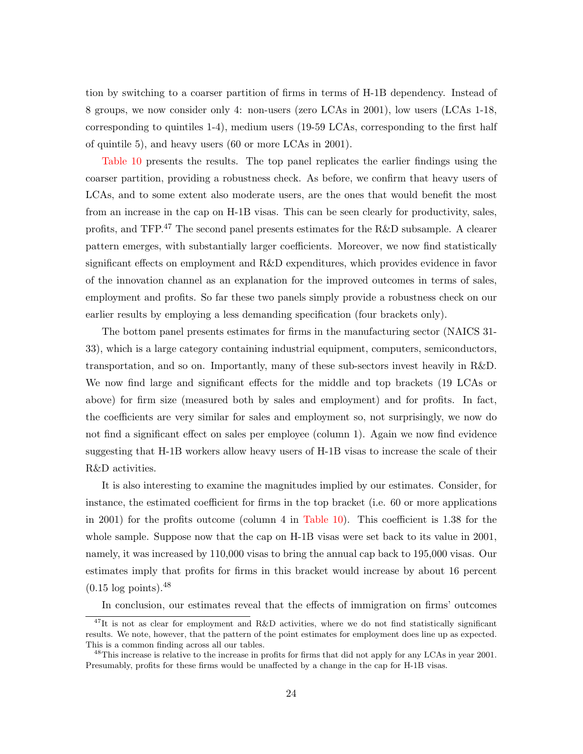tion by switching to a coarser partition of firms in terms of H-1B dependency. Instead of 8 groups, we now consider only 4: non-users (zero LCAs in 2001), low users (LCAs 1-18, corresponding to quintiles 1-4), medium users (19-59 LCAs, corresponding to the first half of quintile 5), and heavy users (60 or more LCAs in 2001).

Table 10 presents the results. The top panel replicates the earlier findings using the coarser partition, providing a robustness check. As before, we confirm that heavy users of LCAs, and to some extent also moderate users, are the ones that would benefit the most from an increase in the cap on H-1B visas. This can be seen clearly for productivity, sales, profits, and TFP.[47] The second panel presents estimates for the R&D subsample. A clearer pattern emerges, with substantially larger coefficients. Moreover, we now find statistically significant effects on employment and R&D expenditures, which provides evidence in favor of the innovation channel as an explanation for the improved outcomes in terms of sales, employment and profits. So far these two panels simply provide a robustness check on our earlier results by employing a less demanding specification (four brackets only).

The bottom panel presents estimates for firms in the manufacturing sector (NAICS 31-33), which is a large category containing industrial equipment, computers, semiconductors, transportation, and so on. Importantly, many of these sub-sectors invest heavily in R&D. We now find large and significant effects for the middle and top brackets (19 LCAs or above) for firm size (measured both by sales and employment) and for profits. In fact, the coefficients are very similar for sales and employment so, not surprisingly, we now do not find a significant effect on sales per employee (column 1). Again we now find evidence suggesting that H-1B workers allow heavy users of H-1B visas to increase the scale of their R&D activities.

It is also interesting to examine the magnitudes implied by our estimates. Consider, for instance, the estimated coefficient for firms in the top bracket (i.e. 60 or more applications in 2001) for the profits outcome (column 4 in Table 10). This coefficient is 1.38 for the whole sample. Suppose now that the cap on H-1B visas were set back to its value in 2001, namely, it was increased by 110,000 visas to bring the annual cap back to 195,000 visas. Our estimates imply that profits for firms in this bracket would increase by about 16 percent (0.15 log points).[48]

In conclusion, our estimates reveal that the effects of immigration on firms' outcomes

[47] It is not as clear for employment and R&D activities, where we do not find statistically significant results. We note, however, that the pattern of the point estimates for employment does line up as expected. This is a common finding across all our tables.

[48] This increase is relative to the increase in profits for firms that did not apply for any LCAs in year 2001. Presumably, profits for these firms would be unaffected by a change in the cap for H-1B visas.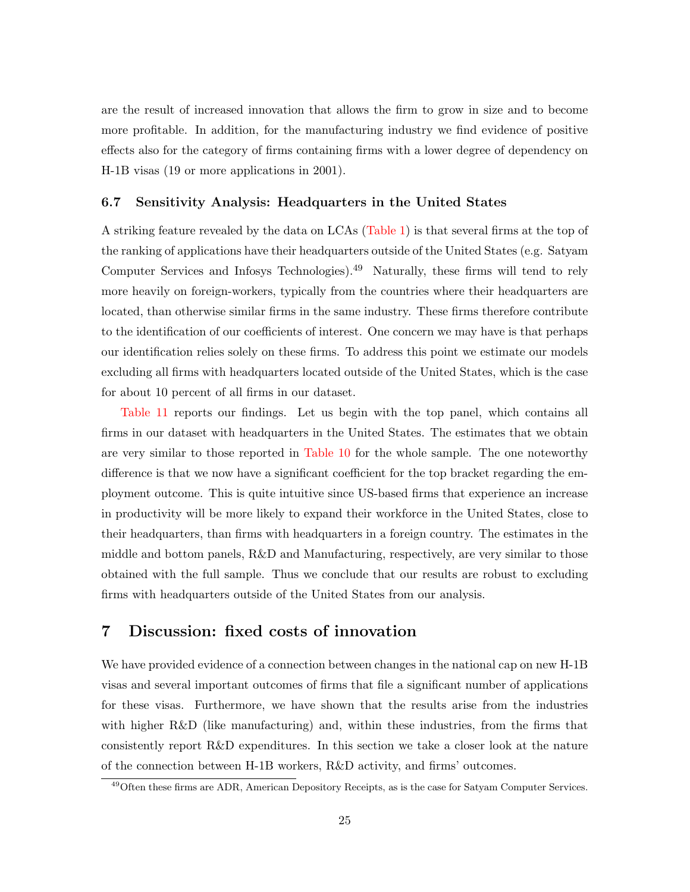are the result of increased innovation that allows the firm to grow in size and to become more profitable. In addition, for the manufacturing industry we find evidence of positive effects also for the category of firms containing firms with a lower degree of dependency on H-1B visas (19 or more applications in 2001).

### 6.7 Sensitivity Analysis: Headquarters in the United States

A striking feature revealed by the data on LCAs (Table 1) is that several firms at the top of the ranking of applications have their headquarters outside of the United States (e.g. Satyam Computer Services and Infosys Technologies).[49] Naturally, these firms will tend to rely more heavily on foreign-workers, typically from the countries where their headquarters are located, than otherwise similar firms in the same industry. These firms therefore contribute to the identification of our coefficients of interest. One concern we may have is that perhaps our identification relies solely on these firms. To address this point we estimate our models excluding all firms with headquarters located outside of the United States, which is the case for about 10 percent of all firms in our dataset.

Table 11 reports our findings. Let us begin with the top panel, which contains all firms in our dataset with headquarters in the United States. The estimates that we obtain are very similar to those reported in Table 10 for the whole sample. The one noteworthy difference is that we now have a significant coefficient for the top bracket regarding the employment outcome. This is quite intuitive since US-based firms that experience an increase in productivity will be more likely to expand their workforce in the United States, close to their headquarters, than firms with headquarters in a foreign country. The estimates in the middle and bottom panels, R&D and Manufacturing, respectively, are very similar to those obtained with the full sample. Thus we conclude that our results are robust to excluding firms with headquarters outside of the United States from our analysis.

## 7 Discussion: fixed costs of innovation

We have provided evidence of a connection between changes in the national cap on new H-1B visas and several important outcomes of firms that file a significant number of applications for these visas. Furthermore, we have shown that the results arise from the industries with higher R&D (like manufacturing) and, within these industries, from the firms that consistently report R&D expenditures. In this section we take a closer look at the nature of the connection between H-1B workers, R&D activity, and firms' outcomes.

[49] Often these firms are ADR, American Depository Receipts, as is the case for Satyam Computer Services.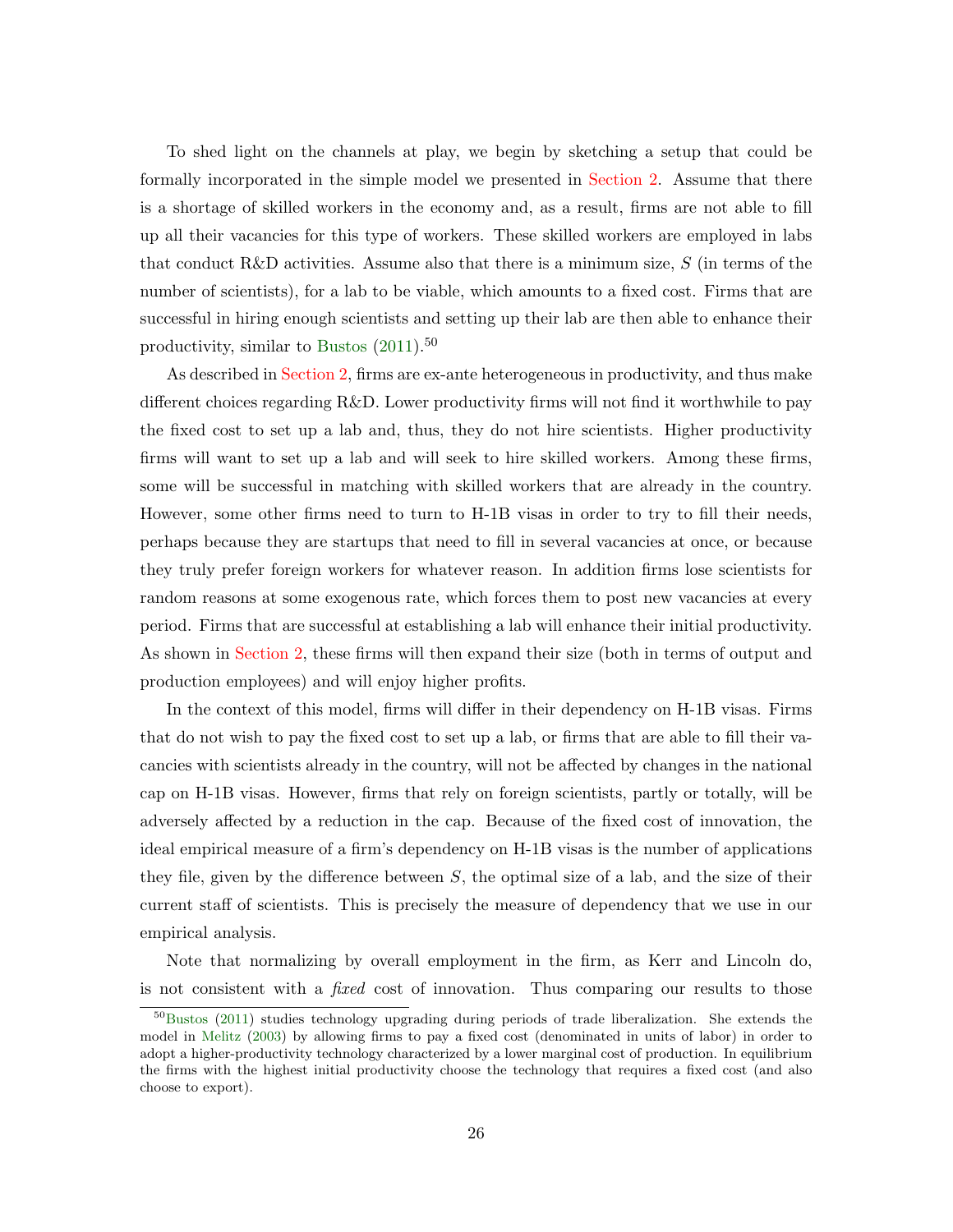To shed light on the channels at play, we begin by sketching a setup that could be formally incorporated in the simple model we presented in Section 2. Assume that there is a shortage of skilled workers in the economy and, as a result, firms are not able to fill up all their vacancies for this type of workers. These skilled workers are employed in labs that conduct R&D activities. Assume also that there is a minimum size, $S$ (in terms of the number of scientists), for a lab to be viable, which amounts to a fixed cost. Firms that are successful in hiring enough scientists and setting up their lab are then able to enhance their productivity, similar to Bustos (2011).[50]

As described in Section 2, firms are ex-ante heterogeneous in productivity, and thus make different choices regarding R&D. Lower productivity firms will not find it worthwhile to pay the fixed cost to set up a lab and, thus, they do not hire scientists. Higher productivity firms will want to set up a lab and will seek to hire skilled workers. Among these firms, some will be successful in matching with skilled workers that are already in the country. However, some other firms need to turn to H-1B visas in order to try to fill their needs, perhaps because they are startups that need to fill in several vacancies at once, or because they truly prefer foreign workers for whatever reason. In addition firms lose scientists for random reasons at some exogenous rate, which forces them to post new vacancies at every period. Firms that are successful at establishing a lab will enhance their initial productivity. As shown in Section 2, these firms will then expand their size (both in terms of output and production employees) and will enjoy higher profits.

In the context of this model, firms will differ in their dependency on H-1B visas. Firms that do not wish to pay the fixed cost to set up a lab, or firms that are able to fill their vacancies with scientists already in the country, will not be affected by changes in the national cap on H-1B visas. However, firms that rely on foreign scientists, partly or totally, will be adversely affected by a reduction in the cap. Because of the fixed cost of innovation, the ideal empirical measure of a firm's dependency on H-1B visas is the number of applications they file, given by the difference between $S$, the optimal size of a lab, and the size of their current staff of scientists. This is precisely the measure of dependency that we use in our empirical analysis.

Note that normalizing by overall employment in the firm, as Kerr and Lincoln do, is not consistent with a *fixed* cost of innovation. Thus comparing our results to those

[50] Bustos (2011) studies technology upgrading during periods of trade liberalization. She extends the model in Melitz (2003) by allowing firms to pay a fixed cost (denominated in units of labor) in order to adopt a higher-productivity technology characterized by a lower marginal cost of production. In equilibrium the firms with the highest initial productivity choose the technology that requires a fixed cost (and also choose to export).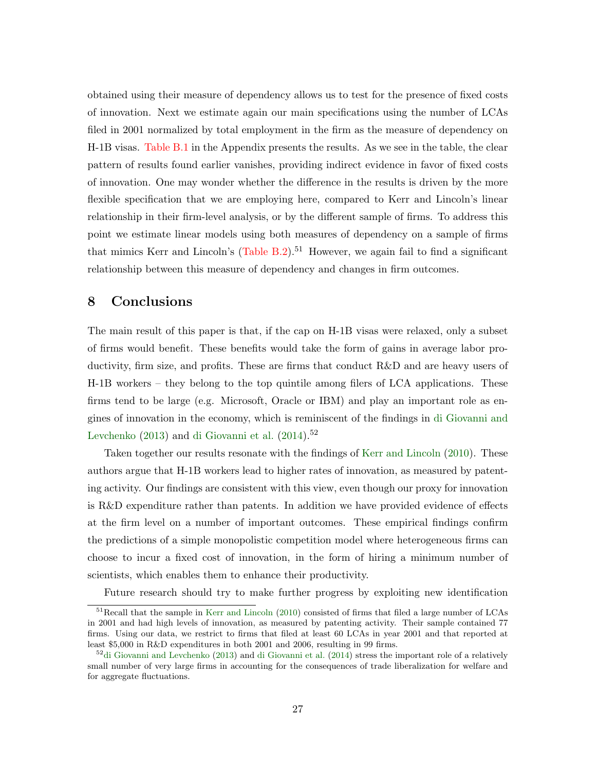obtained using their measure of dependency allows us to test for the presence of fixed costs of innovation. Next we estimate again our main specifications using the number of LCAs filed in 2001 normalized by total employment in the firm as the measure of dependency on H-1B visas. Table B.1 in the Appendix presents the results. As we see in the table, the clear pattern of results found earlier vanishes, providing indirect evidence in favor of fixed costs of innovation. One may wonder whether the difference in the results is driven by the more flexible specification that we are employing here, compared to Kerr and Lincoln's linear relationship in their firm-level analysis, or by the different sample of firms. To address this point we estimate linear models using both measures of dependency on a sample of firms that mimics Kerr and Lincoln's (Table B.2).[51] However, we again fail to find a significant relationship between this measure of dependency and changes in firm outcomes.

## 8 Conclusions

The main result of this paper is that, if the cap on H-1B visas were relaxed, only a subset of firms would benefit. These benefits would take the form of gains in average labor productivity, firm size, and profits. These are firms that conduct R&D and are heavy users of H-1B workers – they belong to the top quintile among filers of LCA applications. These firms tend to be large (e.g. Microsoft, Oracle or IBM) and play an important role as engines of innovation in the economy, which is reminiscent of the findings in di Giovanni and Levchenko (2013) and di Giovanni et al. (2014).[52]

Taken together our results resonate with the findings of Kerr and Lincoln (2010). These authors argue that H-1B workers lead to higher rates of innovation, as measured by patenting activity. Our findings are consistent with this view, even though our proxy for innovation is R&D expenditure rather than patents. In addition we have provided evidence of effects at the firm level on a number of important outcomes. These empirical findings confirm the predictions of a simple monopolistic competition model where heterogeneous firms can choose to incur a fixed cost of innovation, in the form of hiring a minimum number of scientists, which enables them to enhance their productivity.

Future research should try to make further progress by exploiting new identification

[51] Recall that the sample in Kerr and Lincoln (2010) consisted of firms that filed a large number of LCAs in 2001 and had high levels of innovation, as measured by patenting activity. Their sample contained 77 firms. Using our data, we restrict to firms that filed at least 60 LCAs in year 2001 and that reported at least $5,000 in R&D expenditures in both 2001 and 2006, resulting in 99 firms.

[52] di Giovanni and Levchenko (2013) and di Giovanni et al. (2014) stress the important role of a relatively small number of very large firms in accounting for the consequences of trade liberalization for welfare and for aggregate fluctuations.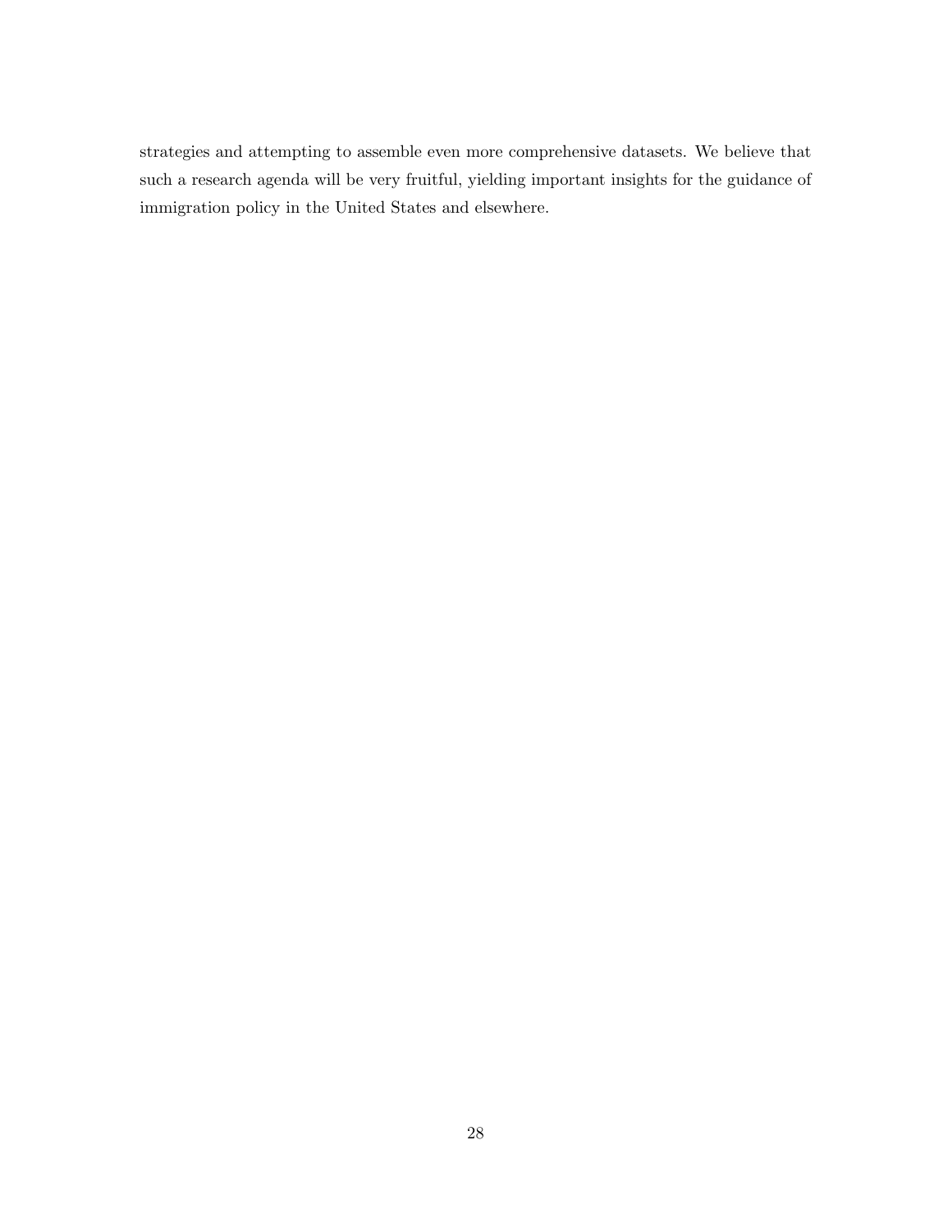strategies and attempting to assemble even more comprehensive datasets. We believe that such a research agenda will be very fruitful, yielding important insights for the guidance of immigration policy in the United States and elsewhere.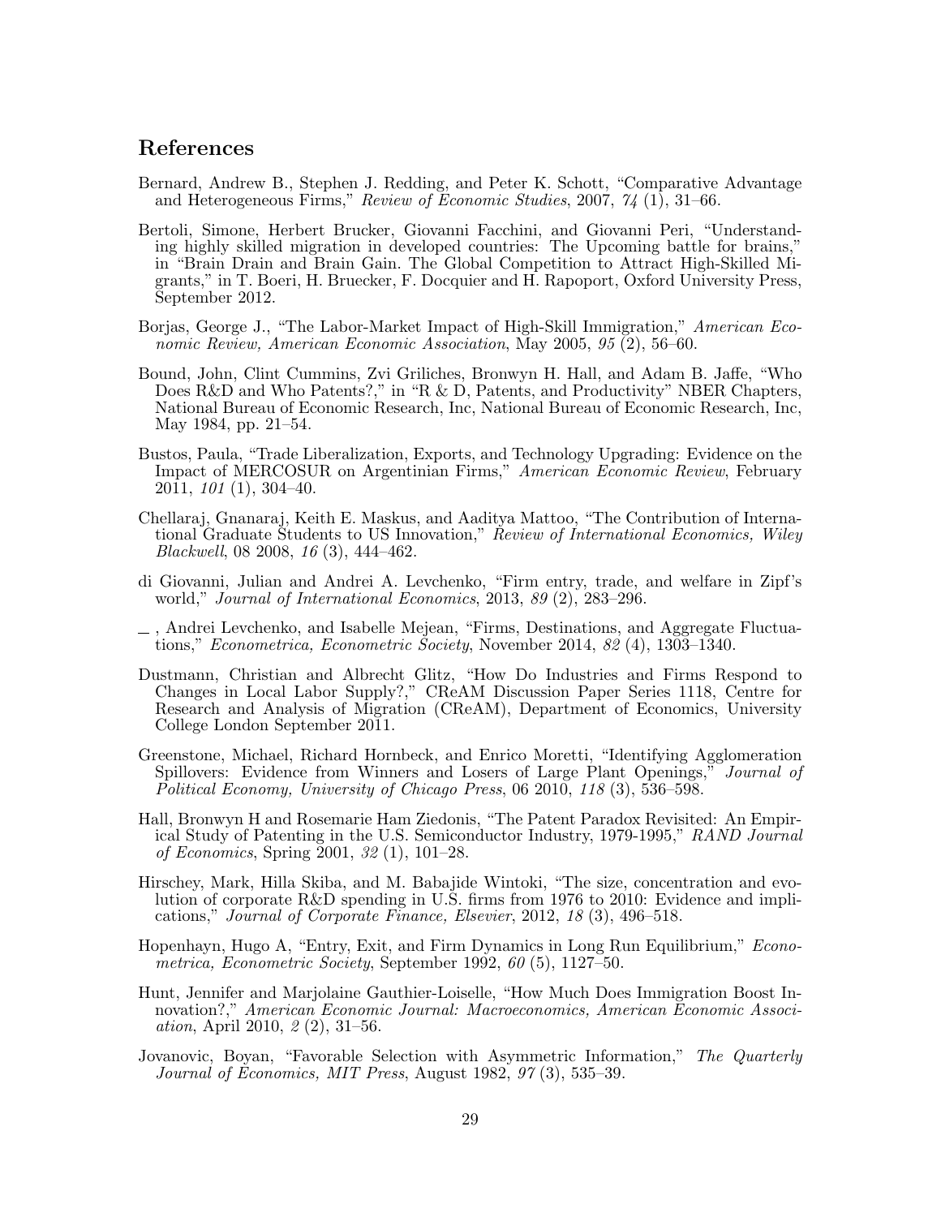## References

Bernard, Andrew B., Stephen J. Redding, and Peter K. Schott, "Comparative Advantage and Heterogeneous Firms," *Review of Economic Studies*, 2007, *74* (1), 31–66.

Bertoli, Simone, Herbert Brucker, Giovanni Facchini, and Giovanni Peri, "Understanding highly skilled migration in developed countries: The Upcoming battle for brains," in "Brain Drain and Brain Gain. The Global Competition to Attract High-Skilled Migrants," in T. Boeri, H. Bruecker, F. Docquier and H. Rapoport, Oxford University Press, September 2012.

Borjas, George J., "The Labor-Market Impact of High-Skill Immigration," *American Economic Review, American Economic Association*, May 2005, *95* (2), 56–60.

Bound, John, Clint Cummins, Zvi Griliches, Bronwyn H. Hall, and Adam B. Jaffe, "Who Does R&D and Who Patents?," in "R & D, Patents, and Productivity" NBER Chapters, National Bureau of Economic Research, Inc, National Bureau of Economic Research, Inc, May 1984, pp. 21–54.

Bustos, Paula, "Trade Liberalization, Exports, and Technology Upgrading: Evidence on the Impact of MERCOSUR on Argentinian Firms," *American Economic Review*, February 2011, *101* (1), 304–40.

Chellaraj, Gnanaraj, Keith E. Maskus, and Aaditya Mattoo, "The Contribution of International Graduate Students to US Innovation," *Review of International Economics, Wiley Blackwell*, 08 2008, *16* (3), 444–462.

di Giovanni, Julian and Andrei A. Levchenko, "Firm entry, trade, and welfare in Zipf's world," *Journal of International Economics*, 2013, *89* (2), 283–296.

_ , Andrei Levchenko, and Isabelle Mejean, "Firms, Destinations, and Aggregate Fluctuations," *Econometrica, Econometric Society*, November 2014, *82* (4), 1303–1340.

Dustmann, Christian and Albrecht Glitz, "How Do Industries and Firms Respond to Changes in Local Labor Supply?," CReAM Discussion Paper Series 1118, Centre for Research and Analysis of Migration (CReAM), Department of Economics, University College London September 2011.

Greenstone, Michael, Richard Hornbeck, and Enrico Moretti, "Identifying Agglomeration Spillovers: Evidence from Winners and Losers of Large Plant Openings," *Journal of Political Economy, University of Chicago Press*, 06 2010, *118* (3), 536–598.

Hall, Bronwyn H and Rosemarie Ham Ziedonis, "The Patent Paradox Revisited: An Empirical Study of Patenting in the U.S. Semiconductor Industry, 1979-1995," *RAND Journal of Economics*, Spring 2001, *32* (1), 101–28.

Hirschey, Mark, Hilla Skiba, and M. Babajide Wintoki, "The size, concentration and evolution of corporate R&D spending in U.S. firms from 1976 to 2010: Evidence and implications," *Journal of Corporate Finance, Elsevier*, 2012, *18* (3), 496–518.

Hopenhayn, Hugo A, "Entry, Exit, and Firm Dynamics in Long Run Equilibrium," *Econometrica, Econometric Society*, September 1992, *60* (5), 1127–50.

Hunt, Jennifer and Marjolaine Gauthier-Loiselle, "How Much Does Immigration Boost Innovation?," *American Economic Journal: Macroeconomics, American Economic Association*, April 2010, *2* (2), 31–56.

Jovanovic, Boyan, "Favorable Selection with Asymmetric Information," *The Quarterly Journal of Economics, MIT Press*, August 1982, *97* (3), 535–39.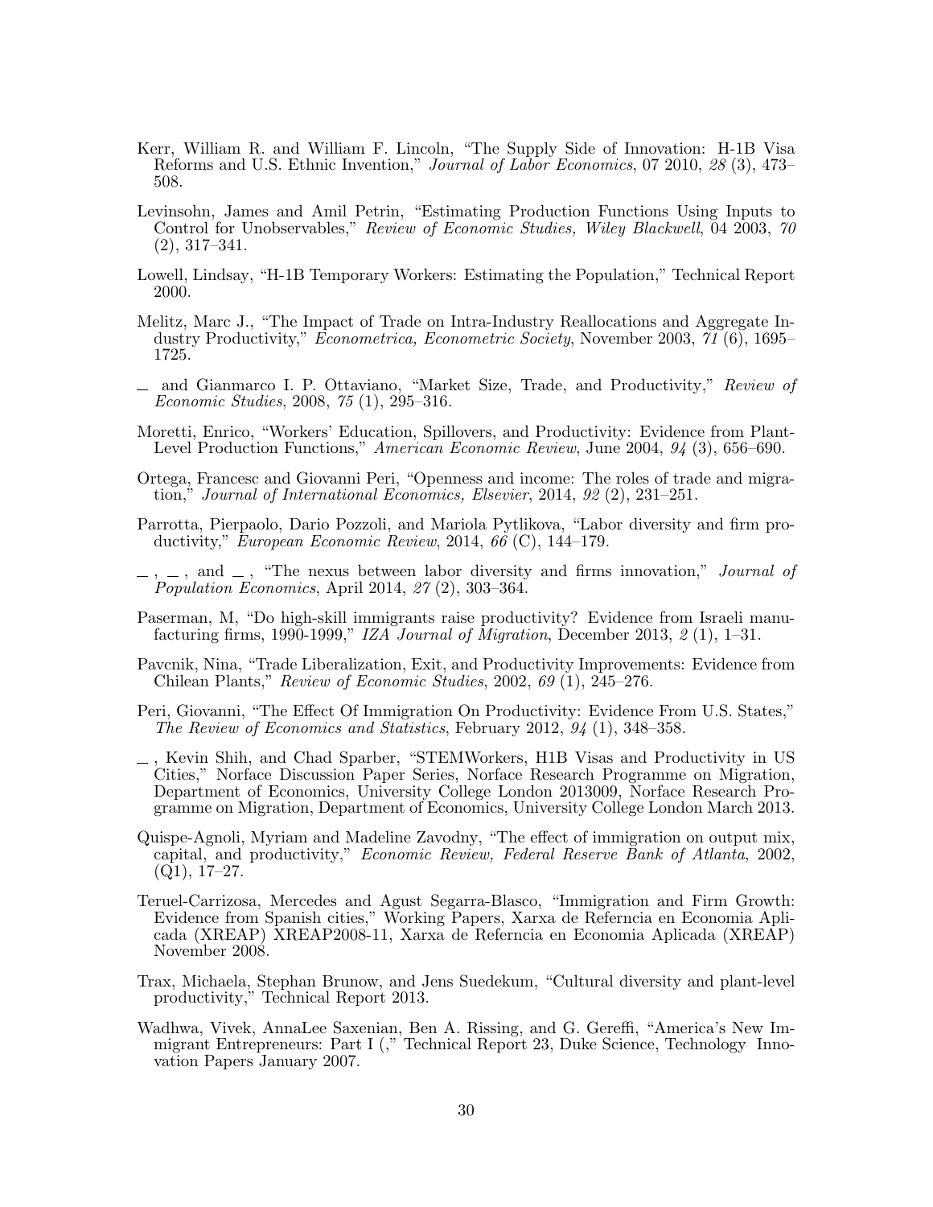Kerr, William R. and William F. Lincoln, "The Supply Side of Innovation: H-1B Visa Reforms and U.S. Ethnic Invention," *Journal of Labor Economics*, 07 2010, *28* (3), 473–508.

Levinsohn, James and Amil Petrin, "Estimating Production Functions Using Inputs to Control for Unobservables," *Review of Economic Studies, Wiley Blackwell*, 04 2003, *70* (2), 317–341.

Lowell, Lindsay, "H-1B Temporary Workers: Estimating the Population," Technical Report 2000.

Melitz, Marc J., "The Impact of Trade on Intra-Industry Reallocations and Aggregate Industry Productivity," *Econometrica, Econometric Society*, November 2003, *71* (6), 1695–1725.

_ and Gianmarco I. P. Ottaviano, "Market Size, Trade, and Productivity," *Review of Economic Studies*, 2008, *75* (1), 295–316.

Moretti, Enrico, "Workers' Education, Spillovers, and Productivity: Evidence from Plant-Level Production Functions," *American Economic Review*, June 2004, *94* (3), 656–690.

Ortega, Francesc and Giovanni Peri, "Openness and income: The roles of trade and migration," *Journal of International Economics, Elsevier*, 2014, *92* (2), 231–251.

Parrotta, Pierpaolo, Dario Pozzoli, and Mariola Pytlikova, "Labor diversity and firm productivity," *European Economic Review*, 2014, *66* (C), 144–179.

_ , _ , and _ , "The nexus between labor diversity and firms innovation," *Journal of Population Economics*, April 2014, *27* (2), 303–364.

Paserman, M, "Do high-skill immigrants raise productivity? Evidence from Israeli manufacturing firms, 1990-1999," *IZA Journal of Migration*, December 2013, *2* (1), 1–31.

Pavcnik, Nina, "Trade Liberalization, Exit, and Productivity Improvements: Evidence from Chilean Plants," *Review of Economic Studies*, 2002, *69* (1), 245–276.

Peri, Giovanni, "The Effect Of Immigration On Productivity: Evidence From U.S. States," *The Review of Economics and Statistics*, February 2012, *94* (1), 348–358.

_ , Kevin Shih, and Chad Sparber, "STEMWorkers, H1B Visas and Productivity in US Cities," Norface Discussion Paper Series, Norface Research Programme on Migration, Department of Economics, University College London 2013009, Norface Research Programme on Migration, Department of Economics, University College London March 2013.

Quispe-Agnoli, Myriam and Madeline Zavodny, "The effect of immigration on output mix, capital, and productivity," *Economic Review, Federal Reserve Bank of Atlanta*, 2002, (Q1), 17–27.

Teruel-Carrizosa, Mercedes and Agust Segarra-Blasco, "Immigration and Firm Growth: Evidence from Spanish cities," Working Papers, Xarxa de Referncia en Economia Aplicada (XREAP) XREAP2008-11, Xarxa de Referncia en Economia Aplicada (XREAP) November 2008.

Trax, Michaela, Stephan Brunow, and Jens Suedekum, "Cultural diversity and plant-level productivity," Technical Report 2013.

Wadhwa, Vivek, AnnaLee Saxenian, Ben A. Rissing, and G. Gereffi, "America's New Immigrant Entrepreneurs: Part I (," Technical Report 23, Duke Science, Technology Innovation Papers January 2007.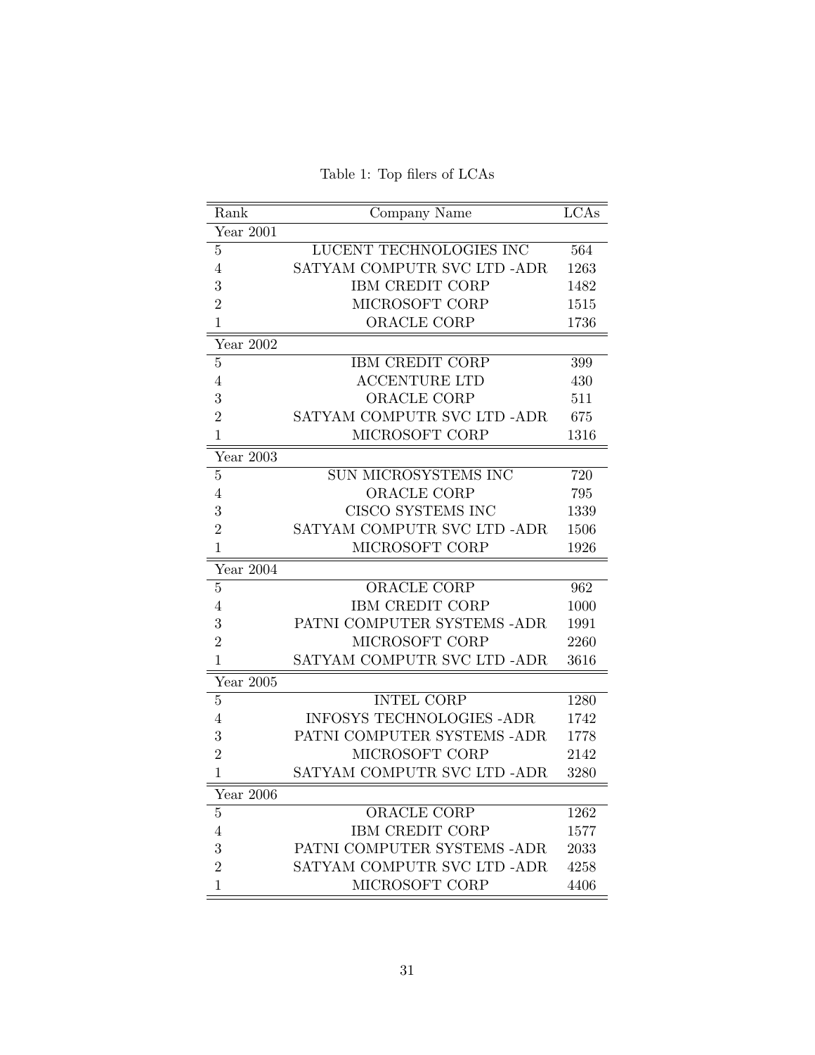Table 1: Top filers of LCAs

| Rank | Company Name | LCAs |
|---|---|---|
| Year 2001 | | |
| 5 | LUCENT TECHNOLOGIES INC | 564 |
| 4 | SATYAM COMPUTR SVC LTD -ADR | 1263 |
| 3 | IBM CREDIT CORP | 1482 |
| 2 | MICROSOFT CORP | 1515 |
| 1 | ORACLE CORP | 1736 |
| Year 2002 | | |
| 5 | IBM CREDIT CORP | 399 |
| 4 | ACCENTURE LTD | 430 |
| 3 | ORACLE CORP | 511 |
| 2 | SATYAM COMPUTR SVC LTD -ADR | 675 |
| 1 | MICROSOFT CORP | 1316 |
| Year 2003 | | |
| 5 | SUN MICROSYSTEMS INC | 720 |
| 4 | ORACLE CORP | 795 |
| 3 | CISCO SYSTEMS INC | 1339 |
| 2 | SATYAM COMPUTR SVC LTD -ADR | 1506 |
| 1 | MICROSOFT CORP | 1926 |
| Year 2004 | | |
| 5 | ORACLE CORP | 962 |
| 4 | IBM CREDIT CORP | 1000 |
| 3 | PATNI COMPUTER SYSTEMS -ADR | 1991 |
| 2 | MICROSOFT CORP | 2260 |
| 1 | SATYAM COMPUTR SVC LTD -ADR | 3616 |
| Year 2005 | | |
| 5 | INTEL CORP | 1280 |
| 4 | INFOSYS TECHNOLOGIES -ADR | 1742 |
| 3 | PATNI COMPUTER SYSTEMS -ADR | 1778 |
| 2 | MICROSOFT CORP | 2142 |
| 1 | SATYAM COMPUTR SVC LTD -ADR | 3280 |
| Year 2006 | | |
| 5 | ORACLE CORP | 1262 |
| 4 | IBM CREDIT CORP | 1577 |
| 3 | PATNI COMPUTER SYSTEMS -ADR | 2033 |
| 2 | SATYAM COMPUTR SVC LTD -ADR | 4258 |
| 1 | MICROSOFT CORP | 4406 |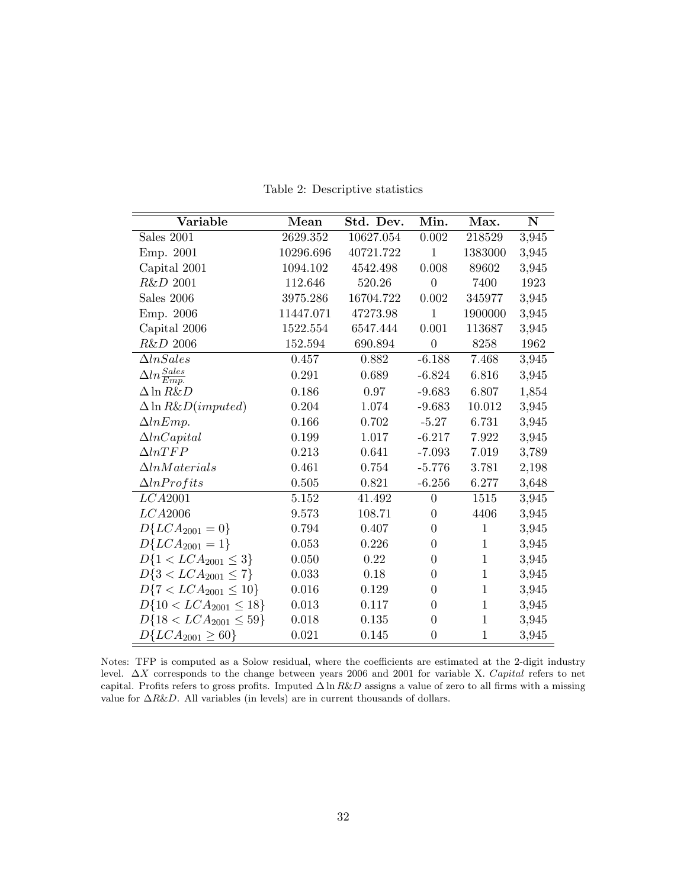Table 2: Descriptive statistics

| Variable | Mean | Std. Dev. | Min. | Max. | N |
|---|---|---|---|---|---|
| Sales 2001 | 2629.352 | 10627.054 | 0.002 | 218529 | 3,945 |
| Emp. 2001 | 10296.696 | 40721.722 | 1 | 1383000 | 3,945 |
| Capital 2001 | 1094.102 | 4542.498 | 0.008 | 89602 | 3,945 |
| $R\&D$ 2001 | 112.646 | 520.26 | 0 | 7400 | 1923 |
| Sales 2006 | 3975.286 | 16704.722 | 0.002 | 345977 | 3,945 |
| Emp. 2006 | 11447.071 | 47273.98 | 1 | 1900000 | 3,945 |
| Capital 2006 | 1522.554 | 6547.444 | 0.001 | 113687 | 3,945 |
| $R\&D$ 2006 | 152.594 | 690.894 | 0 | 8258 | 1962 |
| $\Delta lnSales$ | 0.457 | 0.882 | -6.188 | 7.468 | 3,945 |
| $\Delta ln\frac{Sales}{Emp.}$ | 0.291 | 0.689 | -6.824 | 6.816 | 3,945 |
| $\Delta \ln R\&D$ | 0.186 | 0.97 | -9.683 | 6.807 | 1,854 |
| $\Delta \ln R\&D(imputed)$ | 0.204 | 1.074 | -9.683 | 10.012 | 3,945 |
| $\Delta lnEmp.$ | 0.166 | 0.702 | -5.27 | 6.731 | 3,945 |
| $\Delta lnCapital$ | 0.199 | 1.017 | -6.217 | 7.922 | 3,945 |
| $\Delta lnTFP$ | 0.213 | 0.641 | -7.093 | 7.019 | 3,789 |
| $\Delta lnMaterials$ | 0.461 | 0.754 | -5.776 | 3.781 | 2,198 |
| $\Delta lnProfits$ | 0.505 | 0.821 | -6.256 | 6.277 | 3,648 |
| $LCA2001$ | 5.152 | 41.492 | 0 | 1515 | 3,945 |
| $LCA2006$ | 9.573 | 108.71 | 0 | 4406 | 3,945 |
| $D\{LCA_{2001} = 0\}$ | 0.794 | 0.407 | 0 | 1 | 3,945 |
| $D\{LCA_{2001} = 1\}$ | 0.053 | 0.226 | 0 | 1 | 3,945 |
| $D\{1 < LCA_{2001} \leq 3\}$ | 0.050 | 0.22 | 0 | 1 | 3,945 |
| $D\{3 < LCA_{2001} \leq 7\}$ | 0.033 | 0.18 | 0 | 1 | 3,945 |
| $D\{7 < LCA_{2001} \leq 10\}$ | 0.016 | 0.129 | 0 | 1 | 3,945 |
| $D\{10 < LCA_{2001} \leq 18\}$ | 0.013 | 0.117 | 0 | 1 | 3,945 |
| $D\{18 < LCA_{2001} \leq 59\}$ | 0.018 | 0.135 | 0 | 1 | 3,945 |
| $D\{LCA_{2001} \geq 60\}$ | 0.021 | 0.145 | 0 | 1 | 3,945 |

Notes: TFP is computed as a Solow residual, where the coefficients are estimated at the 2-digit industry level. $\Delta X$ corresponds to the change between years 2006 and 2001 for variable X. *Capital* refers to net capital. Profits refers to gross profits. Imputed $\Delta \ln R\&D$ assigns a value of zero to all firms with a missing value for $\Delta R\&D$. All variables (in levels) are in current thousands of dollars.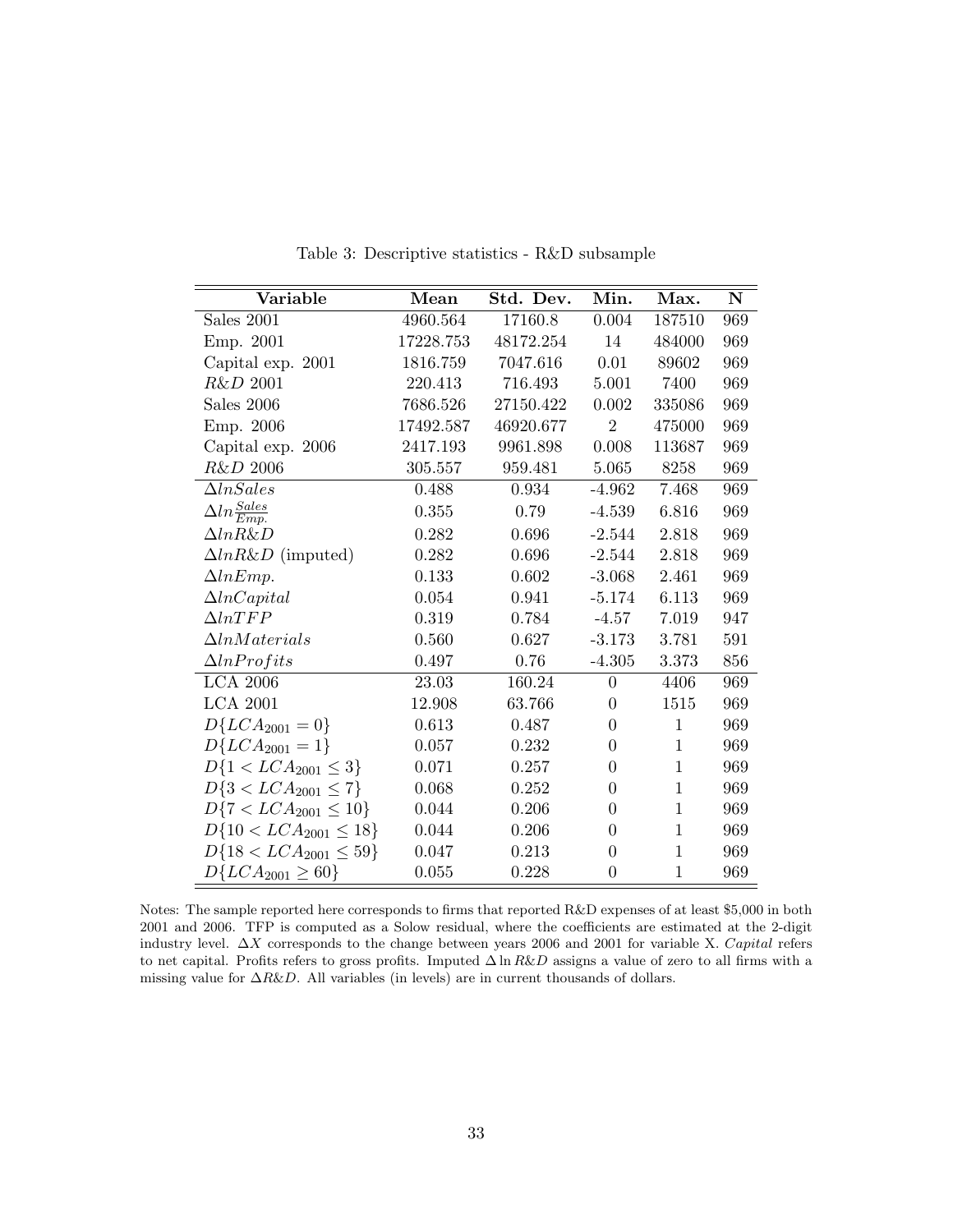Table 3: Descriptive statistics - R&D subsample

| Variable | Mean | Std. Dev. | Min. | Max. | N |
|---|---|---|---|---|---|
| Sales 2001 | 4960.564 | 17160.8 | 0.004 | 187510 | 969 |
| Emp. 2001 | 17228.753 | 48172.254 | 14 | 484000 | 969 |
| Capital exp. 2001 | 1816.759 | 7047.616 | 0.01 | 89602 | 969 |
| *R&D* 2001 | 220.413 | 716.493 | 5.001 | 7400 | 969 |
| Sales 2006 | 7686.526 | 27150.422 | 0.002 | 335086 | 969 |
| Emp. 2006 | 17492.587 | 46920.677 | 2 | 475000 | 969 |
| Capital exp. 2006 | 2417.193 | 9961.898 | 0.008 | 113687 | 969 |
| *R&D* 2006 | 305.557 | 959.481 | 5.065 | 8258 | 969 |
| $\Delta lnSales$ | 0.488 | 0.934 | -4.962 | 7.468 | 969 |
| $\Delta ln\frac{Sales}{Emp.}$ | 0.355 | 0.79 | -4.539 | 6.816 | 969 |
| $\Delta lnR\&D$ | 0.282 | 0.696 | -2.544 | 2.818 | 969 |
| $\Delta lnR\&D$ (imputed) | 0.282 | 0.696 | -2.544 | 2.818 | 969 |
| $\Delta lnEmp.$ | 0.133 | 0.602 | -3.068 | 2.461 | 969 |
| $\Delta lnCapital$ | 0.054 | 0.941 | -5.174 | 6.113 | 969 |
| $\Delta lnTFP$ | 0.319 | 0.784 | -4.57 | 7.019 | 947 |
| $\Delta lnMaterials$ | 0.560 | 0.627 | -3.173 | 3.781 | 591 |
| $\Delta lnProfits$ | 0.497 | 0.76 | -4.305 | 3.373 | 856 |
| LCA 2006 | 23.03 | 160.24 | 0 | 4406 | 969 |
| LCA 2001 | 12.908 | 63.766 | 0 | 1515 | 969 |
| $D\{LCA_{2001} = 0\}$ | 0.613 | 0.487 | 0 | 1 | 969 |
| $D\{LCA_{2001} = 1\}$ | 0.057 | 0.232 | 0 | 1 | 969 |
| $D\{1 < LCA_{2001} \leq 3\}$ | 0.071 | 0.257 | 0 | 1 | 969 |
| $D\{3 < LCA_{2001} \leq 7\}$ | 0.068 | 0.252 | 0 | 1 | 969 |
| $D\{7 < LCA_{2001} \leq 10\}$ | 0.044 | 0.206 | 0 | 1 | 969 |
| $D\{10 < LCA_{2001} \leq 18\}$ | 0.044 | 0.206 | 0 | 1 | 969 |
| $D\{18 < LCA_{2001} \leq 59\}$ | 0.047 | 0.213 | 0 | 1 | 969 |
| $D\{LCA_{2001} \geq 60\}$ | 0.055 | 0.228 | 0 | 1 | 969 |

Notes: The sample reported here corresponds to firms that reported R&D expenses of at least \$5,000 in both 2001 and 2006. TFP is computed as a Solow residual, where the coefficients are estimated at the 2-digit industry level. $\Delta X$ corresponds to the change between years 2006 and 2001 for variable X. *Capital* refers to net capital. Profits refers to gross profits. Imputed $\Delta \ln R\&D$ assigns a value of zero to all firms with a missing value for $\Delta R\&D$. All variables (in levels) are in current thousands of dollars.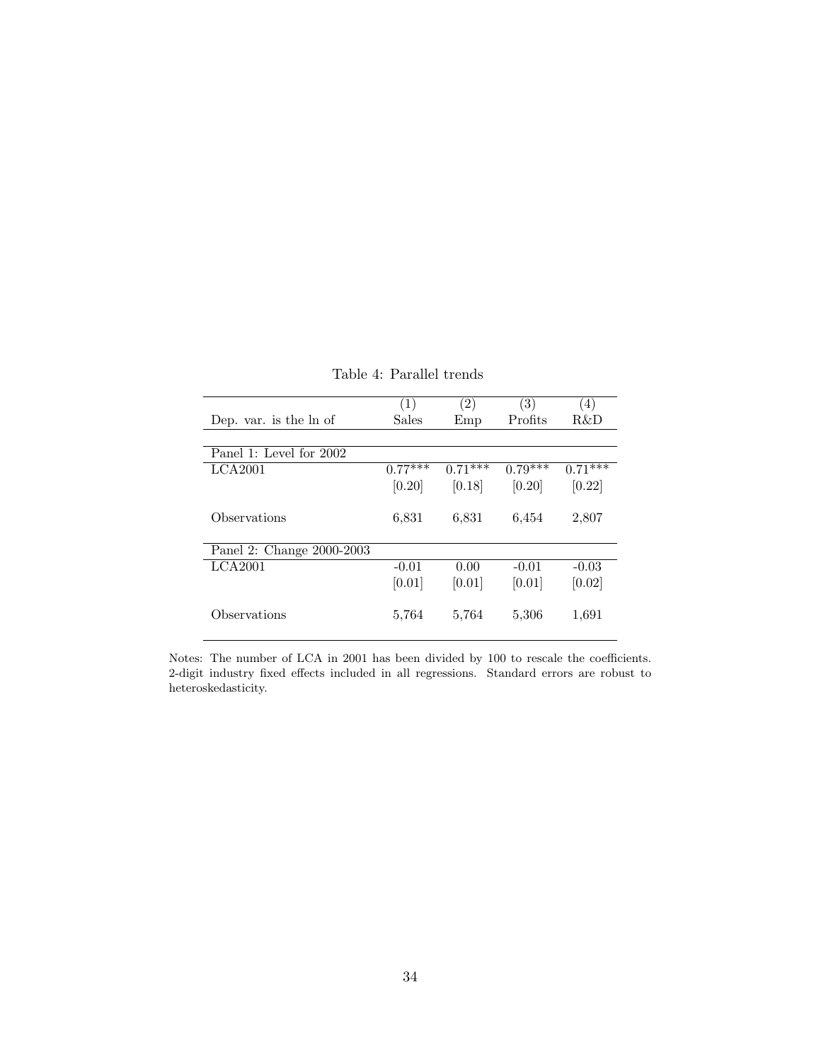Table 4: Parallel trends

| | (1) | (2) | (3) | (4) |
|---|---|---|---|---|
| Dep. var. is the ln of | Sales | Emp | Profits | R&D |
| **Panel 1: Level for 2002** | | | | |
| LCA2001 | 0.77*** | 0.71*** | 0.79*** | 0.71*** |
| | [0.20] | [0.18] | [0.20] | [0.22] |
| Observations | 6,831 | 6,831 | 6,454 | 2,807 |
| **Panel 2: Change 2000-2003** | | | | |
| LCA2001 | -0.01 | 0.00 | -0.01 | -0.03 |
| | [0.01] | [0.01] | [0.01] | [0.02] |
| Observations | 5,764 | 5,764 | 5,306 | 1,691 |

Notes: The number of LCA in 2001 has been divided by 100 to rescale the coefficients. 2-digit industry fixed effects included in all regressions. Standard errors are robust to heteroskedasticity.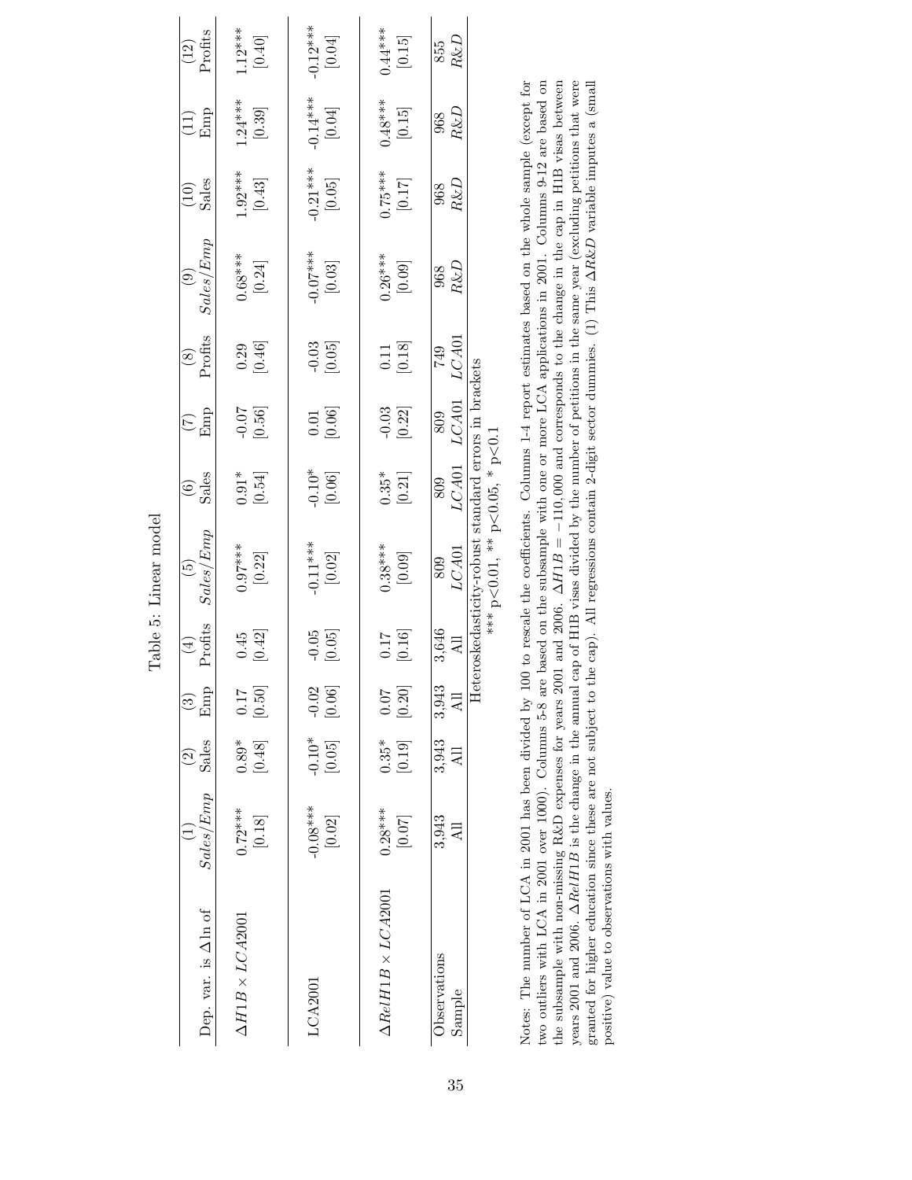# Table 5: Linear model

| Dep. var. is $\Delta \ln$ of | (1) $Sales/Emp$ | (2) Sales | (3) Emp | (4) Profits | (5) $Sales/Emp$ | (6) Sales | (7) Emp | (8) Profits | (9) $Sales/Emp$ | (10) Sales | (11) Emp | (12) Profits |
|---|---|---|---|---|---|---|---|---|---|---|---|---|
| $\Delta H1B \times LCA2001$ | 0.72*** | 0.89* | 0.17 | 0.45 | 0.97*** | 0.91* | -0.07 | 0.29 | 0.68*** | 1.92*** | 1.24*** | 1.12*** |
| | [0.18] | [0.48] | [0.50] | [0.42] | [0.22] | [0.54] | [0.56] | [0.46] | [0.24] | [0.43] | [0.39] | [0.40] |
| LCA2001 | -0.08*** | -0.10* | -0.02 | -0.05 | -0.11*** | -0.10* | 0.01 | -0.03 | -0.07*** | -0.21*** | -0.14*** | -0.12*** |
| | [0.02] | [0.05] | [0.06] | [0.05] | [0.02] | [0.06] | [0.06] | [0.05] | [0.03] | [0.05] | [0.04] | [0.04] |
| $\Delta RelH1B \times LCA2001$ | 0.28*** | 0.35* | 0.07 | 0.17 | 0.38*** | 0.35* | -0.03 | 0.11 | 0.26*** | 0.75*** | 0.48*** | 0.44*** |
| | [0.07] | [0.19] | [0.20] | [0.16] | [0.09] | [0.21] | [0.22] | [0.18] | [0.09] | [0.17] | [0.15] | [0.15] |
| Observations | 3,943 | 3,943 | 3,943 | 3,646 | 809 | 809 | 809 | 749 | 968 | 968 | 968 | 855 |
| Sample | All | All | All | All | $LCA01$ | $LCA01$ | $LCA01$ | $LCA01$ | $R\&D$ | $R\&D$ | $R\&D$ | $R\&D$ |

Heteroskedasticity-robust standard errors in brackets

*** p<0.01, ** p<0.05, * p<0.1

Notes: The number of LCA in 2001 has been divided by 100 to rescale the coefficients. Columns 1-4 report estimates based on the whole sample (except for two outliers with LCA in 2001 over 1000). Columns 5-8 are based on the subsample with one or more LCA applications in 2001. Columns 9-12 are based on the subsample with non-missing R&D expenses for years 2001 and 2006. $\Delta H1B = -110,000$ and corresponds to the change in the cap in H1B visas between years 2001 and 2006. $\Delta RelH1B$ is the change in the annual cap of H1B visas divided by the number of petitions in the same year (excluding petitions that were granted for higher education since these are not subject to the cap). All regressions contain 2-digit sector dummies. (1) This $\Delta R\&D$ variable imputes a (small positive) value to observations with values.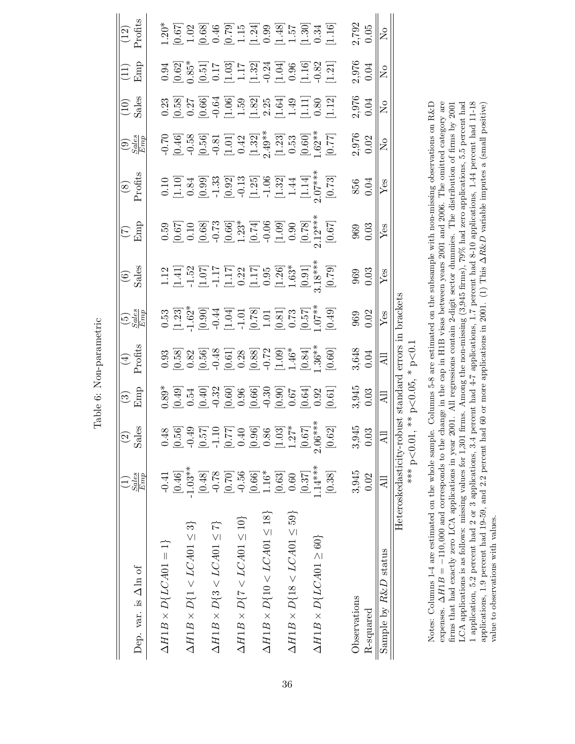Table 6: Non-parametric

| Dep. var. is $\Delta \ln$ of | (1) $\frac{Sales}{Emp}$ | (2) Sales | (3) Emp | (4) Profits | (5) $\frac{Sales}{Emp}$ | (6) Sales | (7) Emp | (8) Profits | (9) $\frac{Sales}{Emp}$ | (10) Sales | (11) Emp | (12) Profits |
|---|---|---|---|---|---|---|---|---|---|---|---|---|
| $\Delta H1B \times D\{LCA01 = 1\}$ | -0.41 | 0.48 | 0.89* | 0.93 | 0.53 | 1.12 | 0.59 | 0.10 | -0.70 | 0.23 | 0.94 | 1.20* |
| | [0.46] | [0.56] | [0.49] | [0.58] | [1.23] | [1.41] | [0.67] | [1.10] | [0.46] | [0.58] | [0.62] | [0.67] |
| $\Delta H1B \times D\{1 < LCA01 \leq 3\}$ | -1.03** | -0.49 | 0.54 | 0.82 | -1.62* | -1.52 | 0.10 | 0.84 | -0.58 | 0.27 | 0.85* | 1.02 |
| | [0.48] | [0.57] | [0.40] | [0.56] | [0.90] | [1.07] | [0.68] | [0.99] | [0.56] | [0.66] | [0.51] | [0.68] |
| $\Delta H1B \times D\{3 < LCA01 \leq 7\}$ | -0.78 | -1.10 | -0.32 | -0.48 | -0.44 | -1.17 | -0.73 | -1.33 | -0.81 | -0.64 | 0.17 | 0.46 |
| | [0.70] | [0.77] | [0.60] | [0.61] | [1.04] | [1.17] | [0.66] | [0.92] | [1.01] | [1.06] | [1.03] | [0.79] |
| $\Delta H1B \times D\{7 < LCA01 \leq 10\}$ | -0.56 | 0.40 | 0.96 | 0.28 | -1.01 | 0.22 | 1.23* | -0.13 | 0.42 | 1.59 | 1.17 | 1.15 |
| | [0.66] | [0.96] | [0.66] | [0.88] | [0.78] | [1.17] | [0.74] | [1.25] | [1.32] | [1.82] | [1.32] | [1.24] |
| $\Delta H1B \times D\{10 < LCA01 \leq 18\}$ | 1.16* | 0.86 | -0.30 | -0.72 | 1.01 | 0.95 | -0.06 | -1.06 | 2.49** | 2.25 | -0.24 | 0.99 |
| | [0.63] | [1.03] | [0.90] | [1.09] | [0.81] | [1.26] | [1.09] | [1.32] | [1.23] | [1.64] | [1.04] | [1.48] |
| $\Delta H1B \times D\{18 < LCA01 \leq 59\}$ | 0.60 | 1.27* | 0.67 | 1.46* | 0.73 | 1.63* | 0.90 | 1.44 | 0.53 | 1.49 | 0.96 | 1.57 |
| | [0.37] | [0.67] | [0.64] | [0.84] | [0.57] | [0.91] | [0.78] | [1.14] | [0.60] | [1.11] | [1.16] | [1.30] |
| $\Delta H1B \times D\{LCA01 \geq 60\}$ | 1.14*** | 2.06*** | 0.92 | 1.36** | 1.07** | 3.18*** | 2.12*** | 2.07*** | 1.62** | 0.80 | -0.82 | 0.34 |
| | [0.38] | [0.62] | [0.61] | [0.60] | [0.49] | [0.79] | [0.67] | [0.73] | [0.77] | [1.12] | [1.21] | [1.16] |
| Observations | 3,945 | 3,945 | 3,945 | 3,648 | 969 | 969 | 969 | 856 | 2,976 | 2,976 | 2,976 | 2,792 |
| R-squared | 0.02 | 0.03 | 0.03 | 0.04 | 0.02 | 0.03 | 0.03 | 0.04 | 0.02 | 0.04 | 0.04 | 0.05 |
| Sample by $R\&D$ status | All | All | All | All | Yes | Yes | Yes | Yes | No | No | No | No |

Heteroskedasticity-robust standard errors in brackets
*** p<0.01, ** p<0.05, * p<0.1

Notes: Columns 1-4 are estimated on the whole sample. Columns 5-8 are estimated on the subsample with non-missing observations on R&D expenses. $\Delta H1B = -110{,}000$ and corresponds to the change in the cap in H1B visas between years 2001 and 2006. The omitted category are firms that had exactly zero LCA applications in year 2001. All regressions contain 2-digit sector dummies. The distribution of firms by 2001 LCA applications is as follows: missing values for 1,301 firms. Among the non-missing (3,945 firms), 79% had zero applications, 5.5 percent had 1 application, 5.2 percent had 2 or 3 applications, 3.4 percent had 4-7 applications, 1.7 percent had 8-10 applications, 1.44 percent had 11-18 applications, 1.9 percent had 19-59, and 2.2 percent had 60 or more applications in 2001. (1) This $\Delta R\&D$ variable imputes a (small positive) value to observations with values.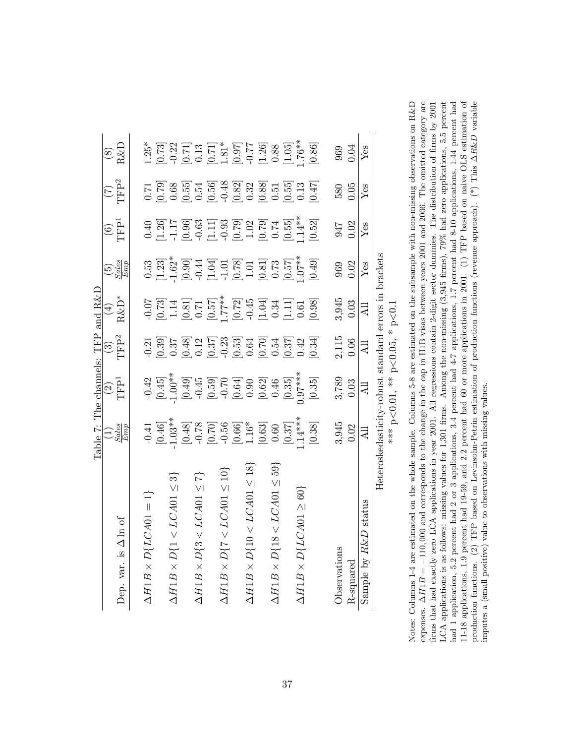Table 7: The channels: TFP and R&D

| Dep. var. is $\Delta \ln$ of | (1) $\frac{Sales}{Emp}$ | (2) TFP[1] | (3) TFP[2] | (4) R&D* | (5) $\frac{Sales}{Emp}$ | (6) TFP[1] | (7) TFP[2] | (8) R&D |
|---|---|---|---|---|---|---|---|---|
| $\Delta H1B \times D\{LCA01 = 1\}$ | -0.41 | -0.42 | -0.21 | -0.07 | 0.53 | 0.40 | 0.71 | 1.25* |
| | [0.46] | [0.45] | [0.39] | [0.73] | [1.23] | [1.26] | [0.79] | [0.73] |
| $\Delta H1B \times D\{1 < LCA01 \leq 3\}$ | -1.03** | -1.00** | 0.37 | 1.14 | -1.62* | -1.17 | 0.68 | -0.22 |
| | [0.48] | [0.49] | [0.48] | [0.81] | [0.90] | [0.96] | [0.55] | [0.71] |
| $\Delta H1B \times D\{3 < LCA01 \leq 7\}$ | -0.78 | -0.45 | 0.12 | 0.71 | -0.44 | -0.63 | 0.54 | 0.13 |
| | [0.70] | [0.59] | [0.37] | [0.57] | [1.04] | [1.11] | [0.56] | [0.71] |
| $\Delta H1B \times D\{7 < LCA01 \leq 10\}$ | -0.56 | -0.70 | -0.23 | 1.77** | -1.01 | -0.93 | -0.48 | 1.81* |
| | [0.66] | [0.64] | [0.53] | [0.72] | [0.78] | [0.79] | [0.82] | [0.97] |
| $\Delta H1B \times D\{10 < LCA01 \leq 18\}$ | 1.16* | 0.90 | 0.64 | -0.45 | 1.01 | 1.02 | 0.32 | -0.77 |
| | [0.63] | [0.62] | [0.70] | [1.04] | [0.81] | [0.79] | [0.88] | [1.26] |
| $\Delta H1B \times D\{18 < LCA01 \leq 59\}$ | 0.60 | 0.46 | 0.54 | 0.34 | 0.73 | 0.74 | 0.51 | 0.88 |
| | [0.37] | [0.35] | [0.37] | [1.11] | [0.57] | [0.55] | [0.55] | [1.05] |
| $\Delta H1B \times D\{LCA01 \geq 60\}$ | 1.14*** | 0.97*** | 0.42 | 0.61 | 1.07** | 1.14** | 0.13 | 1.76** |
| | [0.38] | [0.35] | [0.34] | [0.98] | [0.49] | [0.52] | [0.47] | [0.86] |
| Observations | 3,945 | 3,789 | 2,115 | 3,945 | 969 | 947 | 580 | 969 |
| R-squared | 0.02 | 0.03 | 0.06 | 0.03 | 0.02 | 0.02 | 0.05 | 0.04 |
| Sample by $R\&D$ status | All | All | All | All | Yes | Yes | Yes | Yes |

Heteroskedasticity-robust standard errors in brackets

*** p<0.01, ** p<0.05, * p<0.1

Notes: Columns 1-4 are estimated on the whole sample. Columns 5-8 are estimated on the subsample with non-missing observations on R&D expenses. $\Delta H1B = -110{,}000$ and corresponds to the change in the cap in H1B visas between years 2001 and 2006. The omitted category are firms that had exactly zero LCA applications in year 2001. All regressions contain 2-digit sector dummies. The distribution of firms by 2001 LCA applications is as follows: missing values for 1,301 firms. Among the non-missing (3,945 firms), 79% had zero applications, 5.5 percent had 1 application, 5.2 percent had 2 or 3 applications, 3.4 percent had 4-7 applications, 1.7 percent had 8-10 applications, 1.44 percent had 11-18 applications, 1.9 percent had 19-59, and 2.2 percent had 60 or more applications in 2001. (1) TFP based on naive OLS estimation of production functions. (2) TFP based on Levinsohn-Petrin estimation of production functions (revenue approach). (*) This $\Delta R\&D$ variable imputes a (small positive) value to observations with missing values.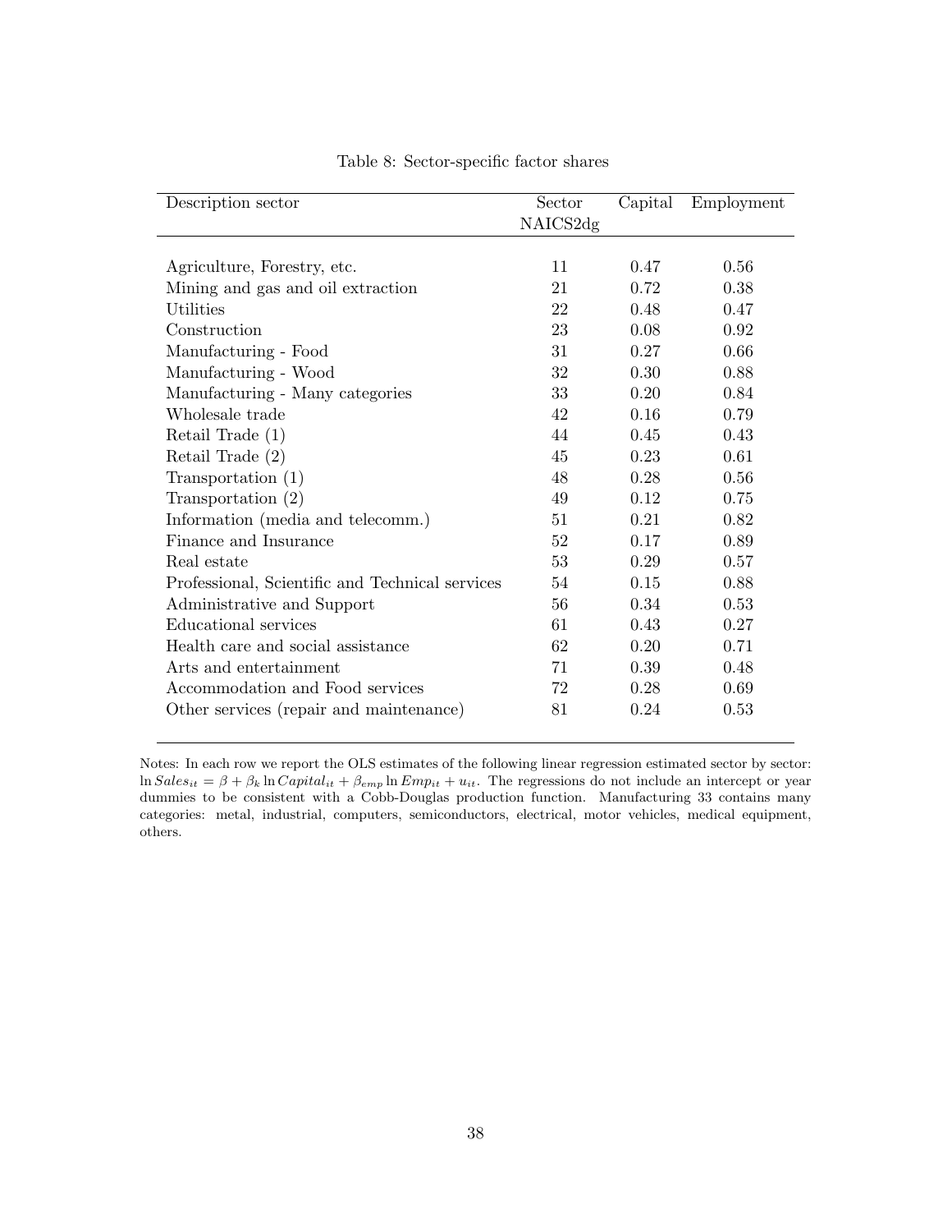Table 8: Sector-specific factor shares

| Description sector | Sector NAICS2dg | Capital | Employment |
|---|---|---|---|
| Agriculture, Forestry, etc. | 11 | 0.47 | 0.56 |
| Mining and gas and oil extraction | 21 | 0.72 | 0.38 |
| Utilities | 22 | 0.48 | 0.47 |
| Construction | 23 | 0.08 | 0.92 |
| Manufacturing - Food | 31 | 0.27 | 0.66 |
| Manufacturing - Wood | 32 | 0.30 | 0.88 |
| Manufacturing - Many categories | 33 | 0.20 | 0.84 |
| Wholesale trade | 42 | 0.16 | 0.79 |
| Retail Trade (1) | 44 | 0.45 | 0.43 |
| Retail Trade (2) | 45 | 0.23 | 0.61 |
| Transportation (1) | 48 | 0.28 | 0.56 |
| Transportation (2) | 49 | 0.12 | 0.75 |
| Information (media and telecomm.) | 51 | 0.21 | 0.82 |
| Finance and Insurance | 52 | 0.17 | 0.89 |
| Real estate | 53 | 0.29 | 0.57 |
| Professional, Scientific and Technical services | 54 | 0.15 | 0.88 |
| Administrative and Support | 56 | 0.34 | 0.53 |
| Educational services | 61 | 0.43 | 0.27 |
| Health care and social assistance | 62 | 0.20 | 0.71 |
| Arts and entertainment | 71 | 0.39 | 0.48 |
| Accommodation and Food services | 72 | 0.28 | 0.69 |
| Other services (repair and maintenance) | 81 | 0.24 | 0.53 |

Notes: In each row we report the OLS estimates of the following linear regression estimated sector by sector: $\ln Sales_{it} = \beta + \beta_k \ln Capital_{it} + \beta_{emp} \ln Emp_{it} + u_{it}$. The regressions do not include an intercept or year dummies to be consistent with a Cobb-Douglas production function. Manufacturing 33 contains many categories: metal, industrial, computers, semiconductors, electrical, motor vehicles, medical equipment, others.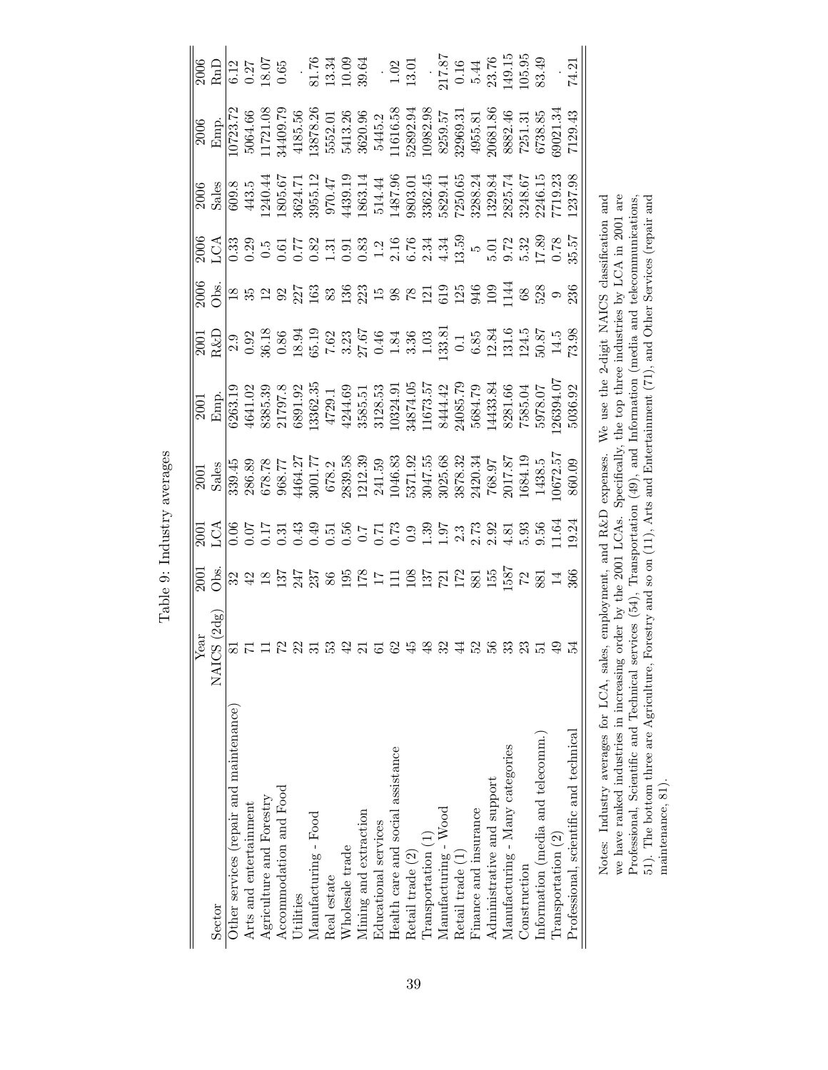Table 9: Industry averages

| Sector | Year NAICS (2dg) | 2001 Obs. | 2001 LCA | 2001 Sales | 2001 Emp. | 2001 R&D | 2006 Obs. | 2006 LCA | 2006 Sales | 2006 Emp. | 2006 RnD |
|---|---|---|---|---|---|---|---|---|---|---|---|
| Other services (repair and maintenance) | 81 | 32 | 0.06 | 339.45 | 6263.19 | 2.9 | 18 | 0.33 | 609.8 | 10723.72 | 6.12 |
| Arts and entertainment | 71 | 42 | 0.07 | 286.89 | 4641.02 | 0.92 | 35 | 0.29 | 443.5 | 5064.66 | 0.27 |
| Agriculture and Forestry | 11 | 18 | 0.17 | 678.78 | 8385.39 | 36.18 | 12 | 0.5 | 1240.44 | 11721.08 | 18.07 |
| Accommodation and Food | 72 | 137 | 0.31 | 968.77 | 21797.8 | 0.86 | 92 | 0.61 | 1805.67 | 34409.79 | 0.65 |
| Utilities | 22 | 247 | 0.43 | 4464.27 | 6891.92 | 18.94 | 227 | 0.77 | 3624.71 | 4185.56 | . |
| Manufacturing - Food | 31 | 237 | 0.49 | 3001.77 | 13362.35 | 65.19 | 163 | 0.82 | 3955.12 | 13878.26 | 81.76 |
| Real estate | 53 | 86 | 0.51 | 678.2 | 4729.1 | 7.62 | 83 | 1.31 | 970.47 | 5552.01 | 13.34 |
| Wholesale trade | 42 | 195 | 0.56 | 2839.58 | 4244.69 | 3.23 | 136 | 0.91 | 4439.19 | 5413.26 | 10.09 |
| Mining and extraction | 21 | 178 | 0.7 | 1212.39 | 3585.51 | 27.67 | 223 | 0.83 | 1863.14 | 3620.96 | 39.64 |
| Educational services | 61 | 17 | 0.71 | 241.59 | 3128.53 | 0.46 | 15 | 1.2 | 514.44 | 5445.2 | . |
| Health care and social assistance | 62 | 111 | 0.73 | 1046.83 | 10324.91 | 1.84 | 98 | 2.16 | 1487.96 | 11616.58 | 1.02 |
| Retail trade (2) | 45 | 108 | 0.9 | 5371.92 | 34874.05 | 3.36 | 78 | 6.76 | 9803.01 | 52892.94 | 13.01 |
| Transportation (1) | 48 | 137 | 1.39 | 3047.55 | 11673.57 | 1.03 | 121 | 2.34 | 3362.45 | 10982.98 | . |
| Manufacturing - Wood | 32 | 721 | 1.97 | 3025.68 | 8444.42 | 133.81 | 619 | 4.34 | 5829.41 | 8259.57 | 217.87 |
| Retail trade (1) | 44 | 172 | 2.3 | 3878.32 | 24085.79 | 0.1 | 125 | 13.59 | 7250.65 | 32969.31 | 0.16 |
| Finance and insurance | 52 | 881 | 2.73 | 2420.34 | 5684.79 | 6.85 | 946 | 5 | 3288.24 | 4955.81 | 5.44 |
| Administrative and support | 56 | 155 | 2.92 | 768.97 | 14433.84 | 12.84 | 109 | 5.01 | 1329.84 | 20681.86 | 23.76 |
| Manufacturing - Many categories | 33 | 1587 | 4.81 | 2017.87 | 8281.66 | 131.6 | 1144 | 9.72 | 2825.74 | 8882.46 | 149.15 |
| Construction | 23 | 72 | 5.93 | 1684.19 | 7585.04 | 124.5 | 68 | 5.32 | 3248.67 | 7251.31 | 105.95 |
| Information (media and telecomm.) | 51 | 881 | 9.56 | 1438.5 | 5978.07 | 50.87 | 528 | 17.89 | 2246.15 | 6738.85 | 83.49 |
| Transportation (2) | 49 | 14 | 11.64 | 10672.57 | 126394.07 | 14.5 | 9 | 0.78 | 7719.23 | 69021.34 | . |
| Professional, scientific and technical | 54 | 366 | 19.24 | 860.09 | 5036.92 | 73.98 | 236 | 35.57 | 1237.98 | 7129.43 | 74.21 |

Notes: Industry averages for LCA, sales, employment, and R&D expenses. We use the 2-digit NAICS classification and we have ranked industries in increasing order by the 2001 LCAs. Specifically, the top three industries by LCA in 2001 are Professional, Scientific and Technical services (54), Transportation (49), and Information (media and telecommunications, 51). The bottom three are Agriculture, Forestry and so on (11), Arts and Entertainment (71), and Other Services (repair and maintenance, 81).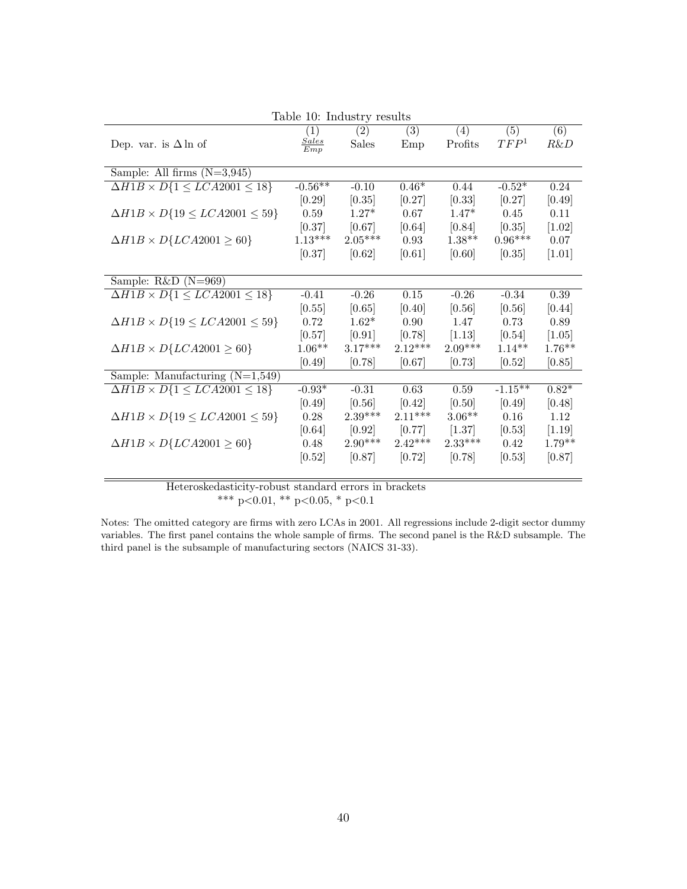Table 10: Industry results

| Dep. var. is $\Delta \ln$ of | (1) $\frac{Sales}{Emp}$ | (2) Sales | (3) Emp | (4) Profits | (5) $TFP^1$ | (6) $R\&D$ |
|---|---|---|---|---|---|---|
| Sample: All firms (N=3,945) | | | | | | |
| $\Delta H1B \times D\{1 \leq LCA2001 \leq 18\}$ | -0.56** | -0.10 | 0.46* | 0.44 | -0.52* | 0.24 |
| | [0.29] | [0.35] | [0.27] | [0.33] | [0.27] | [0.49] |
| $\Delta H1B \times D\{19 \leq LCA2001 \leq 59\}$ | 0.59 | 1.27* | 0.67 | 1.47* | 0.45 | 0.11 |
| | [0.37] | [0.67] | [0.64] | [0.84] | [0.35] | [1.02] |
| $\Delta H1B \times D\{LCA2001 \geq 60\}$ | 1.13*** | 2.05*** | 0.93 | 1.38** | 0.96*** | 0.07 |
| | [0.37] | [0.62] | [0.61] | [0.60] | [0.35] | [1.01] |
| Sample: R&D (N=969) | | | | | | |
| $\Delta H1B \times D\{1 \leq LCA2001 \leq 18\}$ | -0.41 | -0.26 | 0.15 | -0.26 | -0.34 | 0.39 |
| | [0.55] | [0.65] | [0.40] | [0.56] | [0.56] | [0.44] |
| $\Delta H1B \times D\{19 \leq LCA2001 \leq 59\}$ | 0.72 | 1.62* | 0.90 | 1.47 | 0.73 | 0.89 |
| | [0.57] | [0.91] | [0.78] | [1.13] | [0.54] | [1.05] |
| $\Delta H1B \times D\{LCA2001 \geq 60\}$ | 1.06** | 3.17*** | 2.12*** | 2.09*** | 1.14** | 1.76** |
| | [0.49] | [0.78] | [0.67] | [0.73] | [0.52] | [0.85] |
| Sample: Manufacturing (N=1,549) | | | | | | |
| $\Delta H1B \times D\{1 \leq LCA2001 \leq 18\}$ | -0.93* | -0.31 | 0.63 | 0.59 | -1.15** | 0.82* |
| | [0.49] | [0.56] | [0.42] | [0.50] | [0.49] | [0.48] |
| $\Delta H1B \times D\{19 \leq LCA2001 \leq 59\}$ | 0.28 | 2.39*** | 2.11*** | 3.06** | 0.16 | 1.12 |
| | [0.64] | [0.92] | [0.77] | [1.37] | [0.53] | [1.19] |
| $\Delta H1B \times D\{LCA2001 \geq 60\}$ | 0.48 | 2.90*** | 2.42*** | 2.33*** | 0.42 | 1.79** |
| | [0.52] | [0.87] | [0.72] | [0.78] | [0.53] | [0.87] |

Heteroskedasticity-robust standard errors in brackets
*** p<0.01, ** p<0.05, * p<0.1

Notes: The omitted category are firms with zero LCAs in 2001. All regressions include 2-digit sector dummy variables. The first panel contains the whole sample of firms. The second panel is the R&D subsample. The third panel is the subsample of manufacturing sectors (NAICS 31-33).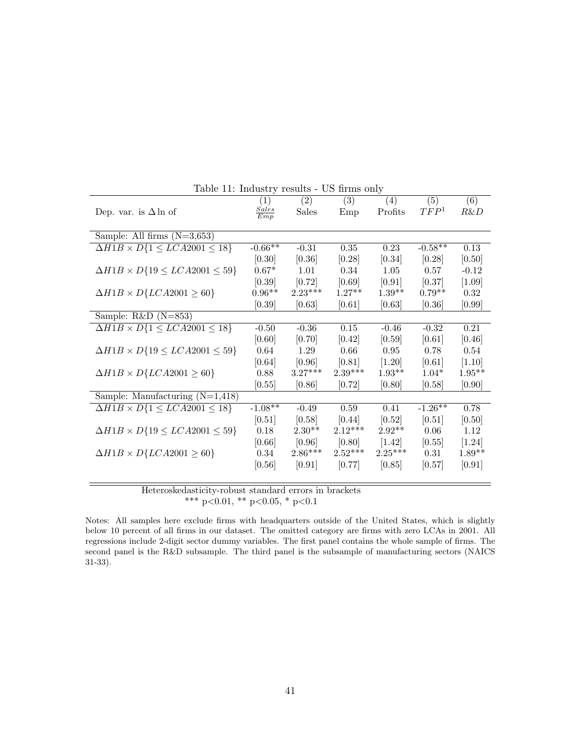Table 11: Industry results - US firms only

| Dep. var. is $\Delta \ln$ of | (1) $\frac{Sales}{Emp}$ | (2) Sales | (3) Emp | (4) Profits | (5) $TFP^1$ | (6) $R\&D$ |
|---|---|---|---|---|---|---|
| Sample: All firms (N=3,653) | | | | | | |
| $\Delta H1B \times D\{1 \leq LCA2001 \leq 18\}$ | -0.66** | -0.31 | 0.35 | 0.23 | -0.58** | 0.13 |
| | [0.30] | [0.36] | [0.28] | [0.34] | [0.28] | [0.50] |
| $\Delta H1B \times D\{19 \leq LCA2001 \leq 59\}$ | 0.67* | 1.01 | 0.34 | 1.05 | 0.57 | -0.12 |
| | [0.39] | [0.72] | [0.69] | [0.91] | [0.37] | [1.09] |
| $\Delta H1B \times D\{LCA2001 \geq 60\}$ | 0.96** | 2.23*** | 1.27** | 1.39** | 0.79** | 0.32 |
| | [0.39] | [0.63] | [0.61] | [0.63] | [0.36] | [0.99] |
| Sample: R&D (N=853) | | | | | | |
| $\Delta H1B \times D\{1 \leq LCA2001 \leq 18\}$ | -0.50 | -0.36 | 0.15 | -0.46 | -0.32 | 0.21 |
| | [0.60] | [0.70] | [0.42] | [0.59] | [0.61] | [0.46] |
| $\Delta H1B \times D\{19 \leq LCA2001 \leq 59\}$ | 0.64 | 1.29 | 0.66 | 0.95 | 0.78 | 0.54 |
| | [0.64] | [0.96] | [0.81] | [1.20] | [0.61] | [1.10] |
| $\Delta H1B \times D\{LCA2001 \geq 60\}$ | 0.88 | 3.27*** | 2.39*** | 1.93** | 1.04* | 1.95** |
| | [0.55] | [0.86] | [0.72] | [0.80] | [0.58] | [0.90] |
| Sample: Manufacturing (N=1,418) | | | | | | |
| $\Delta H1B \times D\{1 \leq LCA2001 \leq 18\}$ | -1.08** | -0.49 | 0.59 | 0.41 | -1.26** | 0.78 |
| | [0.51] | [0.58] | [0.44] | [0.52] | [0.51] | [0.50] |
| $\Delta H1B \times D\{19 \leq LCA2001 \leq 59\}$ | 0.18 | 2.30** | 2.12*** | 2.92** | 0.06 | 1.12 |
| | [0.66] | [0.96] | [0.80] | [1.42] | [0.55] | [1.24] |
| $\Delta H1B \times D\{LCA2001 \geq 60\}$ | 0.34 | 2.86*** | 2.52*** | 2.25*** | 0.31 | 1.89** |
| | [0.56] | [0.91] | [0.77] | [0.85] | [0.57] | [0.91] |

Heteroskedasticity-robust standard errors in brackets
*** p<0.01, ** p<0.05, * p<0.1

Notes: All samples here exclude firms with headquarters outside of the United States, which is slightly below 10 percent of all firms in our dataset. The omitted category are firms with zero LCAs in 2001. All regressions include 2-digit sector dummy variables. The first panel contains the whole sample of firms. The second panel is the R&D subsample. The third panel is the subsample of manufacturing sectors (NAICS 31-33).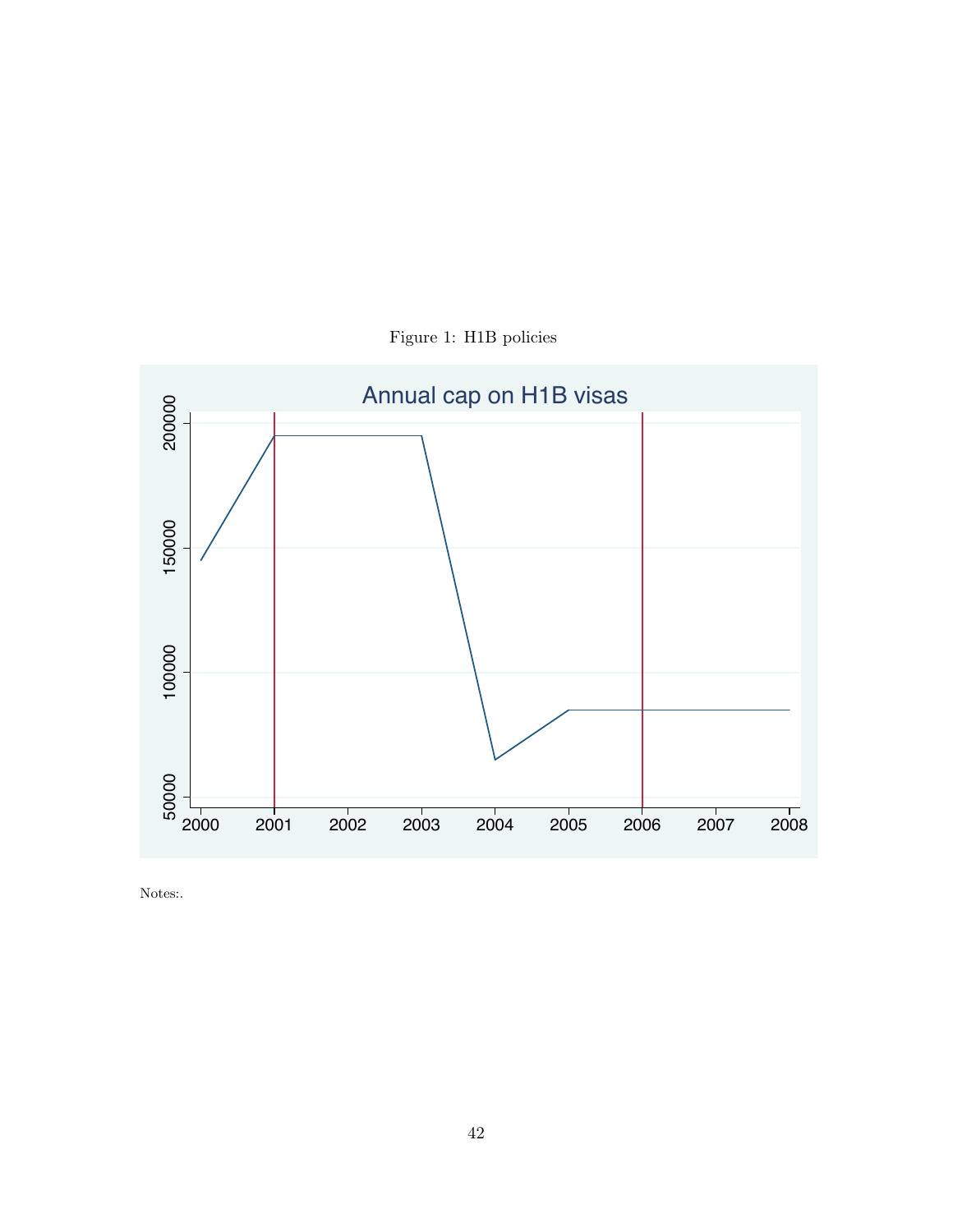Figure 1: H1B policies

Notes:.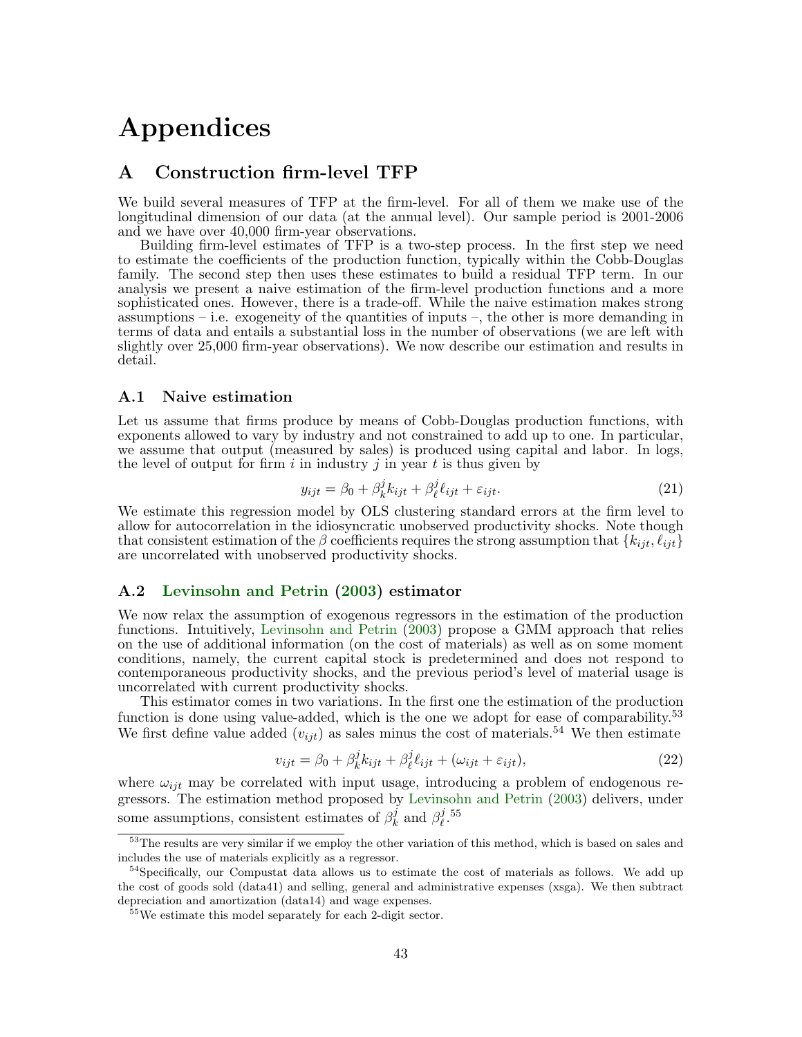# Appendices

## A Construction firm-level TFP

We build several measures of TFP at the firm-level. For all of them we make use of the longitudinal dimension of our data (at the annual level). Our sample period is 2001-2006 and we have over 40,000 firm-year observations.

Building firm-level estimates of TFP is a two-step process. In the first step we need to estimate the coefficients of the production function, typically within the Cobb-Douglas family. The second step then uses these estimates to build a residual TFP term. In our analysis we present a naive estimation of the firm-level production functions and a more sophisticated ones. However, there is a trade-off. While the naive estimation makes strong assumptions – i.e. exogeneity of the quantities of inputs –, the other is more demanding in terms of data and entails a substantial loss in the number of observations (we are left with slightly over 25,000 firm-year observations). We now describe our estimation and results in detail.

### A.1 Naive estimation

Let us assume that firms produce by means of Cobb-Douglas production functions, with exponents allowed to vary by industry and not constrained to add up to one. In particular, we assume that output (measured by sales) is produced using capital and labor. In logs, the level of output for firm $i$ in industry $j$ in year $t$ is thus given by

$$y_{ijt} = \beta_0 + \beta_k^j k_{ijt} + \beta_\ell^j \ell_{ijt} + \varepsilon_{ijt}. \tag{21}$$

We estimate this regression model by OLS clustering standard errors at the firm level to allow for autocorrelation in the idiosyncratic unobserved productivity shocks. Note though that consistent estimation of the $\beta$ coefficients requires the strong assumption that $\{k_{ijt}, \ell_{ijt}\}$ are uncorrelated with unobserved productivity shocks.

### A.2 Levinsohn and Petrin (2003) estimator

We now relax the assumption of exogenous regressors in the estimation of the production functions. Intuitively, Levinsohn and Petrin (2003) propose a GMM approach that relies on the use of additional information (on the cost of materials) as well as on some moment conditions, namely, the current capital stock is predetermined and does not respond to contemporaneous productivity shocks, and the previous period's level of material usage is uncorrelated with current productivity shocks.

This estimator comes in two variations. In the first one the estimation of the production function is done using value-added, which is the one we adopt for ease of comparability.[53] We first define value added ($v_{ijt}$) as sales minus the cost of materials.[54] We then estimate

$$v_{ijt} = \beta_0 + \beta_k^j k_{ijt} + \beta_\ell^j \ell_{ijt} + (\omega_{ijt} + \varepsilon_{ijt}), \tag{22}$$

where $\omega_{ijt}$ may be correlated with input usage, introducing a problem of endogenous regressors. The estimation method proposed by Levinsohn and Petrin (2003) delivers, under some assumptions, consistent estimates of $\beta_k^j$ and $\beta_\ell^j$.[55]

[53] The results are very similar if we employ the other variation of this method, which is based on sales and includes the use of materials explicitly as a regressor.

[54] Specifically, our Compustat data allows us to estimate the cost of materials as follows. We add up the cost of goods sold (data41) and selling, general and administrative expenses (xsga). We then subtract depreciation and amortization (data14) and wage expenses.

[55] We estimate this model separately for each 2-digit sector.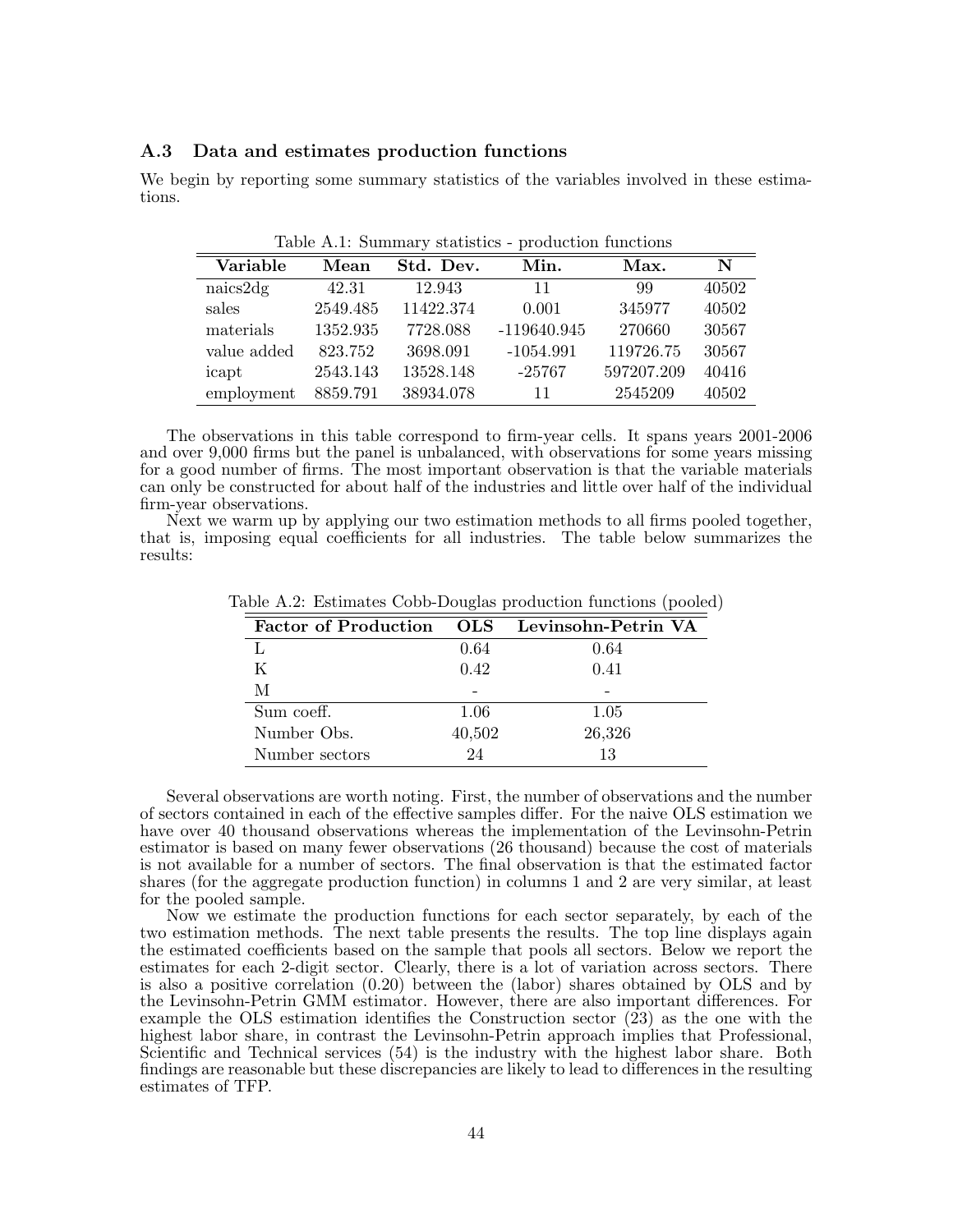### A.3 Data and estimates production functions

We begin by reporting some summary statistics of the variables involved in these estimations.

Table A.1: Summary statistics - production functions

| Variable | Mean | Std. Dev. | Min. | Max. | N |
|---|---|---|---|---|---|
| naics2dg | 42.31 | 12.943 | 11 | 99 | 40502 |
| sales | 2549.485 | 11422.374 | 0.001 | 345977 | 40502 |
| materials | 1352.935 | 7728.088 | -119640.945 | 270660 | 30567 |
| value added | 823.752 | 3698.091 | -1054.991 | 119726.75 | 30567 |
| icapt | 2543.143 | 13528.148 | -25767 | 597207.209 | 40416 |
| employment | 8859.791 | 38934.078 | 11 | 2545209 | 40502 |

The observations in this table correspond to firm-year cells. It spans years 2001-2006 and over 9,000 firms but the panel is unbalanced, with observations for some years missing for a good number of firms. The most important observation is that the variable materials can only be constructed for about half of the industries and little over half of the individual firm-year observations.

Next we warm up by applying our two estimation methods to all firms pooled together, that is, imposing equal coefficients for all industries. The table below summarizes the results:

Table A.2: Estimates Cobb-Douglas production functions (pooled)

| Factor of Production | OLS | Levinsohn-Petrin VA |
|---|---|---|
| L | 0.64 | 0.64 |
| K | 0.42 | 0.41 |
| M | - | - |
| Sum coeff. | 1.06 | 1.05 |
| Number Obs. | 40,502 | 26,326 |
| Number sectors | 24 | 13 |

Several observations are worth noting. First, the number of observations and the number of sectors contained in each of the effective samples differ. For the naive OLS estimation we have over 40 thousand observations whereas the implementation of the Levinsohn-Petrin estimator is based on many fewer observations (26 thousand) because the cost of materials is not available for a number of sectors. The final observation is that the estimated factor shares (for the aggregate production function) in columns 1 and 2 are very similar, at least for the pooled sample.

Now we estimate the production functions for each sector separately, by each of the two estimation methods. The next table presents the results. The top line displays again the estimated coefficients based on the sample that pools all sectors. Below we report the estimates for each 2-digit sector. Clearly, there is a lot of variation across sectors. There is also a positive correlation (0.20) between the (labor) shares obtained by OLS and by the Levinsohn-Petrin GMM estimator. However, there are also important differences. For example the OLS estimation identifies the Construction sector (23) as the one with the highest labor share, in contrast the Levinsohn-Petrin approach implies that Professional, Scientific and Technical services (54) is the industry with the highest labor share. Both findings are reasonable but these discrepancies are likely to lead to differences in the resulting estimates of TFP.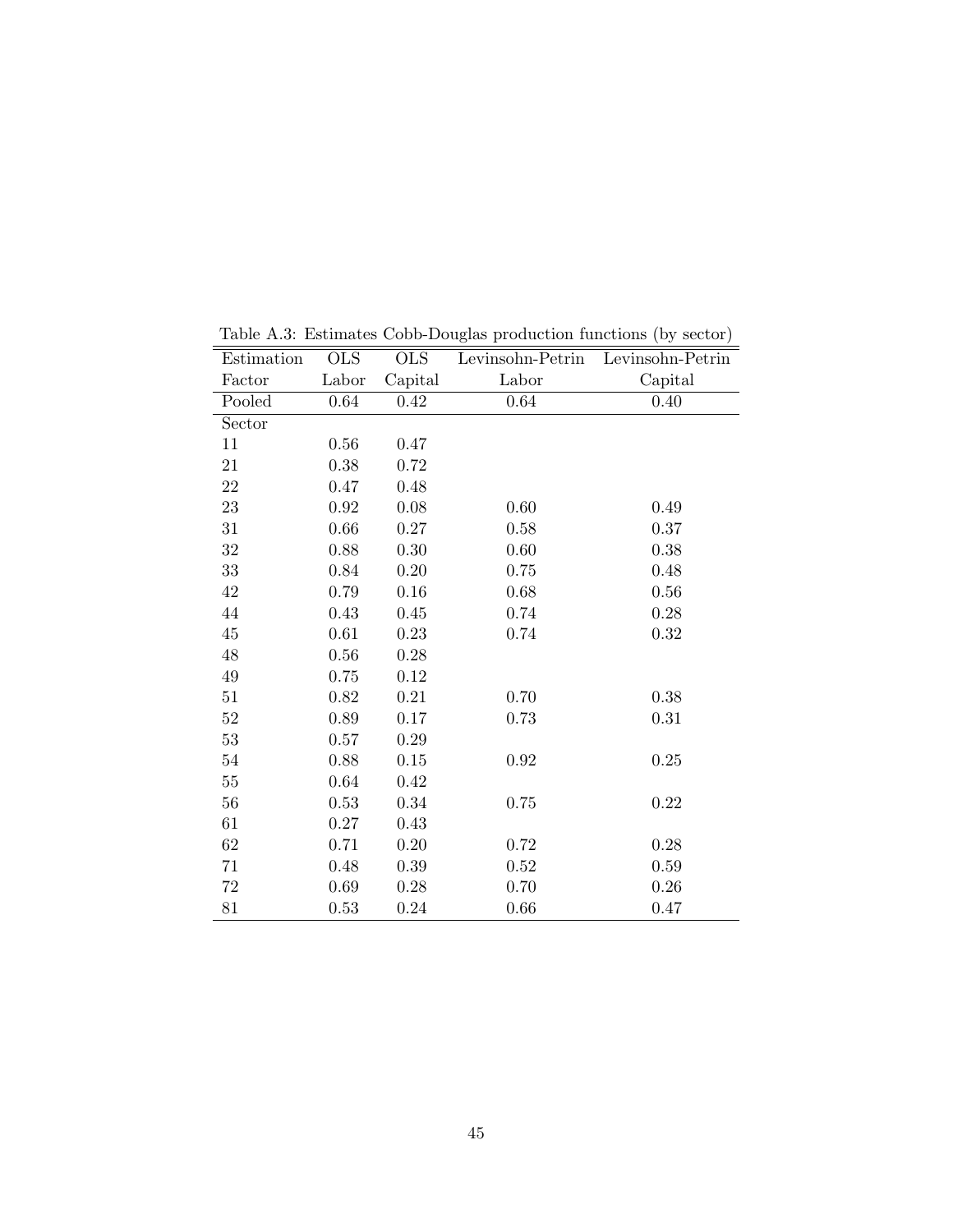Table A.3: Estimates Cobb-Douglas production functions (by sector)

| Estimation | OLS | OLS | Levinsohn-Petrin | Levinsohn-Petrin |
|---|---|---|---|---|
| Factor | Labor | Capital | Labor | Capital |
| Pooled | 0.64 | 0.42 | 0.64 | 0.40 |
| Sector | | | | |
| 11 | 0.56 | 0.47 | | |
| 21 | 0.38 | 0.72 | | |
| 22 | 0.47 | 0.48 | | |
| 23 | 0.92 | 0.08 | 0.60 | 0.49 |
| 31 | 0.66 | 0.27 | 0.58 | 0.37 |
| 32 | 0.88 | 0.30 | 0.60 | 0.38 |
| 33 | 0.84 | 0.20 | 0.75 | 0.48 |
| 42 | 0.79 | 0.16 | 0.68 | 0.56 |
| 44 | 0.43 | 0.45 | 0.74 | 0.28 |
| 45 | 0.61 | 0.23 | 0.74 | 0.32 |
| 48 | 0.56 | 0.28 | | |
| 49 | 0.75 | 0.12 | | |
| 51 | 0.82 | 0.21 | 0.70 | 0.38 |
| 52 | 0.89 | 0.17 | 0.73 | 0.31 |
| 53 | 0.57 | 0.29 | | |
| 54 | 0.88 | 0.15 | 0.92 | 0.25 |
| 55 | 0.64 | 0.42 | | |
| 56 | 0.53 | 0.34 | 0.75 | 0.22 |
| 61 | 0.27 | 0.43 | | |
| 62 | 0.71 | 0.20 | 0.72 | 0.28 |
| 71 | 0.48 | 0.39 | 0.52 | 0.59 |
| 72 | 0.69 | 0.28 | 0.70 | 0.26 |
| 81 | 0.53 | 0.24 | 0.66 | 0.47 |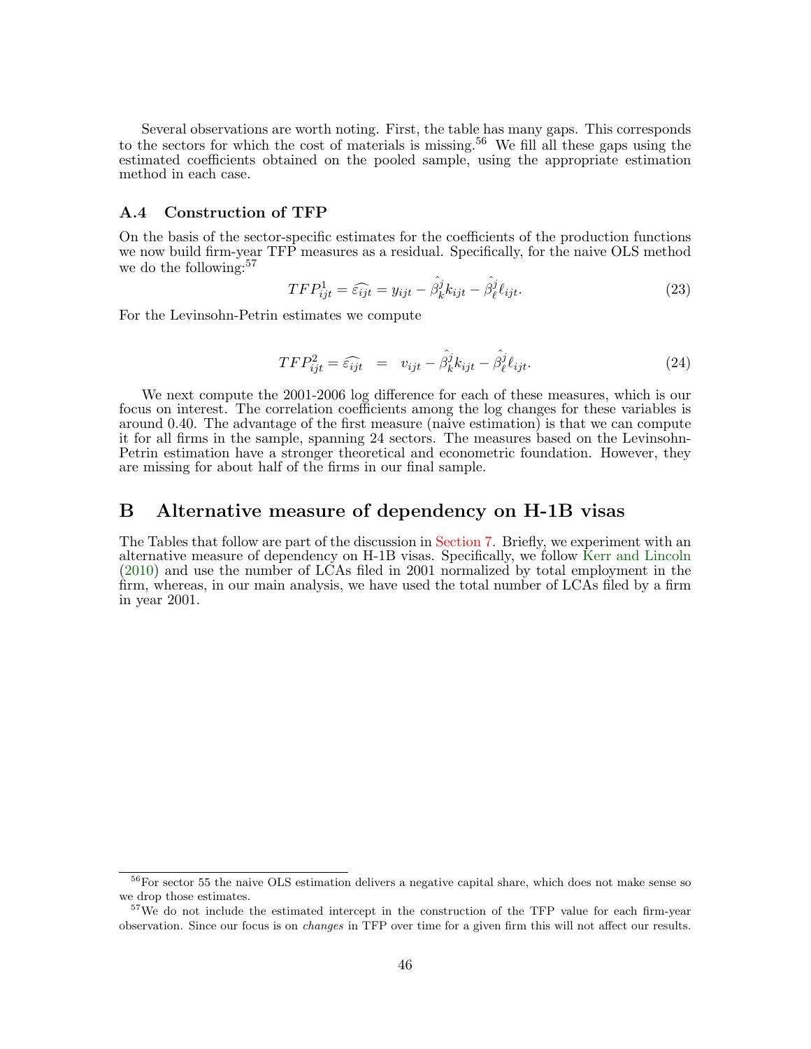Several observations are worth noting. First, the table has many gaps. This corresponds to the sectors for which the cost of materials is missing.[56] We fill all these gaps using the estimated coefficients obtained on the pooled sample, using the appropriate estimation method in each case.

### A.4 Construction of TFP

On the basis of the sector-specific estimates for the coefficients of the production functions we now build firm-year TFP measures as a residual. Specifically, for the naive OLS method we do the following:[57]

$$TFP^1_{ijt} = \widehat{\varepsilon_{ijt}} = y_{ijt} - \hat{\beta}^j_k k_{ijt} - \hat{\beta}^j_\ell \ell_{ijt}. \tag{23}$$

For the Levinsohn-Petrin estimates we compute

$$TFP^2_{ijt} = \widehat{\varepsilon_{ijt}} \quad = \quad v_{ijt} - \hat{\beta}^j_k k_{ijt} - \hat{\beta}^j_\ell \ell_{ijt}. \tag{24}$$

We next compute the 2001-2006 log difference for each of these measures, which is our focus on interest. The correlation coefficients among the log changes for these variables is around 0.40. The advantage of the first measure (naive estimation) is that we can compute it for all firms in the sample, spanning 24 sectors. The measures based on the Levinsohn-Petrin estimation have a stronger theoretical and econometric foundation. However, they are missing for about half of the firms in our final sample.

## B Alternative measure of dependency on H-1B visas

The Tables that follow are part of the discussion in Section 7. Briefly, we experiment with an alternative measure of dependency on H-1B visas. Specifically, we follow Kerr and Lincoln (2010) and use the number of LCAs filed in 2001 normalized by total employment in the firm, whereas, in our main analysis, we have used the total number of LCAs filed by a firm in year 2001.

---

[56] For sector 55 the naive OLS estimation delivers a negative capital share, which does not make sense so we drop those estimates.

[57] We do not include the estimated intercept in the construction of the TFP value for each firm-year observation. Since our focus is on *changes* in TFP over time for a given firm this will not affect our results.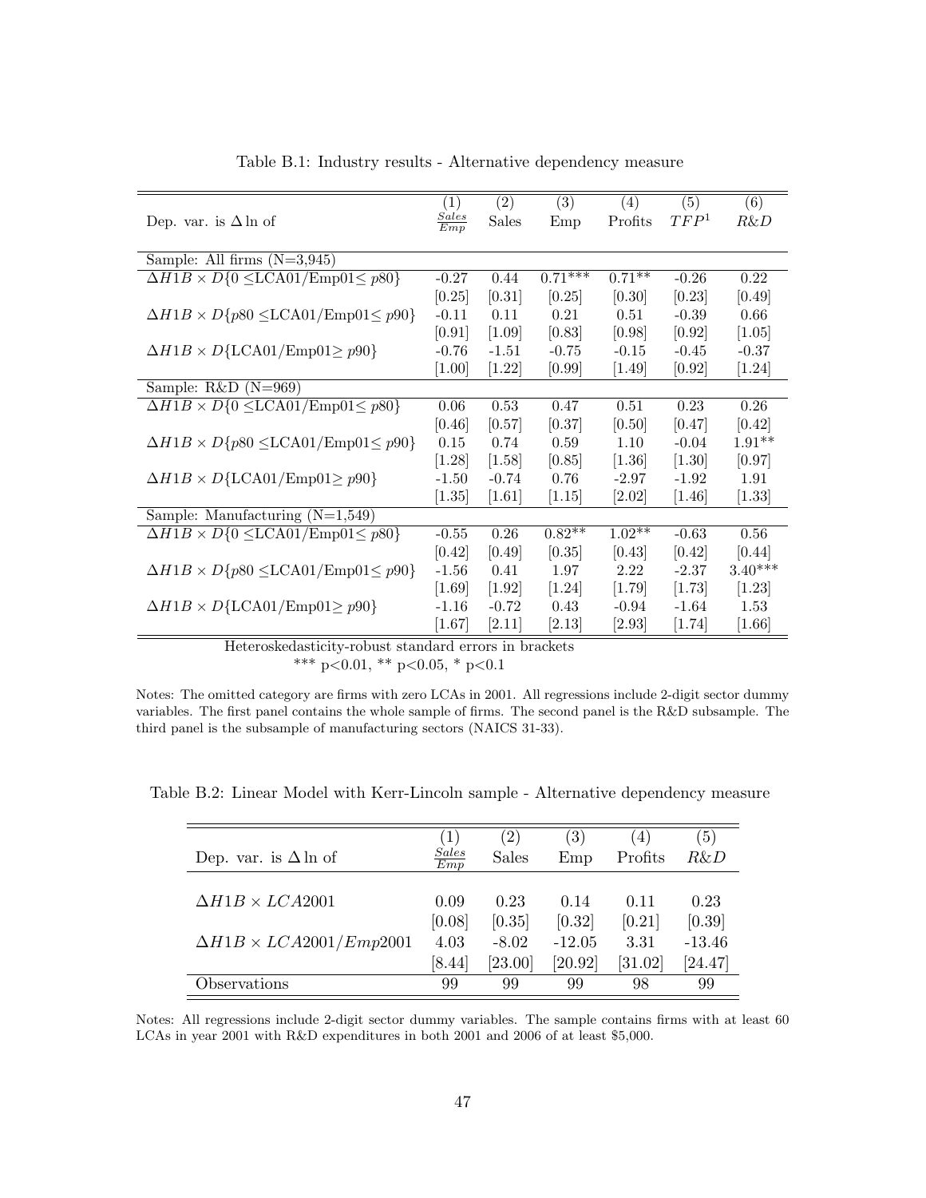Table B.1: Industry results - Alternative dependency measure

| Dep. var. is $\Delta \ln$ of | (1) $\frac{Sales}{Emp}$ | (2) Sales | (3) Emp | (4) Profits | (5) $TFP^1$ | (6) $R\&D$ |
|---|---|---|---|---|---|---|
| Sample: All firms (N=3,945) | | | | | | |
| $\Delta H1B \times D\{0 \leq \text{LCA01/Emp01} \leq p80\}$ | -0.27 | 0.44 | 0.71*** | 0.71** | -0.26 | 0.22 |
| | [0.25] | [0.31] | [0.25] | [0.30] | [0.23] | [0.49] |
| $\Delta H1B \times D\{p80 \leq \text{LCA01/Emp01} \leq p90\}$ | -0.11 | 0.11 | 0.21 | 0.51 | -0.39 | 0.66 |
| | [0.91] | [1.09] | [0.83] | [0.98] | [0.92] | [1.05] |
| $\Delta H1B \times D\{\text{LCA01/Emp01} \geq p90\}$ | -0.76 | -1.51 | -0.75 | -0.15 | -0.45 | -0.37 |
| | [1.00] | [1.22] | [0.99] | [1.49] | [0.92] | [1.24] |
| Sample: R&D (N=969) | | | | | | |
| $\Delta H1B \times D\{0 \leq \text{LCA01/Emp01} \leq p80\}$ | 0.06 | 0.53 | 0.47 | 0.51 | 0.23 | 0.26 |
| | [0.46] | [0.57] | [0.37] | [0.50] | [0.47] | [0.42] |
| $\Delta H1B \times D\{p80 \leq \text{LCA01/Emp01} \leq p90\}$ | 0.15 | 0.74 | 0.59 | 1.10 | -0.04 | 1.91** |
| | [1.28] | [1.58] | [0.85] | [1.36] | [1.30] | [0.97] |
| $\Delta H1B \times D\{\text{LCA01/Emp01} \geq p90\}$ | -1.50 | -0.74 | 0.76 | -2.97 | -1.92 | 1.91 |
| | [1.35] | [1.61] | [1.15] | [2.02] | [1.46] | [1.33] |
| Sample: Manufacturing (N=1,549) | | | | | | |
| $\Delta H1B \times D\{0 \leq \text{LCA01/Emp01} \leq p80\}$ | -0.55 | 0.26 | 0.82** | 1.02** | -0.63 | 0.56 |
| | [0.42] | [0.49] | [0.35] | [0.43] | [0.42] | [0.44] |
| $\Delta H1B \times D\{p80 \leq \text{LCA01/Emp01} \leq p90\}$ | -1.56 | 0.41 | 1.97 | 2.22 | -2.37 | 3.40*** |
| | [1.69] | [1.92] | [1.24] | [1.79] | [1.73] | [1.23] |
| $\Delta H1B \times D\{\text{LCA01/Emp01} \geq p90\}$ | -1.16 | -0.72 | 0.43 | -0.94 | -1.64 | 1.53 |
| | [1.67] | [2.11] | [2.13] | [2.93] | [1.74] | [1.66] |

Heteroskedasticity-robust standard errors in brackets
*** p<0.01, ** p<0.05, * p<0.1

Notes: The omitted category are firms with zero LCAs in 2001. All regressions include 2-digit sector dummy variables. The first panel contains the whole sample of firms. The second panel is the R&D subsample. The third panel is the subsample of manufacturing sectors (NAICS 31-33).

Table B.2: Linear Model with Kerr-Lincoln sample - Alternative dependency measure

| Dep. var. is $\Delta \ln$ of | (1) $\frac{Sales}{Emp}$ | (2) Sales | (3) Emp | (4) Profits | (5) $R\&D$ |
|---|---|---|---|---|---|
| $\Delta H1B \times LCA2001$ | 0.09 | 0.23 | 0.14 | 0.11 | 0.23 |
| | [0.08] | [0.35] | [0.32] | [0.21] | [0.39] |
| $\Delta H1B \times LCA2001/Emp2001$ | 4.03 | -8.02 | -12.05 | 3.31 | -13.46 |
| | [8.44] | [23.00] | [20.92] | [31.02] | [24.47] |
| Observations | 99 | 99 | 99 | 98 | 99 |

Notes: All regressions include 2-digit sector dummy variables. The sample contains firms with at least 60 LCAs in year 2001 with R&D expenditures in both 2001 and 2006 of at least $5,000.